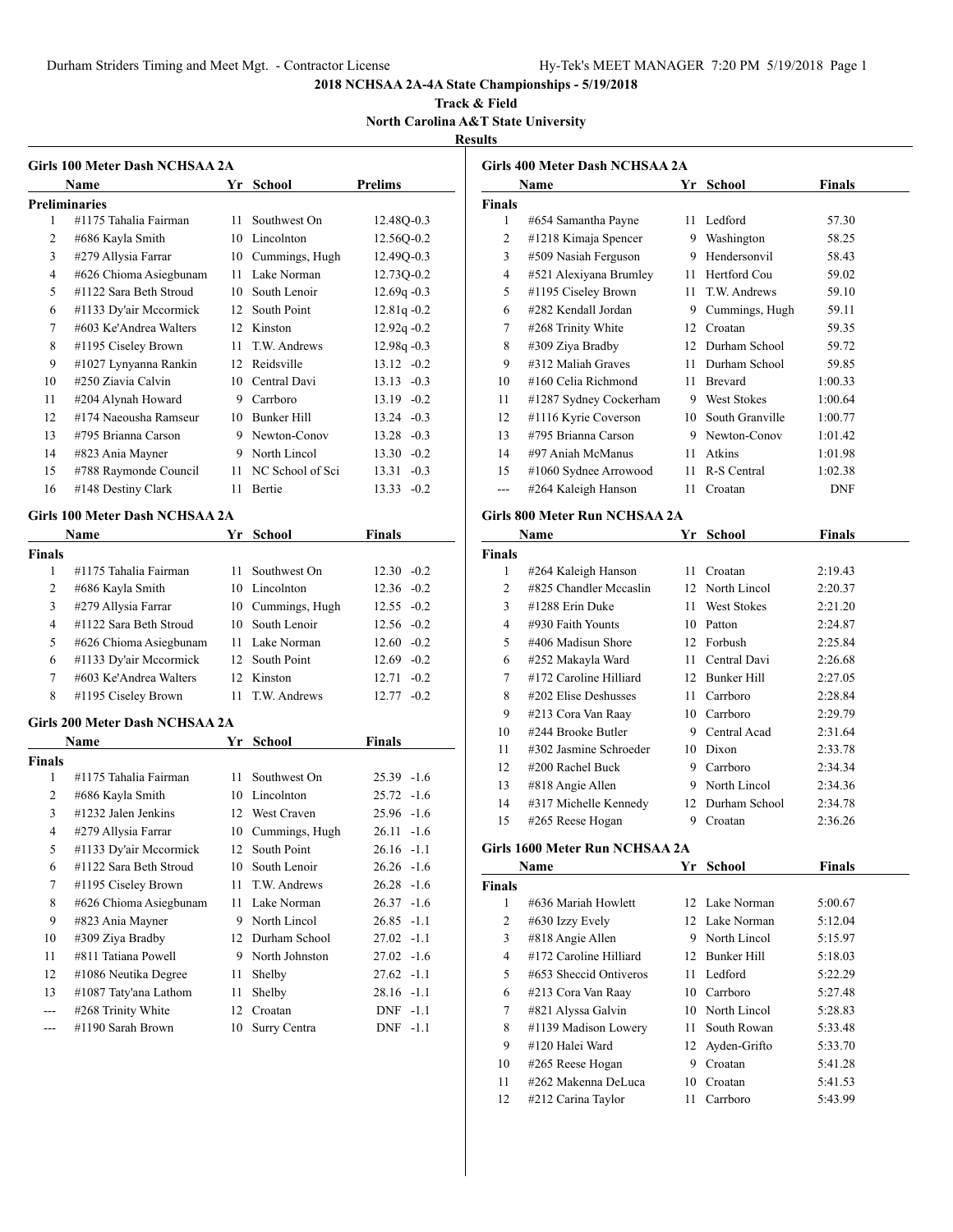# 2018 NCHSAA 2A-4A State Championships - 5/19/2018

## Track & Field

### North Carolina A&T State University

### Results

#### Girls 100 Meter Dash NCHSAA 2A

**Preliminaries**

| | Name | Yr | School | Prelims |
|---|---|---|---|---|
| 1 | #1175 Tahalia Fairman | 11 | Southwest On | 12.48Q -0.3 |
| 2 | #686 Kayla Smith | 10 | Lincolnton | 12.56Q -0.2 |
| 3 | #279 Allysia Farrar | 10 | Cummings, Hugh | 12.49Q -0.3 |
| 4 | #626 Chioma Asiegbunam | 11 | Lake Norman | 12.73Q -0.2 |
| 5 | #1122 Sara Beth Stroud | 10 | South Lenoir | 12.69q -0.3 |
| 6 | #1133 Dy'air Mccormick | 12 | South Point | 12.81q -0.2 |
| 7 | #603 Ke'Andrea Walters | 12 | Kinston | 12.92q -0.2 |
| 8 | #1195 Ciseley Brown | 11 | T.W. Andrews | 12.98q -0.3 |
| 9 | #1027 Lynyanna Rankin | 12 | Reidsville | 13.12 -0.2 |
| 10 | #250 Ziavia Calvin | 10 | Central Davi | 13.13 -0.3 |
| 11 | #204 Alynah Howard | 9 | Carrboro | 13.19 -0.2 |
| 12 | #174 Naeousha Ramseur | 10 | Bunker Hill | 13.24 -0.3 |
| 13 | #795 Brianna Carson | 9 | Newton-Conov | 13.28 -0.3 |
| 14 | #823 Ania Mayner | 9 | North Lincol | 13.30 -0.2 |
| 15 | #788 Raymonde Council | 11 | NC School of Sci | 13.31 -0.3 |
| 16 | #148 Destiny Clark | 11 | Bertie | 13.33 -0.2 |

#### Girls 100 Meter Dash NCHSAA 2A

**Finals**

| | Name | Yr | School | Finals |
|---|---|---|---|---|
| 1 | #1175 Tahalia Fairman | 11 | Southwest On | 12.30 -0.2 |
| 2 | #686 Kayla Smith | 10 | Lincolnton | 12.36 -0.2 |
| 3 | #279 Allysia Farrar | 10 | Cummings, Hugh | 12.55 -0.2 |
| 4 | #1122 Sara Beth Stroud | 10 | South Lenoir | 12.56 -0.2 |
| 5 | #626 Chioma Asiegbunam | 11 | Lake Norman | 12.60 -0.2 |
| 6 | #1133 Dy'air Mccormick | 12 | South Point | 12.69 -0.2 |
| 7 | #603 Ke'Andrea Walters | 12 | Kinston | 12.71 -0.2 |
| 8 | #1195 Ciseley Brown | 11 | T.W. Andrews | 12.77 -0.2 |

#### Girls 200 Meter Dash NCHSAA 2A

**Finals**

| | Name | Yr | School | Finals |
|---|---|---|---|---|
| 1 | #1175 Tahalia Fairman | 11 | Southwest On | 25.39 -1.6 |
| 2 | #686 Kayla Smith | 10 | Lincolnton | 25.72 -1.6 |
| 3 | #1232 Jalen Jenkins | 12 | West Craven | 25.96 -1.6 |
| 4 | #279 Allysia Farrar | 10 | Cummings, Hugh | 26.11 -1.6 |
| 5 | #1133 Dy'air Mccormick | 12 | South Point | 26.16 -1.1 |
| 6 | #1122 Sara Beth Stroud | 10 | South Lenoir | 26.26 -1.6 |
| 7 | #1195 Ciseley Brown | 11 | T.W. Andrews | 26.28 -1.6 |
| 8 | #626 Chioma Asiegbunam | 11 | Lake Norman | 26.37 -1.6 |
| 9 | #823 Ania Mayner | 9 | North Lincol | 26.85 -1.1 |
| 10 | #309 Ziya Bradby | 12 | Durham School | 27.02 -1.1 |
| 11 | #811 Tatiana Powell | 9 | North Johnston | 27.02 -1.6 |
| 12 | #1086 Neutika Degree | 11 | Shelby | 27.62 -1.1 |
| 13 | #1087 Taty'ana Lathom | 11 | Shelby | 28.16 -1.1 |
| --- | #268 Trinity White | 12 | Croatan | DNF -1.1 |
| --- | #1190 Sarah Brown | 10 | Surry Centra | DNF -1.1 |

#### Girls 400 Meter Dash NCHSAA 2A

**Finals**

| | Name | Yr | School | Finals |
|---|---|---|---|---|
| 1 | #654 Samantha Payne | 11 | Ledford | 57.30 |
| 2 | #1218 Kimaja Spencer | 9 | Washington | 58.25 |
| 3 | #509 Nasiah Ferguson | 9 | Hendersonvil | 58.43 |
| 4 | #521 Alexiyana Brumley | 11 | Hertford Cou | 59.02 |
| 5 | #1195 Ciseley Brown | 11 | T.W. Andrews | 59.10 |
| 6 | #282 Kendall Jordan | 9 | Cummings, Hugh | 59.11 |
| 7 | #268 Trinity White | 12 | Croatan | 59.35 |
| 8 | #309 Ziya Bradby | 12 | Durham School | 59.72 |
| 9 | #312 Maliah Graves | 11 | Durham School | 59.85 |
| 10 | #160 Celia Richmond | 11 | Brevard | 1:00.33 |
| 11 | #1287 Sydney Cockerham | 9 | West Stokes | 1:00.64 |
| 12 | #1116 Kyrie Coverson | 10 | South Granville | 1:00.77 |
| 13 | #795 Brianna Carson | 9 | Newton-Conov | 1:01.42 |
| 14 | #97 Aniah McManus | 11 | Atkins | 1:01.98 |
| 15 | #1060 Sydnee Arrowood | 11 | R-S Central | 1:02.38 |
| --- | #264 Kaleigh Hanson | 11 | Croatan | DNF |

#### Girls 800 Meter Run NCHSAA 2A

**Finals**

| | Name | Yr | School | Finals |
|---|---|---|---|---|
| 1 | #264 Kaleigh Hanson | 11 | Croatan | 2:19.43 |
| 2 | #825 Chandler Mccaslin | 12 | North Lincol | 2:20.37 |
| 3 | #1288 Erin Duke | 11 | West Stokes | 2:21.20 |
| 4 | #930 Faith Younts | 10 | Patton | 2:24.87 |
| 5 | #406 Madisun Shore | 12 | Forbush | 2:25.84 |
| 6 | #252 Makayla Ward | 11 | Central Davi | 2:26.68 |
| 7 | #172 Caroline Hilliard | 12 | Bunker Hill | 2:27.05 |
| 8 | #202 Elise Deshusses | 11 | Carrboro | 2:28.84 |
| 9 | #213 Cora Van Raay | 10 | Carrboro | 2:29.79 |
| 10 | #244 Brooke Butler | 9 | Central Acad | 2:31.64 |
| 11 | #302 Jasmine Schroeder | 10 | Dixon | 2:33.78 |
| 12 | #200 Rachel Buck | 9 | Carrboro | 2:34.34 |
| 13 | #818 Angie Allen | 9 | North Lincol | 2:34.36 |
| 14 | #317 Michelle Kennedy | 12 | Durham School | 2:34.78 |
| 15 | #265 Reese Hogan | 9 | Croatan | 2:36.26 |

#### Girls 1600 Meter Run NCHSAA 2A

**Finals**

| | Name | Yr | School | Finals |
|---|---|---|---|---|
| 1 | #636 Mariah Howlett | 12 | Lake Norman | 5:00.67 |
| 2 | #630 Izzy Evely | 12 | Lake Norman | 5:12.04 |
| 3 | #818 Angie Allen | 9 | North Lincol | 5:15.97 |
| 4 | #172 Caroline Hilliard | 12 | Bunker Hill | 5:18.03 |
| 5 | #653 Sheccid Ontiveros | 11 | Ledford | 5:22.29 |
| 6 | #213 Cora Van Raay | 10 | Carrboro | 5:27.48 |
| 7 | #821 Alyssa Galvin | 10 | North Lincol | 5:28.83 |
| 8 | #1139 Madison Lowery | 11 | South Rowan | 5:33.48 |
| 9 | #120 Halei Ward | 12 | Ayden-Grifto | 5:33.70 |
| 10 | #265 Reese Hogan | 9 | Croatan | 5:41.28 |
| 11 | #262 Makenna DeLuca | 10 | Croatan | 5:41.53 |
| 12 | #212 Carina Taylor | 11 | Carrboro | 5:43.99 |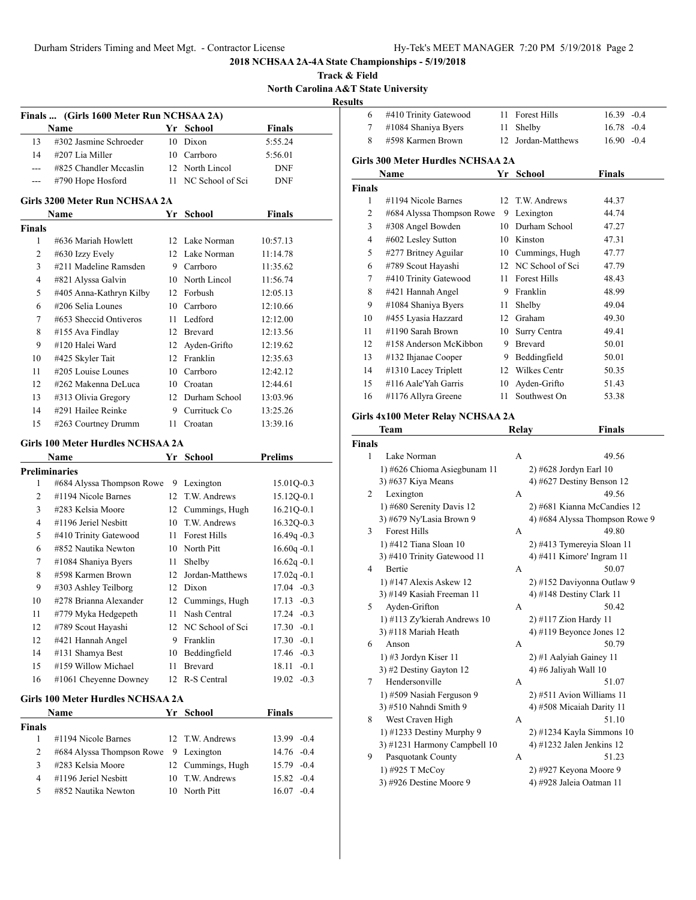# 2018 NCHSAA 2A-4A State Championships - 5/19/2018

**Track & Field**

**North Carolina A&T State University**

**Results**

### Finals ... (Girls 1600 Meter Run NCHSAA 2A)

| | Name | Yr | School | Finals |
|---|---|---|---|---|
| 13 | #302 Jasmine Schroeder | 10 | Dixon | 5:55.24 |
| 14 | #207 Lia Miller | 10 | Carrboro | 5:56.01 |
| --- | #825 Chandler Mccaslin | 12 | North Lincol | DNF |
| --- | #790 Hope Hosford | 11 | NC School of Sci | DNF |

### Girls 3200 Meter Run NCHSAA 2A

| | Name | Yr | School | Finals |
|---|---|---|---|---|
| **Finals** | | | | |
| 1 | #636 Mariah Howlett | 12 | Lake Norman | 10:57.13 |
| 2 | #630 Izzy Evely | 12 | Lake Norman | 11:14.78 |
| 3 | #211 Madeline Ramsden | 9 | Carrboro | 11:35.62 |
| 4 | #821 Alyssa Galvin | 10 | North Lincol | 11:56.74 |
| 5 | #405 Anna-Kathryn Kilby | 12 | Forbush | 12:05.13 |
| 6 | #206 Selia Lounes | 10 | Carrboro | 12:10.66 |
| 7 | #653 Sheccid Ontiveros | 11 | Ledford | 12:12.00 |
| 8 | #155 Ava Findlay | 12 | Brevard | 12:13.56 |
| 9 | #120 Halei Ward | 12 | Ayden-Grifto | 12:19.62 |
| 10 | #425 Skyler Tait | 12 | Franklin | 12:35.63 |
| 11 | #205 Louise Lounes | 10 | Carrboro | 12:42.12 |
| 12 | #262 Makenna DeLuca | 10 | Croatan | 12:44.61 |
| 13 | #313 Olivia Gregory | 12 | Durham School | 13:03.96 |
| 14 | #291 Hailee Reinke | 9 | Currituck Co | 13:25.26 |
| 15 | #263 Courtney Drumm | 11 | Croatan | 13:39.16 |

### Girls 100 Meter Hurdles NCHSAA 2A

| | Name | Yr | School | Prelims |
|---|---|---|---|---|
| **Preliminaries** | | | | |
| 1 | #684 Alyssa Thompson Rowe | 9 | Lexington | 15.01Q -0.3 |
| 2 | #1194 Nicole Barnes | 12 | T.W. Andrews | 15.12Q -0.1 |
| 3 | #283 Kelsia Moore | 12 | Cummings, Hugh | 16.21Q -0.1 |
| 4 | #1196 Jeriel Nesbitt | 10 | T.W. Andrews | 16.32Q -0.3 |
| 5 | #410 Trinity Gatewood | 11 | Forest Hills | 16.49q -0.3 |
| 6 | #852 Nautika Newton | 10 | North Pitt | 16.60q -0.1 |
| 7 | #1084 Shaniya Byers | 11 | Shelby | 16.62q -0.1 |
| 8 | #598 Karmen Brown | 12 | Jordan-Matthews | 17.02q -0.1 |
| 9 | #303 Ashley Teilborg | 12 | Dixon | 17.04 -0.3 |
| 10 | #278 Brianna Alexander | 12 | Cummings, Hugh | 17.13 -0.3 |
| 11 | #779 Myka Hedgepeth | 11 | Nash Central | 17.24 -0.3 |
| 12 | #789 Scout Hayashi | 12 | NC School of Sci | 17.30 -0.1 |
| 12 | #421 Hannah Angel | 9 | Franklin | 17.30 -0.1 |
| 14 | #131 Shamya Best | 10 | Beddingfield | 17.46 -0.3 |
| 15 | #159 Willow Michael | 11 | Brevard | 18.11 -0.1 |
| 16 | #1061 Cheyenne Downey | 12 | R-S Central | 19.02 -0.3 |

### Girls 100 Meter Hurdles NCHSAA 2A

| | Name | Yr | School | Finals |
|---|---|---|---|---|
| **Finals** | | | | |
| 1 | #1194 Nicole Barnes | 12 | T.W. Andrews | 13.99 -0.4 |
| 2 | #684 Alyssa Thompson Rowe | 9 | Lexington | 14.76 -0.4 |
| 3 | #283 Kelsia Moore | 12 | Cummings, Hugh | 15.79 -0.4 |
| 4 | #1196 Jeriel Nesbitt | 10 | T.W. Andrews | 15.82 -0.4 |
| 5 | #852 Nautika Newton | 10 | North Pitt | 16.07 -0.4 |
| 6 | #410 Trinity Gatewood | 11 | Forest Hills | 16.39 -0.4 |
| 7 | #1084 Shaniya Byers | 11 | Shelby | 16.78 -0.4 |
| 8 | #598 Karmen Brown | 12 | Jordan-Matthews | 16.90 -0.4 |

### Girls 300 Meter Hurdles NCHSAA 2A

| | Name | Yr | School | Finals |
|---|---|---|---|---|
| **Finals** | | | | |
| 1 | #1194 Nicole Barnes | 12 | T.W. Andrews | 44.37 |
| 2 | #684 Alyssa Thompson Rowe | 9 | Lexington | 44.74 |
| 3 | #308 Angel Bowden | 10 | Durham School | 47.27 |
| 4 | #602 Lesley Sutton | 10 | Kinston | 47.31 |
| 5 | #277 Britney Aguilar | 10 | Cummings, Hugh | 47.77 |
| 6 | #789 Scout Hayashi | 12 | NC School of Sci | 47.79 |
| 7 | #410 Trinity Gatewood | 11 | Forest Hills | 48.43 |
| 8 | #421 Hannah Angel | 9 | Franklin | 48.99 |
| 9 | #1084 Shaniya Byers | 11 | Shelby | 49.04 |
| 10 | #455 Lyasia Hazzard | 12 | Graham | 49.30 |
| 11 | #1190 Sarah Brown | 10 | Surry Centra | 49.41 |
| 12 | #158 Anderson McKibbon | 9 | Brevard | 50.01 |
| 13 | #132 Ihjanae Cooper | 9 | Beddingfield | 50.01 |
| 14 | #1310 Lacey Triplett | 12 | Wilkes Centr | 50.35 |
| 15 | #116 Aale'Yah Garris | 10 | Ayden-Grifto | 51.43 |
| 16 | #1176 Allyra Greene | 11 | Southwest On | 53.38 |

### Girls 4x100 Meter Relay NCHSAA 2A

| | Team | Relay | Finals |
|---|---|---|---|
| **Finals** | | | |
| 1 | Lake Norman | A | 49.56 |
| | 1) #626 Chioma Asiegbunam 11 | 2) #628 Jordyn Earl 10 | |
| | 3) #637 Kiya Means | 4) #627 Destiny Benson 12 | |
| 2 | Lexington | A | 49.56 |
| | 1) #680 Serenity Davis 12 | 2) #681 Kianna McCandies 12 | |
| | 3) #679 Ny'Lasia Brown 9 | 4) #684 Alyssa Thompson Rowe 9 | |
| 3 | Forest Hills | A | 49.80 |
| | 1) #412 Tiana Sloan 10 | 2) #413 Tymereyia Sloan 11 | |
| | 3) #410 Trinity Gatewood 11 | 4) #411 Kimore' Ingram 11 | |
| 4 | Bertie | A | 50.07 |
| | 1) #147 Alexis Askew 12 | 2) #152 Daviyonna Outlaw 9 | |
| | 3) #149 Kasiah Freeman 11 | 4) #148 Destiny Clark 11 | |
| 5 | Ayden-Grifton | A | 50.42 |
| | 1) #113 Zy'kierah Andrews 10 | 2) #117 Zion Hardy 11 | |
| | 3) #118 Mariah Heath | 4) #119 Beyonce Jones 12 | |
| 6 | Anson | A | 50.79 |
| | 1) #3 Jordyn Kiser 11 | 2) #1 Aalyiah Gainey 11 | |
| | 3) #2 Destiny Gayton 12 | 4) #6 Jaliyah Wall 10 | |
| 7 | Hendersonville | A | 51.07 |
| | 1) #509 Nasiah Ferguson 9 | 2) #511 Avion Williams 11 | |
| | 3) #510 Nahndi Smith 9 | 4) #508 Micaiah Darity 11 | |
| 8 | West Craven High | A | 51.10 |
| | 1) #1233 Destiny Murphy 9 | 2) #1234 Kayla Simmons 10 | |
| | 3) #1231 Harmony Campbell 10 | 4) #1232 Jalen Jenkins 12 | |
| 9 | Pasquotank County | A | 51.23 |
| | 1) #925 T McCoy | 2) #927 Keyona Moore 9 | |
| | 3) #926 Destine Moore 9 | 4) #928 Jaleia Oatman 11 | |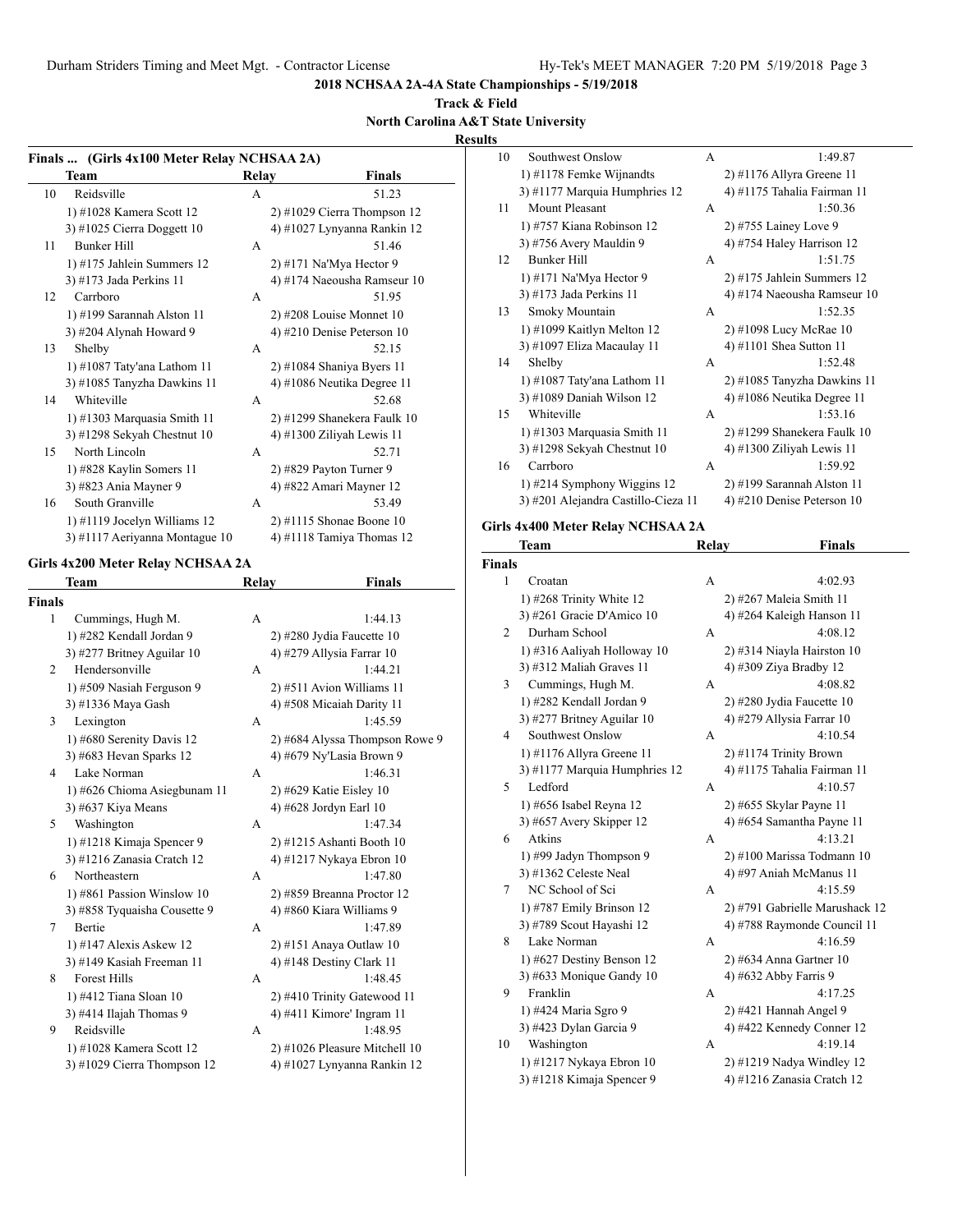## 2018 NCHSAA 2A-4A State Championships - 5/19/2018

### Track & Field

### North Carolina A&T State University

### Results

#### Finals ... (Girls 4x100 Meter Relay NCHSAA 2A)

| | Team | Relay | Finals |
|---|---|---|---|
| 10 | Reidsville | A | 51.23 |
| | 1) #1028 Kamera Scott 12 | 2) #1029 Cierra Thompson 12 | |
| | 3) #1025 Cierra Doggett 10 | 4) #1027 Lynyanna Rankin 12 | |
| 11 | Bunker Hill | A | 51.46 |
| | 1) #175 Jahlein Summers 12 | 2) #171 Na'Mya Hector 9 | |
| | 3) #173 Jada Perkins 11 | 4) #174 Naeousha Ramseur 10 | |
| 12 | Carrboro | A | 51.95 |
| | 1) #199 Sarannah Alston 11 | 2) #208 Louise Monnet 10 | |
| | 3) #204 Alynah Howard 9 | 4) #210 Denise Peterson 10 | |
| 13 | Shelby | A | 52.15 |
| | 1) #1087 Taty'ana Lathom 11 | 2) #1084 Shaniya Byers 11 | |
| | 3) #1085 Tanyzha Dawkins 11 | 4) #1086 Neutika Degree 11 | |
| 14 | Whiteville | A | 52.68 |
| | 1) #1303 Marquasia Smith 11 | 2) #1299 Shanekera Faulk 10 | |
| | 3) #1298 Sekyah Chestnut 10 | 4) #1300 Ziliyah Lewis 11 | |
| 15 | North Lincoln | A | 52.71 |
| | 1) #828 Kaylin Somers 11 | 2) #829 Payton Turner 9 | |
| | 3) #823 Ania Mayner 9 | 4) #822 Amari Mayner 12 | |
| 16 | South Granville | A | 53.49 |
| | 1) #1119 Jocelyn Williams 12 | 2) #1115 Shonae Boone 10 | |
| | 3) #1117 Aeriyanna Montague 10 | 4) #1118 Tamiya Thomas 12 | |

#### Girls 4x200 Meter Relay NCHSAA 2A

| | Team | Relay | Finals |
|---|---|---|---|
| **Finals** | | | |
| 1 | Cummings, Hugh M. | A | 1:44.13 |
| | 1) #282 Kendall Jordan 9 | 2) #280 Jydia Faucette 10 | |
| | 3) #277 Britney Aguilar 10 | 4) #279 Allysia Farrar 10 | |
| 2 | Hendersonville | A | 1:44.21 |
| | 1) #509 Nasiah Ferguson 9 | 2) #511 Avion Williams 11 | |
| | 3) #1336 Maya Gash | 4) #508 Micaiah Darity 11 | |
| 3 | Lexington | A | 1:45.59 |
| | 1) #680 Serenity Davis 12 | 2) #684 Alyssa Thompson Rowe 9 | |
| | 3) #683 Hevan Sparks 12 | 4) #679 Ny'Lasia Brown 9 | |
| 4 | Lake Norman | A | 1:46.31 |
| | 1) #626 Chioma Asiegbunam 11 | 2) #629 Katie Eisley 10 | |
| | 3) #637 Kiya Means | 4) #628 Jordyn Earl 10 | |
| 5 | Washington | A | 1:47.34 |
| | 1) #1218 Kimaja Spencer 9 | 2) #1215 Ashanti Booth 10 | |
| | 3) #1216 Zanasia Cratch 12 | 4) #1217 Nykaya Ebron 10 | |
| 6 | Northeastern | A | 1:47.80 |
| | 1) #861 Passion Winslow 10 | 2) #859 Breanna Proctor 12 | |
| | 3) #858 Tyquaisha Cousette 9 | 4) #860 Kiara Williams 9 | |
| 7 | Bertie | A | 1:47.89 |
| | 1) #147 Alexis Askew 12 | 2) #151 Anaya Outlaw 10 | |
| | 3) #149 Kasiah Freeman 11 | 4) #148 Destiny Clark 11 | |
| 8 | Forest Hills | A | 1:48.45 |
| | 1) #412 Tiana Sloan 10 | 2) #410 Trinity Gatewood 11 | |
| | 3) #414 Ilajah Thomas 9 | 4) #411 Kimore' Ingram 11 | |
| 9 | Reidsville | A | 1:48.95 |
| | 1) #1028 Kamera Scott 12 | 2) #1026 Pleasure Mitchell 10 | |
| | 3) #1029 Cierra Thompson 12 | 4) #1027 Lynyanna Rankin 12 | |
| 10 | Southwest Onslow | A | 1:49.87 |
| | 1) #1178 Femke Wijnandts | 2) #1176 Allyra Greene 11 | |
| | 3) #1177 Marquia Humphries 12 | 4) #1175 Tahalia Fairman 11 | |
| 11 | Mount Pleasant | A | 1:50.36 |
| | 1) #757 Kiana Robinson 12 | 2) #755 Lainey Love 9 | |
| | 3) #756 Avery Mauldin 9 | 4) #754 Haley Harrison 12 | |
| 12 | Bunker Hill | A | 1:51.75 |
| | 1) #171 Na'Mya Hector 9 | 2) #175 Jahlein Summers 12 | |
| | 3) #173 Jada Perkins 11 | 4) #174 Naeousha Ramseur 10 | |
| 13 | Smoky Mountain | A | 1:52.35 |
| | 1) #1099 Kaitlyn Melton 12 | 2) #1098 Lucy McRae 10 | |
| | 3) #1097 Eliza Macaulay 11 | 4) #1101 Shea Sutton 11 | |
| 14 | Shelby | A | 1:52.48 |
| | 1) #1087 Taty'ana Lathom 11 | 2) #1085 Tanyzha Dawkins 11 | |
| | 3) #1089 Daniah Wilson 12 | 4) #1086 Neutika Degree 11 | |
| 15 | Whiteville | A | 1:53.16 |
| | 1) #1303 Marquasia Smith 11 | 2) #1299 Shanekera Faulk 10 | |
| | 3) #1298 Sekyah Chestnut 10 | 4) #1300 Ziliyah Lewis 11 | |
| 16 | Carrboro | A | 1:59.92 |
| | 1) #214 Symphony Wiggins 12 | 2) #199 Sarannah Alston 11 | |
| | 3) #201 Alejandra Castillo-Cieza 11 | 4) #210 Denise Peterson 10 | |

#### Girls 4x400 Meter Relay NCHSAA 2A

| | Team | Relay | Finals |
|---|---|---|---|
| **Finals** | | | |
| 1 | Croatan | A | 4:02.93 |
| | 1) #268 Trinity White 12 | 2) #267 Maleia Smith 11 | |
| | 3) #261 Gracie D'Amico 10 | 4) #264 Kaleigh Hanson 11 | |
| 2 | Durham School | A | 4:08.12 |
| | 1) #316 Aaliyah Holloway 10 | 2) #314 Niayla Hairston 10 | |
| | 3) #312 Maliah Graves 11 | 4) #309 Ziya Bradby 12 | |
| 3 | Cummings, Hugh M. | A | 4:08.82 |
| | 1) #282 Kendall Jordan 9 | 2) #280 Jydia Faucette 10 | |
| | 3) #277 Britney Aguilar 10 | 4) #279 Allysia Farrar 10 | |
| 4 | Southwest Onslow | A | 4:10.54 |
| | 1) #1176 Allyra Greene 11 | 2) #1174 Trinity Brown | |
| | 3) #1177 Marquia Humphries 12 | 4) #1175 Tahalia Fairman 11 | |
| 5 | Ledford | A | 4:10.57 |
| | 1) #656 Isabel Reyna 12 | 2) #655 Skylar Payne 11 | |
| | 3) #657 Avery Skipper 12 | 4) #654 Samantha Payne 11 | |
| 6 | Atkins | A | 4:13.21 |
| | 1) #99 Jadyn Thompson 9 | 2) #100 Marissa Todmann 10 | |
| | 3) #1362 Celeste Neal | 4) #97 Aniah McManus 11 | |
| 7 | NC School of Sci | A | 4:15.59 |
| | 1) #787 Emily Brinson 12 | 2) #791 Gabrielle Marushack 12 | |
| | 3) #789 Scout Hayashi 12 | 4) #788 Raymonde Council 11 | |
| 8 | Lake Norman | A | 4:16.59 |
| | 1) #627 Destiny Benson 12 | 2) #634 Anna Gartner 10 | |
| | 3) #633 Monique Gandy 10 | 4) #632 Abby Farris 9 | |
| 9 | Franklin | A | 4:17.25 |
| | 1) #424 Maria Sgro 9 | 2) #421 Hannah Angel 9 | |
| | 3) #423 Dylan Garcia 9 | 4) #422 Kennedy Conner 12 | |
| 10 | Washington | A | 4:19.14 |
| | 1) #1217 Nykaya Ebron 10 | 2) #1219 Nadya Windley 12 | |
| | 3) #1218 Kimaja Spencer 9 | 4) #1216 Zanasia Cratch 12 | |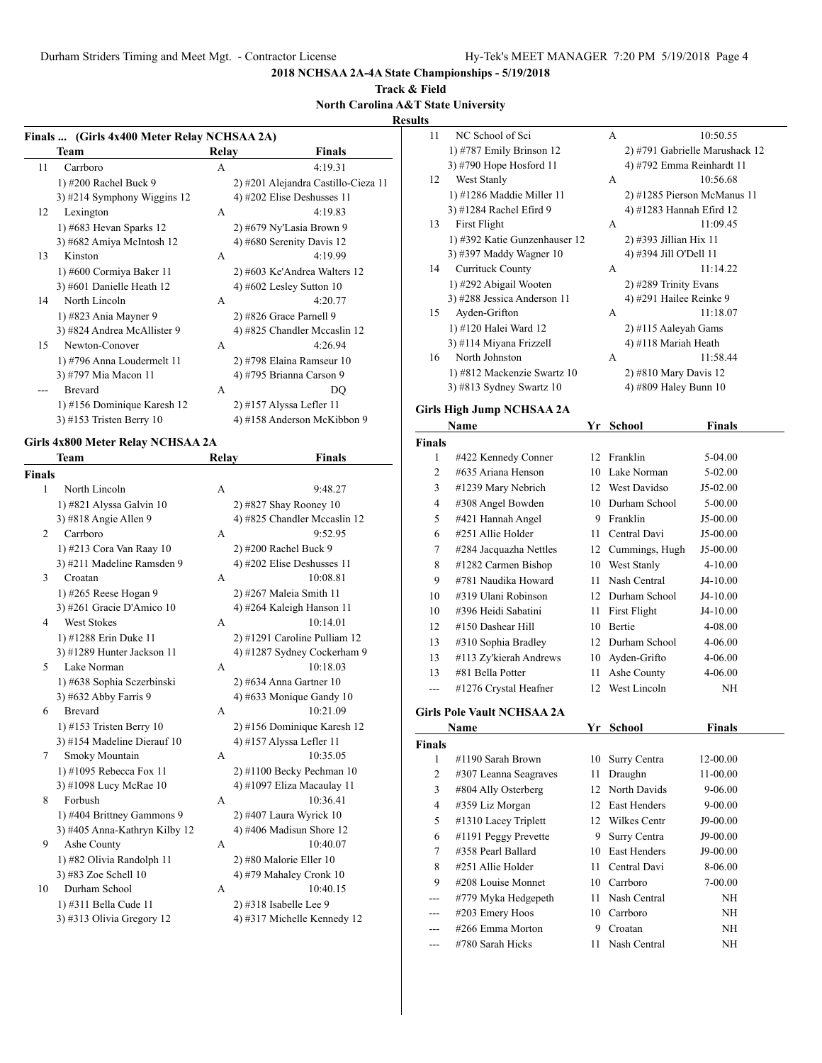## 2018 NCHSAA 2A-4A State Championships - 5/19/2018

### Track & Field

### North Carolina A&T State University

### Results

**Finals ... (Girls 4x400 Meter Relay NCHSAA 2A)**

| | Team | Relay | Finals |
|---|---|---|---|
| 11 | Carrboro | A | 4:19.31 |
| | 1) #200 Rachel Buck 9 | 2) #201 Alejandra Castillo-Cieza 11 | |
| | 3) #214 Symphony Wiggins 12 | 4) #202 Elise Deshusses 11 | |
| 12 | Lexington | A | 4:19.83 |
| | 1) #683 Hevan Sparks 12 | 2) #679 Ny'Lasia Brown 9 | |
| | 3) #682 Amiya McIntosh 12 | 4) #680 Serenity Davis 12 | |
| 13 | Kinston | A | 4:19.99 |
| | 1) #600 Cormiya Baker 11 | 2) #603 Ke'Andrea Walters 12 | |
| | 3) #601 Danielle Heath 12 | 4) #602 Lesley Sutton 10 | |
| 14 | North Lincoln | A | 4:20.77 |
| | 1) #823 Ania Mayner 9 | 2) #826 Grace Parnell 9 | |
| | 3) #824 Andrea McAllister 9 | 4) #825 Chandler Mccaslin 12 | |
| 15 | Newton-Conover | A | 4:26.94 |
| | 1) #796 Anna Loudermelt 11 | 2) #798 Elaina Ramseur 10 | |
| | 3) #797 Mia Macon 11 | 4) #795 Brianna Carson 9 | |
| --- | Brevard | A | DQ |
| | 1) #156 Dominique Karesh 12 | 2) #157 Alyssa Lefler 11 | |
| | 3) #153 Tristen Berry 10 | 4) #158 Anderson McKibbon 9 | |

**Girls 4x800 Meter Relay NCHSAA 2A**

| | Team | Relay | Finals |
|---|---|---|---|
| **Finals** | | | |
| 1 | North Lincoln | A | 9:48.27 |
| | 1) #821 Alyssa Galvin 10 | 2) #827 Shay Rooney 10 | |
| | 3) #818 Angie Allen 9 | 4) #825 Chandler Mccaslin 12 | |
| 2 | Carrboro | A | 9:52.95 |
| | 1) #213 Cora Van Raay 10 | 2) #200 Rachel Buck 9 | |
| | 3) #211 Madeline Ramsden 9 | 4) #202 Elise Deshusses 11 | |
| 3 | Croatan | A | 10:08.81 |
| | 1) #265 Reese Hogan 9 | 2) #267 Maleia Smith 11 | |
| | 3) #261 Gracie D'Amico 10 | 4) #264 Kaleigh Hanson 11 | |
| 4 | West Stokes | A | 10:14.01 |
| | 1) #1288 Erin Duke 11 | 2) #1291 Caroline Pulliam 12 | |
| | 3) #1289 Hunter Jackson 11 | 4) #1287 Sydney Cockerham 9 | |
| 5 | Lake Norman | A | 10:18.03 |
| | 1) #638 Sophia Sczerbinski | 2) #634 Anna Gartner 10 | |
| | 3) #632 Abby Farris 9 | 4) #633 Monique Gandy 10 | |
| 6 | Brevard | A | 10:21.09 |
| | 1) #153 Tristen Berry 10 | 2) #156 Dominique Karesh 12 | |
| | 3) #154 Madeline Dierauf 10 | 4) #157 Alyssa Lefler 11 | |
| 7 | Smoky Mountain | A | 10:35.05 |
| | 1) #1095 Rebecca Fox 11 | 2) #1100 Becky Pechman 10 | |
| | 3) #1098 Lucy McRae 10 | 4) #1097 Eliza Macaulay 11 | |
| 8 | Forbush | A | 10:36.41 |
| | 1) #404 Brittney Gammons 9 | 2) #407 Laura Wyrick 10 | |
| | 3) #405 Anna-Kathryn Kilby 12 | 4) #406 Madisun Shore 12 | |
| 9 | Ashe County | A | 10:40.07 |
| | 1) #82 Olivia Randolph 11 | 2) #80 Malorie Eller 10 | |
| | 3) #83 Zoe Schell 10 | 4) #79 Mahaley Cronk 10 | |
| 10 | Durham School | A | 10:40.15 |
| | 1) #311 Bella Cude 11 | 2) #318 Isabelle Lee 9 | |
| | 3) #313 Olivia Gregory 12 | 4) #317 Michelle Kennedy 12 | |
| 11 | NC School of Sci | A | 10:50.55 |
| | 1) #787 Emily Brinson 12 | 2) #791 Gabrielle Marushack 12 | |
| | 3) #790 Hope Hosford 11 | 4) #792 Emma Reinhardt 11 | |
| 12 | West Stanly | A | 10:56.68 |
| | 1) #1286 Maddie Miller 11 | 2) #1285 Pierson McManus 11 | |
| | 3) #1284 Rachel Efird 9 | 4) #1283 Hannah Efird 12 | |
| 13 | First Flight | A | 11:09.45 |
| | 1) #392 Katie Gunzenhauser 12 | 2) #393 Jillian Hix 11 | |
| | 3) #397 Maddy Wagner 10 | 4) #394 Jill O'Dell 11 | |
| 14 | Currituck County | A | 11:14.22 |
| | 1) #292 Abigail Wooten | 2) #289 Trinity Evans | |
| | 3) #288 Jessica Anderson 11 | 4) #291 Hailee Reinke 9 | |
| 15 | Ayden-Grifton | A | 11:18.07 |
| | 1) #120 Halei Ward 12 | 2) #115 Aaleyah Gams | |
| | 3) #114 Miyana Frizzell | 4) #118 Mariah Heath | |
| 16 | North Johnston | A | 11:58.44 |
| | 1) #812 Mackenzie Swartz 10 | 2) #810 Mary Davis 12 | |
| | 3) #813 Sydney Swartz 10 | 4) #809 Haley Bunn 10 | |

**Girls High Jump NCHSAA 2A**

| | Name | Yr | School | Finals |
|---|---|---|---|---|
| **Finals** | | | | |
| 1 | #422 Kennedy Conner | 12 | Franklin | 5-04.00 |
| 2 | #635 Ariana Henson | 10 | Lake Norman | 5-02.00 |
| 3 | #1239 Mary Nebrich | 12 | West Davidso | J5-02.00 |
| 4 | #308 Angel Bowden | 10 | Durham School | 5-00.00 |
| 5 | #421 Hannah Angel | 9 | Franklin | J5-00.00 |
| 6 | #251 Allie Holder | 11 | Central Davi | J5-00.00 |
| 7 | #284 Jacquazha Nettles | 12 | Cummings, Hugh | J5-00.00 |
| 8 | #1282 Carmen Bishop | 10 | West Stanly | 4-10.00 |
| 9 | #781 Naudika Howard | 11 | Nash Central | J4-10.00 |
| 10 | #319 Ulani Robinson | 12 | Durham School | J4-10.00 |
| 10 | #396 Heidi Sabatini | 11 | First Flight | J4-10.00 |
| 12 | #150 Dashear Hill | 10 | Bertie | 4-08.00 |
| 13 | #310 Sophia Bradley | 12 | Durham School | 4-06.00 |
| 13 | #113 Zy'kierah Andrews | 10 | Ayden-Grifto | 4-06.00 |
| 13 | #81 Bella Potter | 11 | Ashe County | 4-06.00 |
| --- | #1276 Crystal Heafner | 12 | West Lincoln | NH |

**Girls Pole Vault NCHSAA 2A**

| | Name | Yr | School | Finals |
|---|---|---|---|---|
| **Finals** | | | | |
| 1 | #1190 Sarah Brown | 10 | Surry Centra | 12-00.00 |
| 2 | #307 Leanna Seagraves | 11 | Draughn | 11-00.00 |
| 3 | #804 Ally Osterberg | 12 | North Davids | 9-06.00 |
| 4 | #359 Liz Morgan | 12 | East Henders | 9-00.00 |
| 5 | #1310 Lacey Triplett | 12 | Wilkes Centr | J9-00.00 |
| 6 | #1191 Peggy Prevette | 9 | Surry Centra | J9-00.00 |
| 7 | #358 Pearl Ballard | 10 | East Henders | J9-00.00 |
| 8 | #251 Allie Holder | 11 | Central Davi | 8-06.00 |
| 9 | #208 Louise Monnet | 10 | Carrboro | 7-00.00 |
| --- | #779 Myka Hedgepeth | 11 | Nash Central | NH |
| --- | #203 Emery Hoos | 10 | Carrboro | NH |
| --- | #266 Emma Morton | 9 | Croatan | NH |
| --- | #780 Sarah Hicks | 11 | Nash Central | NH |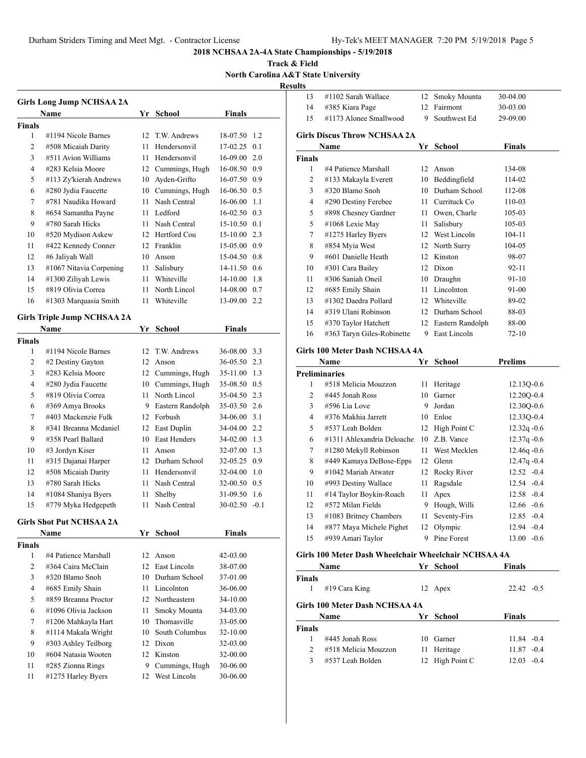## 2018 NCHSAA 2A-4A State Championships - 5/19/2018

**Track & Field**

**North Carolina A&T State University**

**Results**

### Girls Long Jump NCHSAA 2A

| | Name | Yr | School | Finals | |
|---|---|---|---|---|---|
| **Finals** | | | | | |
| 1 | #1194 Nicole Barnes | 12 | T.W. Andrews | 18-07.50 | 1.2 |
| 2 | #508 Micaiah Darity | 11 | Hendersonvil | 17-02.25 | 0.1 |
| 3 | #511 Avion Williams | 11 | Hendersonvil | 16-09.00 | 2.0 |
| 4 | #283 Kelsia Moore | 12 | Cummings, Hugh | 16-08.50 | 0.9 |
| 5 | #113 Zy'kierah Andrews | 10 | Ayden-Grifto | 16-07.50 | 0.9 |
| 6 | #280 Jydia Faucette | 10 | Cummings, Hugh | 16-06.50 | 0.5 |
| 7 | #781 Naudika Howard | 11 | Nash Central | 16-06.00 | 1.1 |
| 8 | #654 Samantha Payne | 11 | Ledford | 16-02.50 | 0.3 |
| 9 | #780 Sarah Hicks | 11 | Nash Central | 15-10.50 | 0.1 |
| 10 | #520 Mydison Askew | 12 | Hertford Cou | 15-10.00 | 2.3 |
| 11 | #422 Kennedy Conner | 12 | Franklin | 15-05.00 | 0.9 |
| 12 | #6 Jaliyah Wall | 10 | Anson | 15-04.50 | 0.8 |
| 13 | #1067 Nitavia Corpening | 11 | Salisbury | 14-11.50 | 0.6 |
| 14 | #1300 Ziliyah Lewis | 11 | Whiteville | 14-10.00 | 1.8 |
| 15 | #819 Olivia Correa | 11 | North Lincol | 14-08.00 | 0.7 |
| 16 | #1303 Marquasia Smith | 11 | Whiteville | 13-09.00 | 2.2 |

### Girls Triple Jump NCHSAA 2A

| | Name | Yr | School | Finals | |
|---|---|---|---|---|---|
| **Finals** | | | | | |
| 1 | #1194 Nicole Barnes | 12 | T.W. Andrews | 36-08.00 | 3.3 |
| 2 | #2 Destiny Gayton | 12 | Anson | 36-05.50 | 2.3 |
| 3 | #283 Kelsia Moore | 12 | Cummings, Hugh | 35-11.00 | 1.3 |
| 4 | #280 Jydia Faucette | 10 | Cummings, Hugh | 35-08.50 | 0.5 |
| 5 | #819 Olivia Correa | 11 | North Lincol | 35-04.50 | 2.3 |
| 6 | #369 Amya Brooks | 9 | Eastern Randolph | 35-03.50 | 2.6 |
| 7 | #403 Mackenzie Fulk | 12 | Forbush | 34-06.00 | 3.1 |
| 8 | #341 Breanna Mcdaniel | 12 | East Duplin | 34-04.00 | 2.2 |
| 9 | #358 Pearl Ballard | 10 | East Henders | 34-02.00 | 1.3 |
| 10 | #3 Jordyn Kiser | 11 | Anson | 32-07.00 | 1.3 |
| 11 | #315 Dajanai Harper | 12 | Durham School | 32-05.25 | 0.9 |
| 12 | #508 Micaiah Darity | 11 | Hendersonvil | 32-04.00 | 1.0 |
| 13 | #780 Sarah Hicks | 11 | Nash Central | 32-00.50 | 0.5 |
| 14 | #1084 Shaniya Byers | 11 | Shelby | 31-09.50 | 1.6 |
| 15 | #779 Myka Hedgepeth | 11 | Nash Central | 30-02.50 | -0.1 |

### Girls Shot Put NCHSAA 2A

| | Name | Yr | School | Finals |
|---|---|---|---|---|
| **Finals** | | | | |
| 1 | #4 Patience Marshall | 12 | Anson | 42-03.00 |
| 2 | #364 Caira McClain | 12 | East Lincoln | 38-07.00 |
| 3 | #320 Blamo Snoh | 10 | Durham School | 37-01.00 |
| 4 | #685 Emily Shain | 11 | Lincolnton | 36-06.00 |
| 5 | #859 Breanna Proctor | 12 | Northeastern | 34-10.00 |
| 6 | #1096 Olivia Jackson | 11 | Smoky Mounta | 34-03.00 |
| 7 | #1206 Mahkayla Hart | 10 | Thomasville | 33-05.00 |
| 8 | #1114 Makala Wright | 10 | South Columbus | 32-10.00 |
| 9 | #303 Ashley Teilborg | 12 | Dixon | 32-03.00 |
| 10 | #604 Natasia Wooten | 12 | Kinston | 32-00.00 |
| 11 | #285 Zionna Rings | 9 | Cummings, Hugh | 30-06.00 |
| 11 | #1275 Harley Byers | 12 | West Lincoln | 30-06.00 |
| 13 | #1102 Sarah Wallace | 12 | Smoky Mounta | 30-04.00 |
| 14 | #385 Kiara Page | 12 | Fairmont | 30-03.00 |
| 15 | #1173 Alonee Smallwood | 9 | Southwest Ed | 29-09.00 |

### Girls Discus Throw NCHSAA 2A

| | Name | Yr | School | Finals |
|---|---|---|---|---|
| **Finals** | | | | |
| 1 | #4 Patience Marshall | 12 | Anson | 134-08 |
| 2 | #133 Makayla Everett | 10 | Beddingfield | 114-02 |
| 3 | #320 Blamo Snoh | 10 | Durham School | 112-08 |
| 4 | #290 Destiny Ferebee | 11 | Currituck Co | 110-03 |
| 5 | #898 Chesney Gardner | 11 | Owen, Charle | 105-03 |
| 5 | #1068 Lexie May | 11 | Salisbury | 105-03 |
| 7 | #1275 Harley Byers | 12 | West Lincoln | 104-11 |
| 8 | #854 Myia West | 12 | North Surry | 104-05 |
| 9 | #601 Danielle Heath | 12 | Kinston | 98-07 |
| 10 | #301 Cara Bailey | 12 | Dixon | 92-11 |
| 11 | #306 Saniah Oneil | 10 | Draughn | 91-10 |
| 12 | #685 Emily Shain | 11 | Lincolnton | 91-00 |
| 13 | #1302 Daedra Pollard | 12 | Whiteville | 89-02 |
| 14 | #319 Ulani Robinson | 12 | Durham School | 88-03 |
| 15 | #370 Taylor Hatchett | 12 | Eastern Randolph | 88-00 |
| 16 | #363 Taryn Giles-Robinette | 9 | East Lincoln | 72-10 |

### Girls 100 Meter Dash NCHSAA 4A

| | Name | Yr | School | Prelims | |
|---|---|---|---|---|---|
| **Preliminaries** | | | | | |
| 1 | #518 Melicia Mouzzon | 11 | Heritage | 12.13Q | -0.6 |
| 2 | #445 Jonah Ross | 10 | Garner | 12.20Q | -0.4 |
| 3 | #596 Lia Love | 9 | Jordan | 12.30Q | -0.6 |
| 4 | #376 Makhia Jarrett | 10 | Enloe | 12.33Q | -0.4 |
| 5 | #537 Leah Bolden | 12 | High Point C | 12.32q | -0.6 |
| 6 | #1311 Ahlexandria Deloache | 10 | Z.B. Vance | 12.37q | -0.6 |
| 7 | #1280 Mekyll Robinson | 11 | West Mecklen | 12.46q | -0.6 |
| 8 | #449 Kamaya DeBose-Epps | 12 | Glenn | 12.47q | -0.4 |
| 9 | #1042 Mariah Atwater | 12 | Rocky River | 12.52 | -0.4 |
| 10 | #993 Destiny Wallace | 11 | Ragsdale | 12.54 | -0.4 |
| 11 | #14 Taylor Boykin-Roach | 11 | Apex | 12.58 | -0.4 |
| 12 | #572 Milan Fields | 9 | Hough, Willi | 12.66 | -0.6 |
| 13 | #1083 Britney Chambers | 11 | Seventy-Firs | 12.85 | -0.4 |
| 14 | #877 Maya Michele Pighet | 12 | Olympic | 12.94 | -0.4 |
| 15 | #939 Amari Taylor | 9 | Pine Forest | 13.00 | -0.6 |

### Girls 100 Meter Dash Wheelchair Wheelchair NCHSAA 4A

| | Name | Yr | School | Finals | |
|---|---|---|---|---|---|
| **Finals** | | | | | |
| 1 | #19 Cara King | 12 | Apex | 22.42 | -0.5 |

### Girls 100 Meter Dash NCHSAA 4A

| | Name | Yr | School | Finals | |
|---|---|---|---|---|---|
| **Finals** | | | | | |
| 1 | #445 Jonah Ross | 10 | Garner | 11.84 | -0.4 |
| 2 | #518 Melicia Mouzzon | 11 | Heritage | 11.87 | -0.4 |
| 3 | #537 Leah Bolden | 12 | High Point C | 12.03 | -0.4 |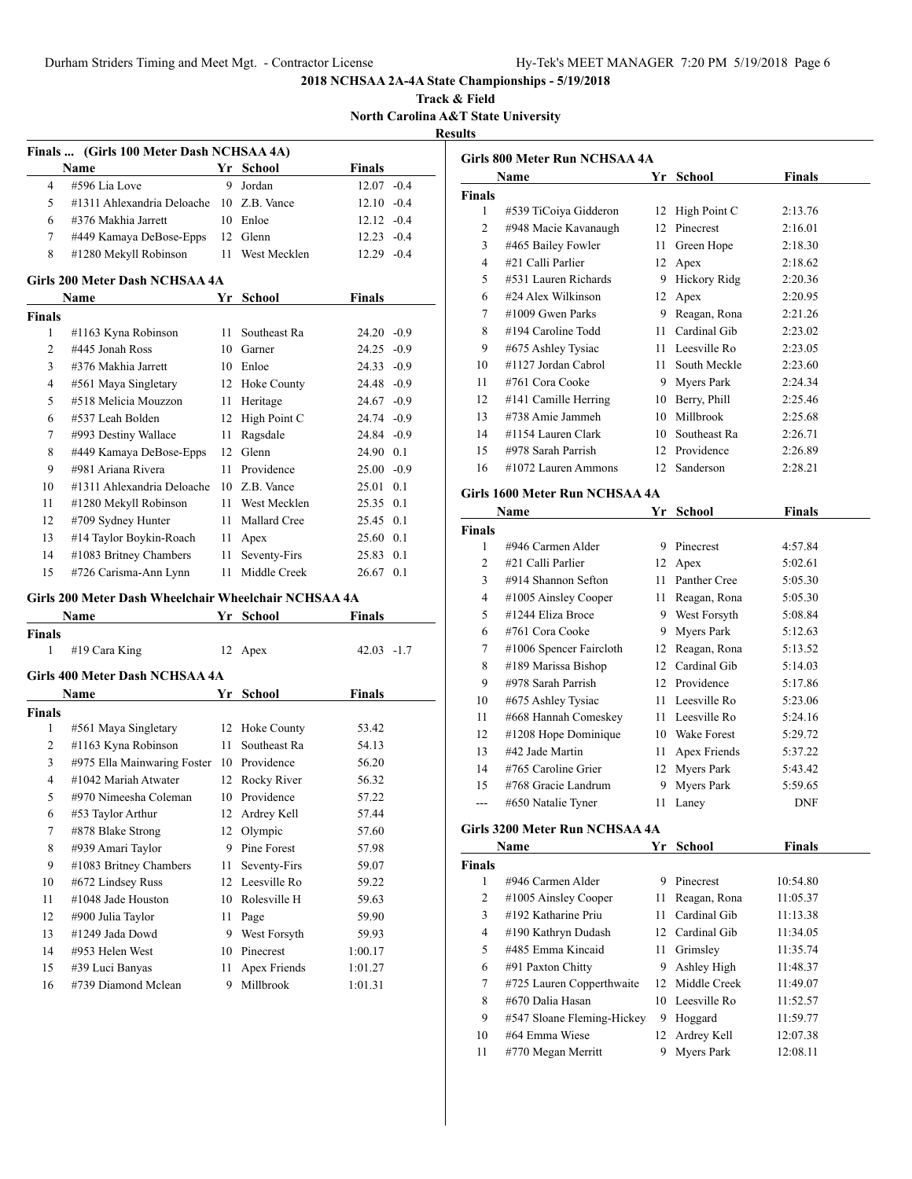# 2018 NCHSAA 2A-4A State Championships - 5/19/2018

## Track & Field

## North Carolina A&T State University

## Results

### Finals ... (Girls 100 Meter Dash NCHSAA 4A)

| | Name | Yr | School | Finals | |
|---|---|---|---|---|---|
| 4 | #596 Lia Love | 9 | Jordan | 12.07 | -0.4 |
| 5 | #1311 Ahlexandria Deloache | 10 | Z.B. Vance | 12.10 | -0.4 |
| 6 | #376 Makhia Jarrett | 10 | Enloe | 12.12 | -0.4 |
| 7 | #449 Kamaya DeBose-Epps | 12 | Glenn | 12.23 | -0.4 |
| 8 | #1280 Mekyll Robinson | 11 | West Mecklen | 12.29 | -0.4 |

### Girls 200 Meter Dash NCHSAA 4A

| | Name | Yr | School | Finals | |
|---|---|---|---|---|---|
| **Finals** | | | | | |
| 1 | #1163 Kyna Robinson | 11 | Southeast Ra | 24.20 | -0.9 |
| 2 | #445 Jonah Ross | 10 | Garner | 24.25 | -0.9 |
| 3 | #376 Makhia Jarrett | 10 | Enloe | 24.33 | -0.9 |
| 4 | #561 Maya Singletary | 12 | Hoke County | 24.48 | -0.9 |
| 5 | #518 Melicia Mouzzon | 11 | Heritage | 24.67 | -0.9 |
| 6 | #537 Leah Bolden | 12 | High Point C | 24.74 | -0.9 |
| 7 | #993 Destiny Wallace | 11 | Ragsdale | 24.84 | -0.9 |
| 8 | #449 Kamaya DeBose-Epps | 12 | Glenn | 24.90 | 0.1 |
| 9 | #981 Ariana Rivera | 11 | Providence | 25.00 | -0.9 |
| 10 | #1311 Ahlexandria Deloache | 10 | Z.B. Vance | 25.01 | 0.1 |
| 11 | #1280 Mekyll Robinson | 11 | West Mecklen | 25.35 | 0.1 |
| 12 | #709 Sydney Hunter | 11 | Mallard Cree | 25.45 | 0.1 |
| 13 | #14 Taylor Boykin-Roach | 11 | Apex | 25.60 | 0.1 |
| 14 | #1083 Britney Chambers | 11 | Seventy-Firs | 25.83 | 0.1 |
| 15 | #726 Carisma-Ann Lynn | 11 | Middle Creek | 26.67 | 0.1 |

### Girls 200 Meter Dash Wheelchair Wheelchair NCHSAA 4A

| | Name | Yr | School | Finals | |
|---|---|---|---|---|---|
| **Finals** | | | | | |
| 1 | #19 Cara King | 12 | Apex | 42.03 | -1.7 |

### Girls 400 Meter Dash NCHSAA 4A

| | Name | Yr | School | Finals |
|---|---|---|---|---|
| **Finals** | | | | |
| 1 | #561 Maya Singletary | 12 | Hoke County | 53.42 |
| 2 | #1163 Kyna Robinson | 11 | Southeast Ra | 54.13 |
| 3 | #975 Ella Mainwaring Foster | 10 | Providence | 56.20 |
| 4 | #1042 Mariah Atwater | 12 | Rocky River | 56.32 |
| 5 | #970 Nimeesha Coleman | 10 | Providence | 57.22 |
| 6 | #53 Taylor Arthur | 12 | Ardrey Kell | 57.44 |
| 7 | #878 Blake Strong | 12 | Olympic | 57.60 |
| 8 | #939 Amari Taylor | 9 | Pine Forest | 57.98 |
| 9 | #1083 Britney Chambers | 11 | Seventy-Firs | 59.07 |
| 10 | #672 Lindsey Russ | 12 | Leesville Ro | 59.22 |
| 11 | #1048 Jade Houston | 10 | Rolesville H | 59.63 |
| 12 | #900 Julia Taylor | 11 | Page | 59.90 |
| 13 | #1249 Jada Dowd | 9 | West Forsyth | 59.93 |
| 14 | #953 Helen West | 10 | Pinecrest | 1:00.17 |
| 15 | #39 Luci Banyas | 11 | Apex Friends | 1:01.27 |
| 16 | #739 Diamond Mclean | 9 | Millbrook | 1:01.31 |

### Girls 800 Meter Run NCHSAA 4A

| | Name | Yr | School | Finals |
|---|---|---|---|---|
| **Finals** | | | | |
| 1 | #539 TiCoiya Gidderon | 12 | High Point C | 2:13.76 |
| 2 | #948 Macie Kavanaugh | 12 | Pinecrest | 2:16.01 |
| 3 | #465 Bailey Fowler | 11 | Green Hope | 2:18.30 |
| 4 | #21 Calli Parlier | 12 | Apex | 2:18.62 |
| 5 | #531 Lauren Richards | 9 | Hickory Ridg | 2:20.36 |
| 6 | #24 Alex Wilkinson | 12 | Apex | 2:20.95 |
| 7 | #1009 Gwen Parks | 9 | Reagan, Rona | 2:21.26 |
| 8 | #194 Caroline Todd | 11 | Cardinal Gib | 2:23.02 |
| 9 | #675 Ashley Tysiac | 11 | Leesville Ro | 2:23.05 |
| 10 | #1127 Jordan Cabrol | 11 | South Meckle | 2:23.60 |
| 11 | #761 Cora Cooke | 9 | Myers Park | 2:24.34 |
| 12 | #141 Camille Herring | 10 | Berry, Phill | 2:25.46 |
| 13 | #738 Amie Jammeh | 10 | Millbrook | 2:25.68 |
| 14 | #1154 Lauren Clark | 10 | Southeast Ra | 2:26.71 |
| 15 | #978 Sarah Parrish | 12 | Providence | 2:26.89 |
| 16 | #1072 Lauren Ammons | 12 | Sanderson | 2:28.21 |

### Girls 1600 Meter Run NCHSAA 4A

| | Name | Yr | School | Finals |
|---|---|---|---|---|
| **Finals** | | | | |
| 1 | #946 Carmen Alder | 9 | Pinecrest | 4:57.84 |
| 2 | #21 Calli Parlier | 12 | Apex | 5:02.61 |
| 3 | #914 Shannon Sefton | 11 | Panther Cree | 5:05.30 |
| 4 | #1005 Ainsley Cooper | 11 | Reagan, Rona | 5:05.30 |
| 5 | #1244 Eliza Broce | 9 | West Forsyth | 5:08.84 |
| 6 | #761 Cora Cooke | 9 | Myers Park | 5:12.63 |
| 7 | #1006 Spencer Faircloth | 12 | Reagan, Rona | 5:13.52 |
| 8 | #189 Marissa Bishop | 12 | Cardinal Gib | 5:14.03 |
| 9 | #978 Sarah Parrish | 12 | Providence | 5:17.86 |
| 10 | #675 Ashley Tysiac | 11 | Leesville Ro | 5:23.06 |
| 11 | #668 Hannah Comeskey | 11 | Leesville Ro | 5:24.16 |
| 12 | #1208 Hope Dominique | 10 | Wake Forest | 5:29.72 |
| 13 | #42 Jade Martin | 11 | Apex Friends | 5:37.22 |
| 14 | #765 Caroline Grier | 12 | Myers Park | 5:43.42 |
| 15 | #768 Gracie Landrum | 9 | Myers Park | 5:59.65 |
| --- | #650 Natalie Tyner | 11 | Laney | DNF |

### Girls 3200 Meter Run NCHSAA 4A

| | Name | Yr | School | Finals |
|---|---|---|---|---|
| **Finals** | | | | |
| 1 | #946 Carmen Alder | 9 | Pinecrest | 10:54.80 |
| 2 | #1005 Ainsley Cooper | 11 | Reagan, Rona | 11:05.37 |
| 3 | #192 Katharine Priu | 11 | Cardinal Gib | 11:13.38 |
| 4 | #190 Kathryn Dudash | 12 | Cardinal Gib | 11:34.05 |
| 5 | #485 Emma Kincaid | 11 | Grimsley | 11:35.74 |
| 6 | #91 Paxton Chitty | 9 | Ashley High | 11:48.37 |
| 7 | #725 Lauren Copperthwaite | 12 | Middle Creek | 11:49.07 |
| 8 | #670 Dalia Hasan | 10 | Leesville Ro | 11:52.57 |
| 9 | #547 Sloane Fleming-Hickey | 9 | Hoggard | 11:59.77 |
| 10 | #64 Emma Wiese | 12 | Ardrey Kell | 12:07.38 |
| 11 | #770 Megan Merritt | 9 | Myers Park | 12:08.11 |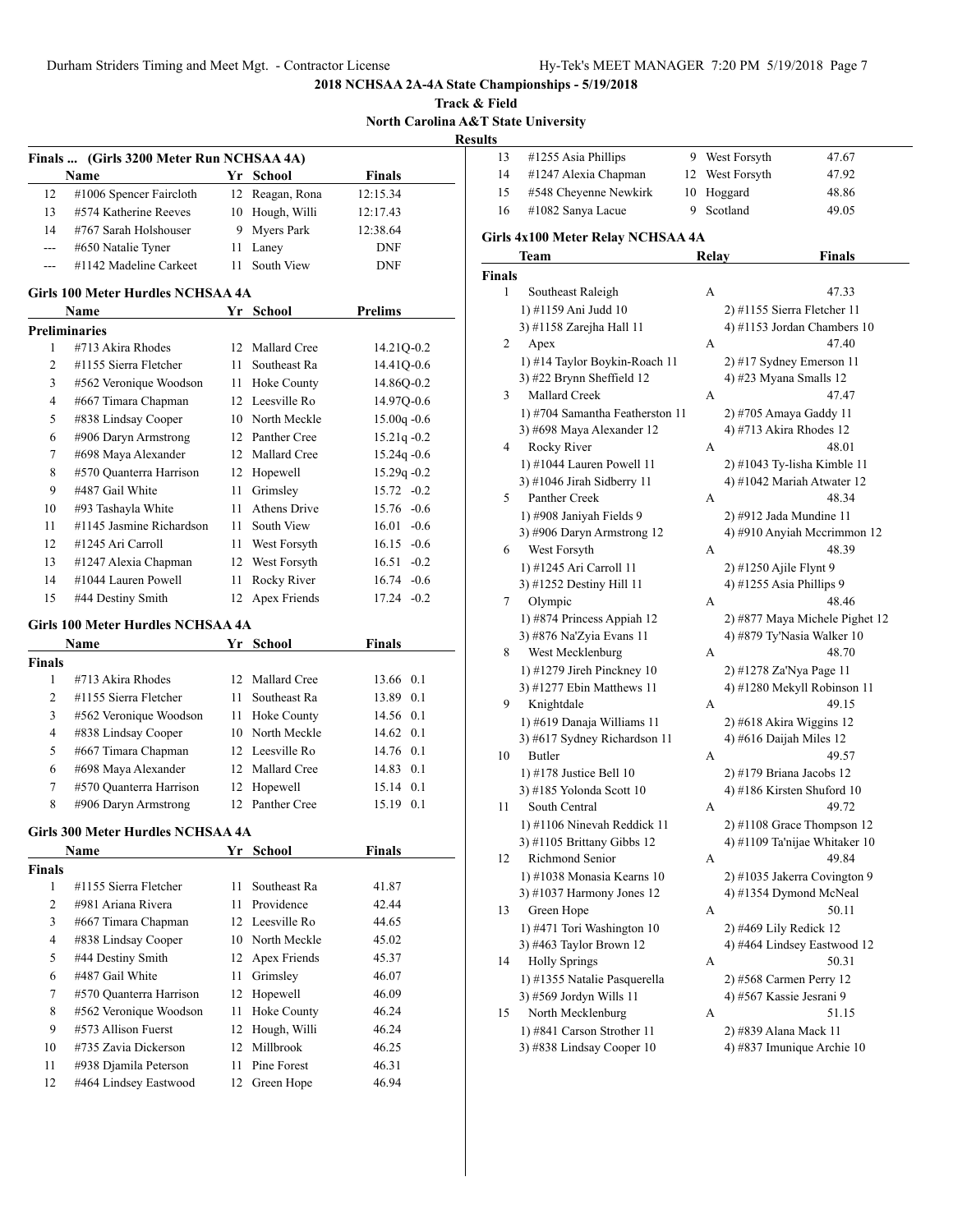## 2018 NCHSAA 2A-4A State Championships - 5/19/2018

**Track & Field**

**North Carolina A&T State University**

**Results**

### Finals ... (Girls 3200 Meter Run NCHSAA 4A)

| | Name | Yr | School | Finals |
|---|---|---|---|---|
| 12 | #1006 Spencer Faircloth | 12 | Reagan, Rona | 12:15.34 |
| 13 | #574 Katherine Reeves | 10 | Hough, Willi | 12:17.43 |
| 14 | #767 Sarah Holshouser | 9 | Myers Park | 12:38.64 |
| --- | #650 Natalie Tyner | 11 | Laney | DNF |
| --- | #1142 Madeline Carkeet | 11 | South View | DNF |

### Girls 100 Meter Hurdles NCHSAA 4A

| | Name | Yr | School | Prelims |
|---|---|---|---|---|
| **Preliminaries** | | | | |
| 1 | #713 Akira Rhodes | 12 | Mallard Cree | 14.21Q -0.2 |
| 2 | #1155 Sierra Fletcher | 11 | Southeast Ra | 14.41Q -0.6 |
| 3 | #562 Veronique Woodson | 11 | Hoke County | 14.86Q -0.2 |
| 4 | #667 Timara Chapman | 12 | Leesville Ro | 14.97Q -0.6 |
| 5 | #838 Lindsay Cooper | 10 | North Meckle | 15.00q -0.6 |
| 6 | #906 Daryn Armstrong | 12 | Panther Cree | 15.21q -0.2 |
| 7 | #698 Maya Alexander | 12 | Mallard Cree | 15.24q -0.6 |
| 8 | #570 Quanterra Harrison | 12 | Hopewell | 15.29q -0.2 |
| 9 | #487 Gail White | 11 | Grimsley | 15.72 -0.2 |
| 10 | #93 Tashayla White | 11 | Athens Drive | 15.76 -0.6 |
| 11 | #1145 Jasmine Richardson | 11 | South View | 16.01 -0.6 |
| 12 | #1245 Ari Carroll | 11 | West Forsyth | 16.15 -0.6 |
| 13 | #1247 Alexia Chapman | 12 | West Forsyth | 16.51 -0.2 |
| 14 | #1044 Lauren Powell | 11 | Rocky River | 16.74 -0.6 |
| 15 | #44 Destiny Smith | 12 | Apex Friends | 17.24 -0.2 |

### Girls 100 Meter Hurdles NCHSAA 4A

| | Name | Yr | School | Finals |
|---|---|---|---|---|
| **Finals** | | | | |
| 1 | #713 Akira Rhodes | 12 | Mallard Cree | 13.66 0.1 |
| 2 | #1155 Sierra Fletcher | 11 | Southeast Ra | 13.89 0.1 |
| 3 | #562 Veronique Woodson | 11 | Hoke County | 14.56 0.1 |
| 4 | #838 Lindsay Cooper | 10 | North Meckle | 14.62 0.1 |
| 5 | #667 Timara Chapman | 12 | Leesville Ro | 14.76 0.1 |
| 6 | #698 Maya Alexander | 12 | Mallard Cree | 14.83 0.1 |
| 7 | #570 Quanterra Harrison | 12 | Hopewell | 15.14 0.1 |
| 8 | #906 Daryn Armstrong | 12 | Panther Cree | 15.19 0.1 |

### Girls 300 Meter Hurdles NCHSAA 4A

| | Name | Yr | School | Finals |
|---|---|---|---|---|
| **Finals** | | | | |
| 1 | #1155 Sierra Fletcher | 11 | Southeast Ra | 41.87 |
| 2 | #981 Ariana Rivera | 11 | Providence | 42.44 |
| 3 | #667 Timara Chapman | 12 | Leesville Ro | 44.65 |
| 4 | #838 Lindsay Cooper | 10 | North Meckle | 45.02 |
| 5 | #44 Destiny Smith | 12 | Apex Friends | 45.37 |
| 6 | #487 Gail White | 11 | Grimsley | 46.07 |
| 7 | #570 Quanterra Harrison | 12 | Hopewell | 46.09 |
| 8 | #562 Veronique Woodson | 11 | Hoke County | 46.24 |
| 9 | #573 Allison Fuerst | 12 | Hough, Willi | 46.24 |
| 10 | #735 Zavia Dickerson | 12 | Millbrook | 46.25 |
| 11 | #938 Djamila Peterson | 11 | Pine Forest | 46.31 |
| 12 | #464 Lindsey Eastwood | 12 | Green Hope | 46.94 |
| 13 | #1255 Asia Phillips | 9 | West Forsyth | 47.67 |
| 14 | #1247 Alexia Chapman | 12 | West Forsyth | 47.92 |
| 15 | #548 Cheyenne Newkirk | 10 | Hoggard | 48.86 |
| 16 | #1082 Sanya Lacue | 9 | Scotland | 49.05 |

### Girls 4x100 Meter Relay NCHSAA 4A

| | Team | Relay | Finals |
|---|---|---|---|
| **Finals** | | | |
| 1 | Southeast Raleigh | A | 47.33 |
| | 1) #1159 Ani Judd 10 | 2) #1155 Sierra Fletcher 11 | |
| | 3) #1158 Zarejha Hall 11 | 4) #1153 Jordan Chambers 10 | |
| 2 | Apex | A | 47.40 |
| | 1) #14 Taylor Boykin-Roach 11 | 2) #17 Sydney Emerson 11 | |
| | 3) #22 Brynn Sheffield 12 | 4) #23 Myana Smalls 12 | |
| 3 | Mallard Creek | A | 47.47 |
| | 1) #704 Samantha Featherston 11 | 2) #705 Amaya Gaddy 11 | |
| | 3) #698 Maya Alexander 12 | 4) #713 Akira Rhodes 12 | |
| 4 | Rocky River | A | 48.01 |
| | 1) #1044 Lauren Powell 11 | 2) #1043 Ty-lisha Kimble 11 | |
| | 3) #1046 Jirah Sidberry 11 | 4) #1042 Mariah Atwater 12 | |
| 5 | Panther Creek | A | 48.34 |
| | 1) #908 Janiyah Fields 9 | 2) #912 Jada Mundine 11 | |
| | 3) #906 Daryn Armstrong 12 | 4) #910 Anyiah Mccrimmon 12 | |
| 6 | West Forsyth | A | 48.39 |
| | 1) #1245 Ari Carroll 11 | 2) #1250 Ajile Flynt 9 | |
| | 3) #1252 Destiny Hill 11 | 4) #1255 Asia Phillips 9 | |
| 7 | Olympic | A | 48.46 |
| | 1) #874 Princess Appiah 12 | 2) #877 Maya Michele Pighet 12 | |
| | 3) #876 Na'Zyia Evans 11 | 4) #879 Ty'Nasia Walker 10 | |
| 8 | West Mecklenburg | A | 48.70 |
| | 1) #1279 Jireh Pinckney 10 | 2) #1278 Za'Nya Page 11 | |
| | 3) #1277 Ebin Matthews 11 | 4) #1280 Mekyll Robinson 11 | |
| 9 | Knightdale | A | 49.15 |
| | 1) #619 Danaja Williams 11 | 2) #618 Akira Wiggins 12 | |
| | 3) #617 Sydney Richardson 11 | 4) #616 Daijah Miles 12 | |
| 10 | Butler | A | 49.57 |
| | 1) #178 Justice Bell 10 | 2) #179 Briana Jacobs 12 | |
| | 3) #185 Yolonda Scott 10 | 4) #186 Kirsten Shuford 10 | |
| 11 | South Central | A | 49.72 |
| | 1) #1106 Ninevah Reddick 11 | 2) #1108 Grace Thompson 12 | |
| | 3) #1105 Brittany Gibbs 12 | 4) #1109 Ta'nijae Whitaker 10 | |
| 12 | Richmond Senior | A | 49.84 |
| | 1) #1038 Monasia Kearns 10 | 2) #1035 Jakerra Covington 9 | |
| | 3) #1037 Harmony Jones 12 | 4) #1354 Dymond McNeal | |
| 13 | Green Hope | A | 50.11 |
| | 1) #471 Tori Washington 10 | 2) #469 Lily Redick 12 | |
| | 3) #463 Taylor Brown 12 | 4) #464 Lindsey Eastwood 12 | |
| 14 | Holly Springs | A | 50.31 |
| | 1) #1355 Natalie Pasquerella | 2) #568 Carmen Perry 12 | |
| | 3) #569 Jordyn Wills 11 | 4) #567 Kassie Jesrani 9 | |
| 15 | North Mecklenburg | A | 51.15 |
| | 1) #841 Carson Strother 11 | 2) #839 Alana Mack 11 | |
| | 3) #838 Lindsay Cooper 10 | 4) #837 Imunique Archie 10 | |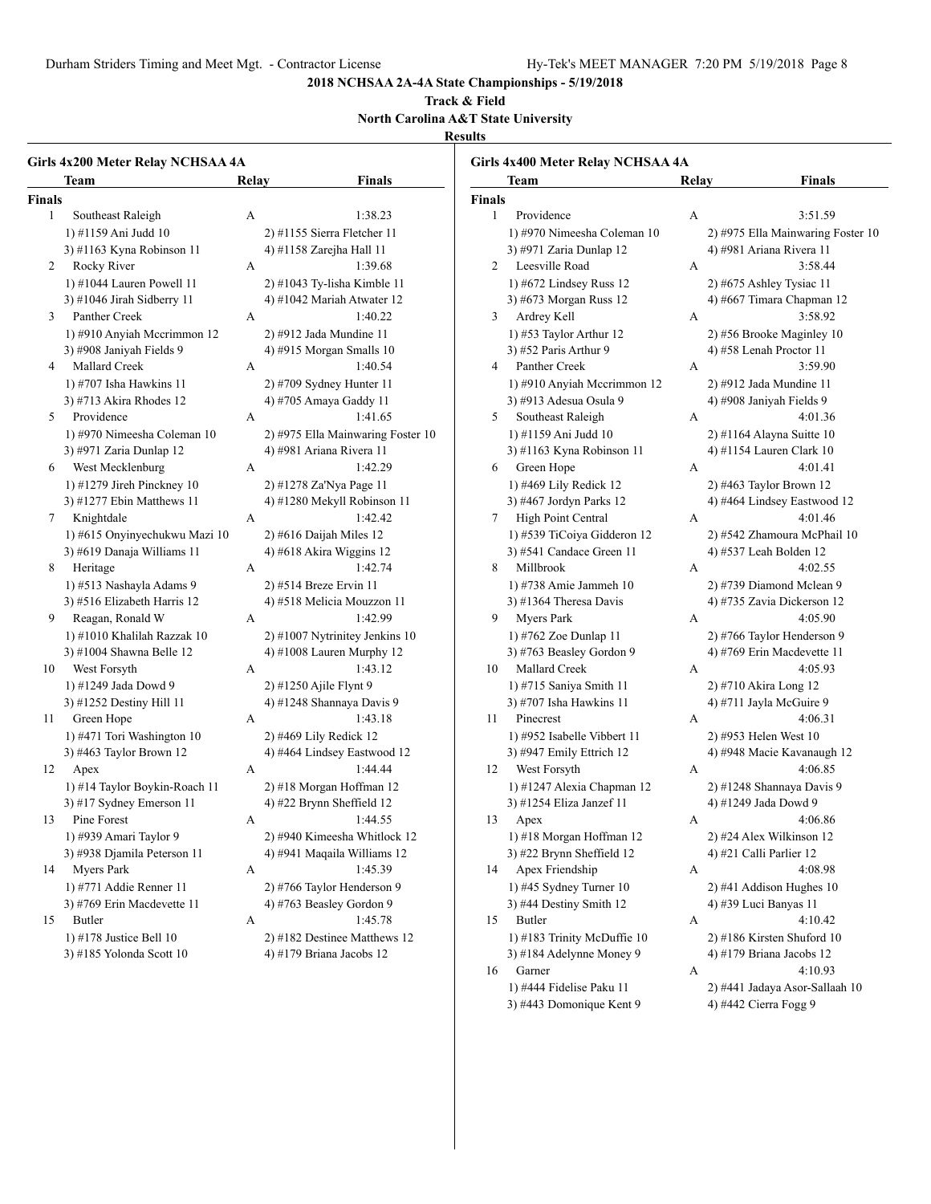## 2018 NCHSAA 2A-4A State Championships - 5/19/2018

**Track & Field**

**North Carolina A&T State University**

**Results**

### Girls 4x200 Meter Relay NCHSAA 4A

**Finals**

| Place | Team | Relay | Finals |
|---|---|---|---|
| 1 | Southeast Raleigh | A | 1:38.23 |
| | 1) #1159 Ani Judd 10 | 2) #1155 Sierra Fletcher 11 | |
| | 3) #1163 Kyna Robinson 11 | 4) #1158 Zarejha Hall 11 | |
| 2 | Rocky River | A | 1:39.68 |
| | 1) #1044 Lauren Powell 11 | 2) #1043 Ty-lisha Kimble 11 | |
| | 3) #1046 Jirah Sidberry 11 | 4) #1042 Mariah Atwater 12 | |
| 3 | Panther Creek | A | 1:40.22 |
| | 1) #910 Anyiah Mccrimmon 12 | 2) #912 Jada Mundine 11 | |
| | 3) #908 Janiyah Fields 9 | 4) #915 Morgan Smalls 10 | |
| 4 | Mallard Creek | A | 1:40.54 |
| | 1) #707 Isha Hawkins 11 | 2) #709 Sydney Hunter 11 | |
| | 3) #713 Akira Rhodes 12 | 4) #705 Amaya Gaddy 11 | |
| 5 | Providence | A | 1:41.65 |
| | 1) #970 Nimeesha Coleman 10 | 2) #975 Ella Mainwaring Foster 10 | |
| | 3) #971 Zaria Dunlap 12 | 4) #981 Ariana Rivera 11 | |
| 6 | West Mecklenburg | A | 1:42.29 |
| | 1) #1279 Jireh Pinckney 10 | 2) #1278 Za'Nya Page 11 | |
| | 3) #1277 Ebin Matthews 11 | 4) #1280 Mekyll Robinson 11 | |
| 7 | Knightdale | A | 1:42.42 |
| | 1) #615 Onyinyechukwu Mazi 10 | 2) #616 Daijah Miles 12 | |
| | 3) #619 Danaja Williams 11 | 4) #618 Akira Wiggins 12 | |
| 8 | Heritage | A | 1:42.74 |
| | 1) #513 Nashayla Adams 9 | 2) #514 Breze Ervin 11 | |
| | 3) #516 Elizabeth Harris 12 | 4) #518 Melicia Mouzzon 11 | |
| 9 | Reagan, Ronald W | A | 1:42.99 |
| | 1) #1010 Khalilah Razzak 10 | 2) #1007 Nytrinitey Jenkins 10 | |
| | 3) #1004 Shawna Belle 12 | 4) #1008 Lauren Murphy 12 | |
| 10 | West Forsyth | A | 1:43.12 |
| | 1) #1249 Jada Dowd 9 | 2) #1250 Ajile Flynt 9 | |
| | 3) #1252 Destiny Hill 11 | 4) #1248 Shannaya Davis 9 | |
| 11 | Green Hope | A | 1:43.18 |
| | 1) #471 Tori Washington 10 | 2) #469 Lily Redick 12 | |
| | 3) #463 Taylor Brown 12 | 4) #464 Lindsey Eastwood 12 | |
| 12 | Apex | A | 1:44.44 |
| | 1) #14 Taylor Boykin-Roach 11 | 2) #18 Morgan Hoffman 12 | |
| | 3) #17 Sydney Emerson 11 | 4) #22 Brynn Sheffield 12 | |
| 13 | Pine Forest | A | 1:44.55 |
| | 1) #939 Amari Taylor 9 | 2) #940 Kimeesha Whitlock 12 | |
| | 3) #938 Djamila Peterson 11 | 4) #941 Maqaila Williams 12 | |
| 14 | Myers Park | A | 1:45.39 |
| | 1) #771 Addie Renner 11 | 2) #766 Taylor Henderson 9 | |
| | 3) #769 Erin Macdevette 11 | 4) #763 Beasley Gordon 9 | |
| 15 | Butler | A | 1:45.78 |
| | 1) #178 Justice Bell 10 | 2) #182 Destinee Matthews 12 | |
| | 3) #185 Yolonda Scott 10 | 4) #179 Briana Jacobs 12 | |

### Girls 4x400 Meter Relay NCHSAA 4A

**Finals**

| Place | Team | Relay | Finals |
|---|---|---|---|
| 1 | Providence | A | 3:51.59 |
| | 1) #970 Nimeesha Coleman 10 | 2) #975 Ella Mainwaring Foster 10 | |
| | 3) #971 Zaria Dunlap 12 | 4) #981 Ariana Rivera 11 | |
| 2 | Leesville Road | A | 3:58.44 |
| | 1) #672 Lindsey Russ 12 | 2) #675 Ashley Tysiac 11 | |
| | 3) #673 Morgan Russ 12 | 4) #667 Timara Chapman 12 | |
| 3 | Ardrey Kell | A | 3:58.92 |
| | 1) #53 Taylor Arthur 12 | 2) #56 Brooke Maginley 10 | |
| | 3) #52 Paris Arthur 9 | 4) #58 Lenah Proctor 11 | |
| 4 | Panther Creek | A | 3:59.90 |
| | 1) #910 Anyiah Mccrimmon 12 | 2) #912 Jada Mundine 11 | |
| | 3) #913 Adesua Osula 9 | 4) #908 Janiyah Fields 9 | |
| 5 | Southeast Raleigh | A | 4:01.36 |
| | 1) #1159 Ani Judd 10 | 2) #1164 Alayna Suitte 10 | |
| | 3) #1163 Kyna Robinson 11 | 4) #1154 Lauren Clark 10 | |
| 6 | Green Hope | A | 4:01.41 |
| | 1) #469 Lily Redick 12 | 2) #463 Taylor Brown 12 | |
| | 3) #467 Jordyn Parks 12 | 4) #464 Lindsey Eastwood 12 | |
| 7 | High Point Central | A | 4:01.46 |
| | 1) #539 TiCoiya Gidderon 12 | 2) #542 Zhamoura McPhail 10 | |
| | 3) #541 Candace Green 11 | 4) #537 Leah Bolden 12 | |
| 8 | Millbrook | A | 4:02.55 |
| | 1) #738 Amie Jammeh 10 | 2) #739 Diamond Mclean 9 | |
| | 3) #1364 Theresa Davis | 4) #735 Zavia Dickerson 12 | |
| 9 | Myers Park | A | 4:05.90 |
| | 1) #762 Zoe Dunlap 11 | 2) #766 Taylor Henderson 9 | |
| | 3) #763 Beasley Gordon 9 | 4) #769 Erin Macdevette 11 | |
| 10 | Mallard Creek | A | 4:05.93 |
| | 1) #715 Saniya Smith 11 | 2) #710 Akira Long 12 | |
| | 3) #707 Isha Hawkins 11 | 4) #711 Jayla McGuire 9 | |
| 11 | Pinecrest | A | 4:06.31 |
| | 1) #952 Isabelle Vibbert 11 | 2) #953 Helen West 10 | |
| | 3) #947 Emily Ettrich 12 | 4) #948 Macie Kavanaugh 12 | |
| 12 | West Forsyth | A | 4:06.85 |
| | 1) #1247 Alexia Chapman 12 | 2) #1248 Shannaya Davis 9 | |
| | 3) #1254 Eliza Janzef 11 | 4) #1249 Jada Dowd 9 | |
| 13 | Apex | A | 4:06.86 |
| | 1) #18 Morgan Hoffman 12 | 2) #24 Alex Wilkinson 12 | |
| | 3) #22 Brynn Sheffield 12 | 4) #21 Calli Parlier 12 | |
| 14 | Apex Friendship | A | 4:08.98 |
| | 1) #45 Sydney Turner 10 | 2) #41 Addison Hughes 10 | |
| | 3) #44 Destiny Smith 12 | 4) #39 Luci Banyas 11 | |
| 15 | Butler | A | 4:10.42 |
| | 1) #183 Trinity McDuffie 10 | 2) #186 Kirsten Shuford 10 | |
| | 3) #184 Adelynne Money 9 | 4) #179 Briana Jacobs 12 | |
| 16 | Garner | A | 4:10.93 |
| | 1) #444 Fidelise Paku 11 | 2) #441 Jadaya Asor-Sallaah 10 | |
| | 3) #443 Domonique Kent 9 | 4) #442 Cierra Fogg 9 | |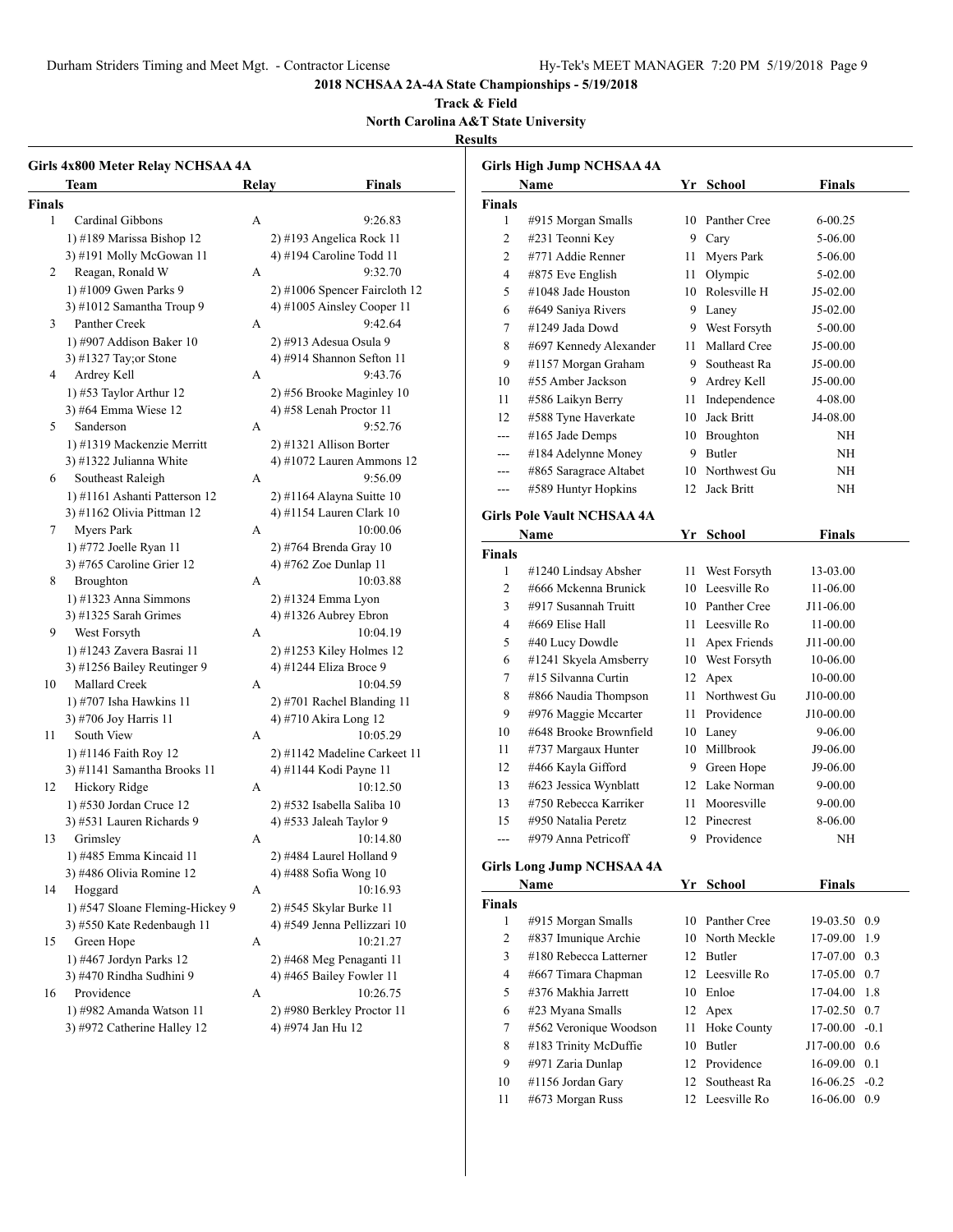2018 NCHSAA 2A-4A State Championships - 5/19/2018

Track & Field

North Carolina A&T State University

Results

## Girls 4x800 Meter Relay NCHSAA 4A

| | Team | Relay | Finals |
|---|---|---|---|
| **Finals** | | | |
| 1 | Cardinal Gibbons | A | 9:26.83 |
| | 1) #189 Marissa Bishop 12 | 2) #193 Angelica Rock 11 | |
| | 3) #191 Molly McGowan 11 | 4) #194 Caroline Todd 11 | |
| 2 | Reagan, Ronald W | A | 9:32.70 |
| | 1) #1009 Gwen Parks 9 | 2) #1006 Spencer Faircloth 12 | |
| | 3) #1012 Samantha Troup 9 | 4) #1005 Ainsley Cooper 11 | |
| 3 | Panther Creek | A | 9:42.64 |
| | 1) #907 Addison Baker 10 | 2) #913 Adesua Osula 9 | |
| | 3) #1327 Tay;or Stone | 4) #914 Shannon Sefton 11 | |
| 4 | Ardrey Kell | A | 9:43.76 |
| | 1) #53 Taylor Arthur 12 | 2) #56 Brooke Maginley 10 | |
| | 3) #64 Emma Wiese 12 | 4) #58 Lenah Proctor 11 | |
| 5 | Sanderson | A | 9:52.76 |
| | 1) #1319 Mackenzie Merritt | 2) #1321 Allison Borter | |
| | 3) #1322 Julianna White | 4) #1072 Lauren Ammons 12 | |
| 6 | Southeast Raleigh | A | 9:56.09 |
| | 1) #1161 Ashanti Patterson 12 | 2) #1164 Alayna Suitte 10 | |
| | 3) #1162 Olivia Pittman 12 | 4) #1154 Lauren Clark 10 | |
| 7 | Myers Park | A | 10:00.06 |
| | 1) #772 Joelle Ryan 11 | 2) #764 Brenda Gray 10 | |
| | 3) #765 Caroline Grier 12 | 4) #762 Zoe Dunlap 11 | |
| 8 | Broughton | A | 10:03.88 |
| | 1) #1323 Anna Simmons | 2) #1324 Emma Lyon | |
| | 3) #1325 Sarah Grimes | 4) #1326 Aubrey Ebron | |
| 9 | West Forsyth | A | 10:04.19 |
| | 1) #1243 Zavera Basrai 11 | 2) #1253 Kiley Holmes 12 | |
| | 3) #1256 Bailey Reutinger 9 | 4) #1244 Eliza Broce 9 | |
| 10 | Mallard Creek | A | 10:04.59 |
| | 1) #707 Isha Hawkins 11 | 2) #701 Rachel Blanding 11 | |
| | 3) #706 Joy Harris 11 | 4) #710 Akira Long 12 | |
| 11 | South View | A | 10:05.29 |
| | 1) #1146 Faith Roy 12 | 2) #1142 Madeline Carkeet 11 | |
| | 3) #1141 Samantha Brooks 11 | 4) #1144 Kodi Payne 11 | |
| 12 | Hickory Ridge | A | 10:12.50 |
| | 1) #530 Jordan Cruce 12 | 2) #532 Isabella Saliba 10 | |
| | 3) #531 Lauren Richards 9 | 4) #533 Jaleah Taylor 9 | |
| 13 | Grimsley | A | 10:14.80 |
| | 1) #485 Emma Kincaid 11 | 2) #484 Laurel Holland 9 | |
| | 3) #486 Olivia Romine 12 | 4) #488 Sofia Wong 10 | |
| 14 | Hoggard | A | 10:16.93 |
| | 1) #547 Sloane Fleming-Hickey 9 | 2) #545 Skylar Burke 11 | |
| | 3) #550 Kate Redenbaugh 11 | 4) #549 Jenna Pellizzari 10 | |
| 15 | Green Hope | A | 10:21.27 |
| | 1) #467 Jordyn Parks 12 | 2) #468 Meg Penaganti 11 | |
| | 3) #470 Rindha Sudhini 9 | 4) #465 Bailey Fowler 11 | |
| 16 | Providence | A | 10:26.75 |
| | 1) #982 Amanda Watson 11 | 2) #980 Berkley Proctor 11 | |
| | 3) #972 Catherine Halley 12 | 4) #974 Jan Hu 12 | |

## Girls High Jump NCHSAA 4A

| | Name | Yr | School | Finals |
|---|---|---|---|---|
| **Finals** | | | | |
| 1 | #915 Morgan Smalls | 10 | Panther Cree | 6-00.25 |
| 2 | #231 Teonni Key | 9 | Cary | 5-06.00 |
| 2 | #771 Addie Renner | 11 | Myers Park | 5-06.00 |
| 4 | #875 Eve English | 11 | Olympic | 5-02.00 |
| 5 | #1048 Jade Houston | 10 | Rolesville H | J5-02.00 |
| 6 | #649 Saniya Rivers | 9 | Laney | J5-02.00 |
| 7 | #1249 Jada Dowd | 9 | West Forsyth | 5-00.00 |
| 8 | #697 Kennedy Alexander | 11 | Mallard Cree | J5-00.00 |
| 9 | #1157 Morgan Graham | 9 | Southeast Ra | J5-00.00 |
| 10 | #55 Amber Jackson | 9 | Ardrey Kell | J5-00.00 |
| 11 | #586 Laikyn Berry | 11 | Independence | 4-08.00 |
| 12 | #588 Tyne Haverkate | 10 | Jack Britt | J4-08.00 |
| --- | #165 Jade Demps | 10 | Broughton | NH |
| --- | #184 Adelynne Money | 9 | Butler | NH |
| --- | #865 Saragrace Altabet | 10 | Northwest Gu | NH |
| --- | #589 Huntyr Hopkins | 12 | Jack Britt | NH |

## Girls Pole Vault NCHSAA 4A

| | Name | Yr | School | Finals |
|---|---|---|---|---|
| **Finals** | | | | |
| 1 | #1240 Lindsay Absher | 11 | West Forsyth | 13-03.00 |
| 2 | #666 Mckenna Brunick | 10 | Leesville Ro | 11-06.00 |
| 3 | #917 Susannah Truitt | 10 | Panther Cree | J11-06.00 |
| 4 | #669 Elise Hall | 11 | Leesville Ro | 11-00.00 |
| 5 | #40 Lucy Dowdle | 11 | Apex Friends | J11-00.00 |
| 6 | #1241 Skyela Amsberry | 10 | West Forsyth | 10-06.00 |
| 7 | #15 Silvanna Curtin | 12 | Apex | 10-00.00 |
| 8 | #866 Naudia Thompson | 11 | Northwest Gu | J10-00.00 |
| 9 | #976 Maggie Mccarter | 11 | Providence | J10-00.00 |
| 10 | #648 Brooke Brownfield | 10 | Laney | 9-06.00 |
| 11 | #737 Margaux Hunter | 10 | Millbrook | J9-06.00 |
| 12 | #466 Kayla Gifford | 9 | Green Hope | J9-06.00 |
| 13 | #623 Jessica Wynblatt | 12 | Lake Norman | 9-00.00 |
| 13 | #750 Rebecca Karriker | 11 | Mooresville | 9-00.00 |
| 15 | #950 Natalia Peretz | 12 | Pinecrest | 8-06.00 |
| --- | #979 Anna Petricoff | 9 | Providence | NH |

## Girls Long Jump NCHSAA 4A

| | Name | Yr | School | Finals | |
|---|---|---|---|---|---|
| **Finals** | | | | | |
| 1 | #915 Morgan Smalls | 10 | Panther Cree | 19-03.50 | 0.9 |
| 2 | #837 Imunique Archie | 10 | North Meckle | 17-09.00 | 1.9 |
| 3 | #180 Rebecca Latterner | 12 | Butler | 17-07.00 | 0.3 |
| 4 | #667 Timara Chapman | 12 | Leesville Ro | 17-05.00 | 0.7 |
| 5 | #376 Makhia Jarrett | 10 | Enloe | 17-04.00 | 1.8 |
| 6 | #23 Myana Smalls | 12 | Apex | 17-02.50 | 0.7 |
| 7 | #562 Veronique Woodson | 11 | Hoke County | 17-00.00 | -0.1 |
| 8 | #183 Trinity McDuffie | 10 | Butler | J17-00.00 | 0.6 |
| 9 | #971 Zaria Dunlap | 12 | Providence | 16-09.00 | 0.1 |
| 10 | #1156 Jordan Gary | 12 | Southeast Ra | 16-06.25 | -0.2 |
| 11 | #673 Morgan Russ | 12 | Leesville Ro | 16-06.00 | 0.9 |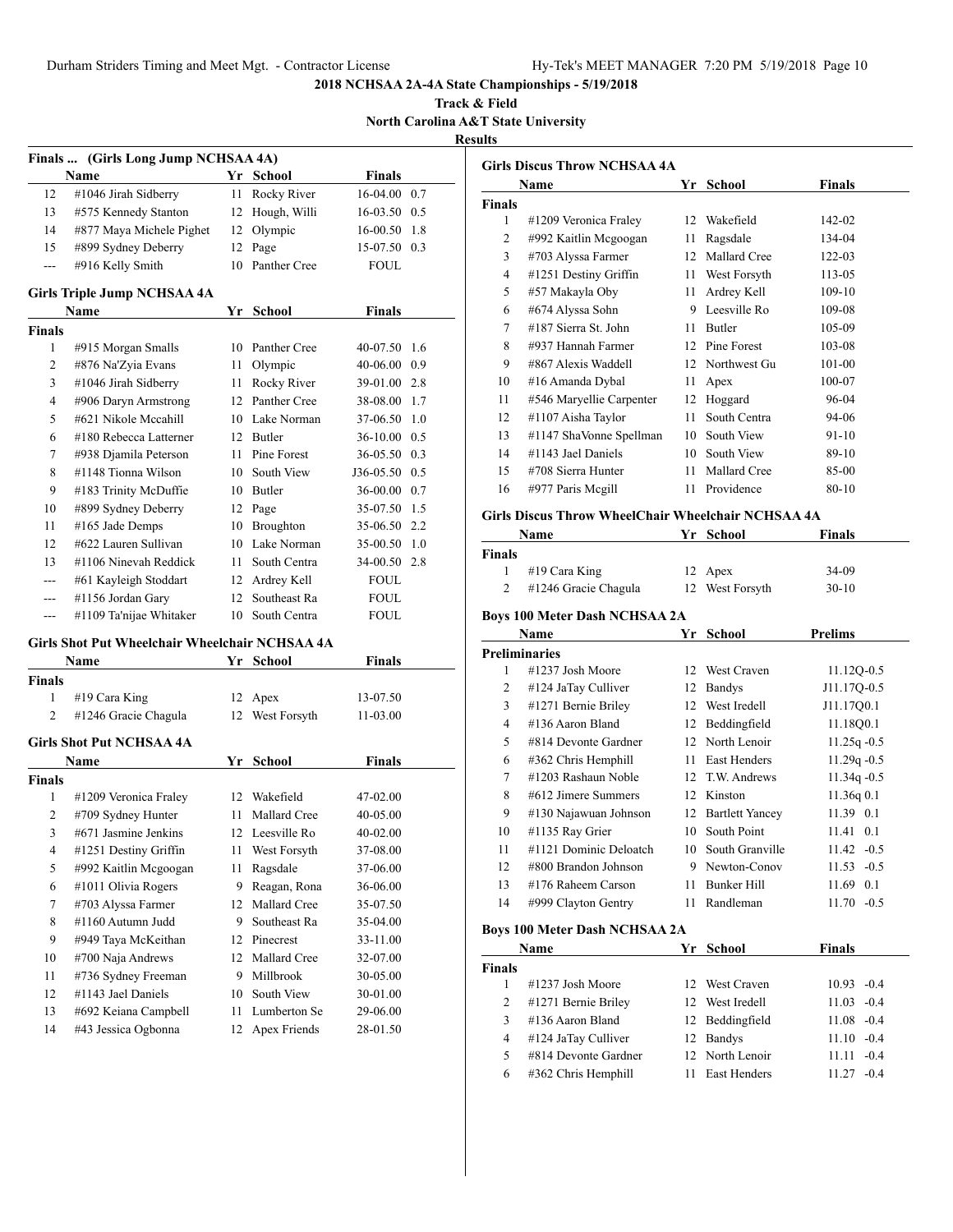## 2018 NCHSAA 2A-4A State Championships - 5/19/2018

**Track & Field**

**North Carolina A&T State University**

**Results**

### Finals ... (Girls Long Jump NCHSAA 4A)

| | Name | Yr | School | Finals | |
|---|---|---|---|---|---|
| 12 | #1046 Jirah Sidberry | 11 | Rocky River | 16-04.00 | 0.7 |
| 13 | #575 Kennedy Stanton | 12 | Hough, Willi | 16-03.50 | 0.5 |
| 14 | #877 Maya Michele Pighet | 12 | Olympic | 16-00.50 | 1.8 |
| 15 | #899 Sydney Deberry | 12 | Page | 15-07.50 | 0.3 |
| --- | #916 Kelly Smith | 10 | Panther Cree | FOUL | |

### Girls Triple Jump NCHSAA 4A

| | Name | Yr | School | Finals | |
|---|---|---|---|---|---|
| **Finals** | | | | | |
| 1 | #915 Morgan Smalls | 10 | Panther Cree | 40-07.50 | 1.6 |
| 2 | #876 Na'Zyia Evans | 11 | Olympic | 40-06.00 | 0.9 |
| 3 | #1046 Jirah Sidberry | 11 | Rocky River | 39-01.00 | 2.8 |
| 4 | #906 Daryn Armstrong | 12 | Panther Cree | 38-08.00 | 1.7 |
| 5 | #621 Nikole Mccahill | 10 | Lake Norman | 37-06.50 | 1.0 |
| 6 | #180 Rebecca Latterner | 12 | Butler | 36-10.00 | 0.5 |
| 7 | #938 Djamila Peterson | 11 | Pine Forest | 36-05.50 | 0.3 |
| 8 | #1148 Tionna Wilson | 10 | South View | J36-05.50 | 0.5 |
| 9 | #183 Trinity McDuffie | 10 | Butler | 36-00.00 | 0.7 |
| 10 | #899 Sydney Deberry | 12 | Page | 35-07.50 | 1.5 |
| 11 | #165 Jade Demps | 10 | Broughton | 35-06.50 | 2.2 |
| 12 | #622 Lauren Sullivan | 10 | Lake Norman | 35-00.50 | 1.0 |
| 13 | #1106 Ninevah Reddick | 11 | South Centra | 34-00.50 | 2.8 |
| --- | #61 Kayleigh Stoddart | 12 | Ardrey Kell | FOUL | |
| --- | #1156 Jordan Gary | 12 | Southeast Ra | FOUL | |
| --- | #1109 Ta'nijae Whitaker | 10 | South Centra | FOUL | |

### Girls Shot Put Wheelchair Wheelchair NCHSAA 4A

| | Name | Yr | School | Finals |
|---|---|---|---|---|
| **Finals** | | | | |
| 1 | #19 Cara King | 12 | Apex | 13-07.50 |
| 2 | #1246 Gracie Chagula | 12 | West Forsyth | 11-03.00 |

### Girls Shot Put NCHSAA 4A

| | Name | Yr | School | Finals |
|---|---|---|---|---|
| **Finals** | | | | |
| 1 | #1209 Veronica Fraley | 12 | Wakefield | 47-02.00 |
| 2 | #709 Sydney Hunter | 11 | Mallard Cree | 40-05.00 |
| 3 | #671 Jasmine Jenkins | 12 | Leesville Ro | 40-02.00 |
| 4 | #1251 Destiny Griffin | 11 | West Forsyth | 37-08.00 |
| 5 | #992 Kaitlin Mcgoogan | 11 | Ragsdale | 37-06.00 |
| 6 | #1011 Olivia Rogers | 9 | Reagan, Rona | 36-06.00 |
| 7 | #703 Alyssa Farmer | 12 | Mallard Cree | 35-07.50 |
| 8 | #1160 Autumn Judd | 9 | Southeast Ra | 35-04.00 |
| 9 | #949 Taya McKeithan | 12 | Pinecrest | 33-11.00 |
| 10 | #700 Naja Andrews | 12 | Mallard Cree | 32-07.00 |
| 11 | #736 Sydney Freeman | 9 | Millbrook | 30-05.00 |
| 12 | #1143 Jael Daniels | 10 | South View | 30-01.00 |
| 13 | #692 Keiana Campbell | 11 | Lumberton Se | 29-06.00 |
| 14 | #43 Jessica Ogbonna | 12 | Apex Friends | 28-01.50 |

### Girls Discus Throw NCHSAA 4A

| | Name | Yr | School | Finals |
|---|---|---|---|---|
| **Finals** | | | | |
| 1 | #1209 Veronica Fraley | 12 | Wakefield | 142-02 |
| 2 | #992 Kaitlin Mcgoogan | 11 | Ragsdale | 134-04 |
| 3 | #703 Alyssa Farmer | 12 | Mallard Cree | 122-03 |
| 4 | #1251 Destiny Griffin | 11 | West Forsyth | 113-05 |
| 5 | #57 Makayla Oby | 11 | Ardrey Kell | 109-10 |
| 6 | #674 Alyssa Sohn | 9 | Leesville Ro | 109-08 |
| 7 | #187 Sierra St. John | 11 | Butler | 105-09 |
| 8 | #937 Hannah Farmer | 12 | Pine Forest | 103-08 |
| 9 | #867 Alexis Waddell | 12 | Northwest Gu | 101-00 |
| 10 | #16 Amanda Dybal | 11 | Apex | 100-07 |
| 11 | #546 Maryellie Carpenter | 12 | Hoggard | 96-04 |
| 12 | #1107 Aisha Taylor | 11 | South Centra | 94-06 |
| 13 | #1147 ShaVonne Spellman | 10 | South View | 91-10 |
| 14 | #1143 Jael Daniels | 10 | South View | 89-10 |
| 15 | #708 Sierra Hunter | 11 | Mallard Cree | 85-00 |
| 16 | #977 Paris Mcgill | 11 | Providence | 80-10 |

### Girls Discus Throw WheelChair Wheelchair NCHSAA 4A

| | Name | Yr | School | Finals |
|---|---|---|---|---|
| **Finals** | | | | |
| 1 | #19 Cara King | 12 | Apex | 34-09 |
| 2 | #1246 Gracie Chagula | 12 | West Forsyth | 30-10 |

### Boys 100 Meter Dash NCHSAA 2A

| | Name | Yr | School | Prelims | |
|---|---|---|---|---|---|
| **Preliminaries** | | | | | |
| 1 | #1237 Josh Moore | 12 | West Craven | 11.12Q | -0.5 |
| 2 | #124 JaTay Culliver | 12 | Bandys | J11.17Q | -0.5 |
| 3 | #1271 Bernie Briley | 12 | West Iredell | J11.17Q | 0.1 |
| 4 | #136 Aaron Bland | 12 | Beddingfield | 11.18Q | 0.1 |
| 5 | #814 Devonte Gardner | 12 | North Lenoir | 11.25q | -0.5 |
| 6 | #362 Chris Hemphill | 11 | East Henders | 11.29q | -0.5 |
| 7 | #1203 Rashaun Noble | 12 | T.W. Andrews | 11.34q | -0.5 |
| 8 | #612 Jimere Summers | 12 | Kinston | 11.36q | 0.1 |
| 9 | #130 Najawuan Johnson | 12 | Bartlett Yancey | 11.39 | 0.1 |
| 10 | #1135 Ray Grier | 10 | South Point | 11.41 | 0.1 |
| 11 | #1121 Dominic Deloatch | 10 | South Granville | 11.42 | -0.5 |
| 12 | #800 Brandon Johnson | 9 | Newton-Conov | 11.53 | -0.5 |
| 13 | #176 Raheem Carson | 11 | Bunker Hill | 11.69 | 0.1 |
| 14 | #999 Clayton Gentry | 11 | Randleman | 11.70 | -0.5 |

### Boys 100 Meter Dash NCHSAA 2A

| | Name | Yr | School | Finals | |
|---|---|---|---|---|---|
| **Finals** | | | | | |
| 1 | #1237 Josh Moore | 12 | West Craven | 10.93 | -0.4 |
| 2 | #1271 Bernie Briley | 12 | West Iredell | 11.03 | -0.4 |
| 3 | #136 Aaron Bland | 12 | Beddingfield | 11.08 | -0.4 |
| 4 | #124 JaTay Culliver | 12 | Bandys | 11.10 | -0.4 |
| 5 | #814 Devonte Gardner | 12 | North Lenoir | 11.11 | -0.4 |
| 6 | #362 Chris Hemphill | 11 | East Henders | 11.27 | -0.4 |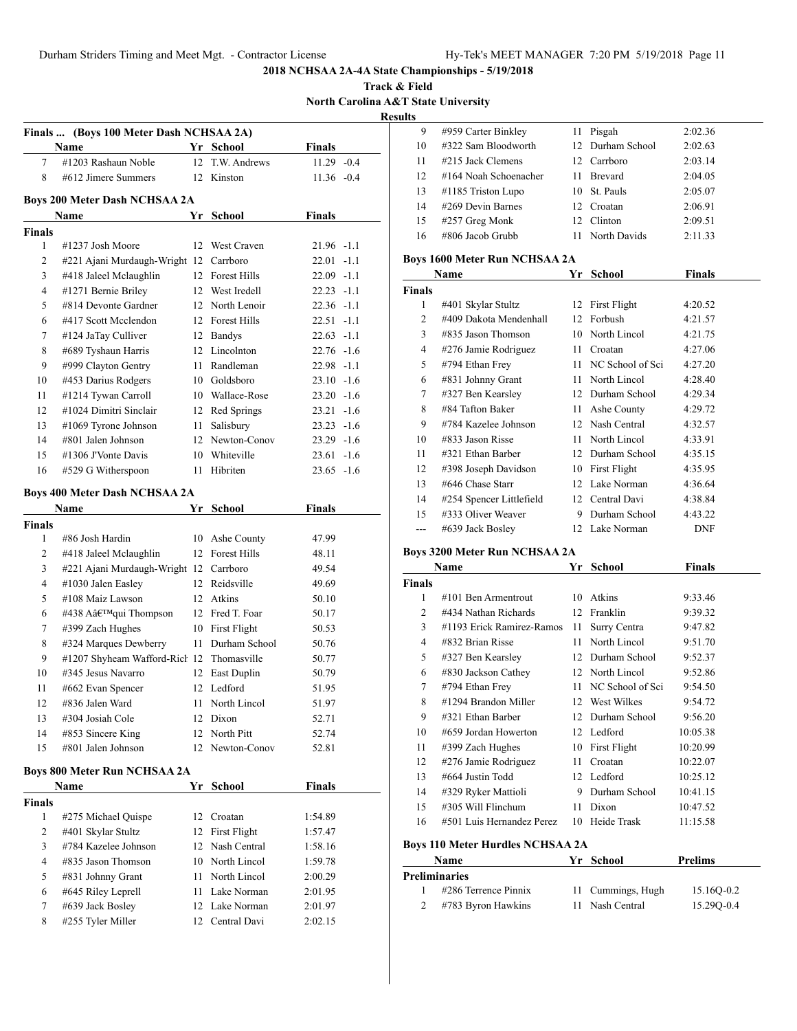## 2018 NCHSAA 2A-4A State Championships - 5/19/2018

**Track & Field**

**North Carolina A&T State University**

**Results**

### Finals ... (Boys 100 Meter Dash NCHSAA 2A)

| | Name | Yr | School | Finals | |
|---|---|---|---|---|---|
| 7 | #1203 Rashaun Noble | 12 | T.W. Andrews | 11.29 | -0.4 |
| 8 | #612 Jimere Summers | 12 | Kinston | 11.36 | -0.4 |

### Boys 200 Meter Dash NCHSAA 2A

| | Name | Yr | School | Finals | |
|---|---|---|---|---|---|
| **Finals** | | | | | |
| 1 | #1237 Josh Moore | 12 | West Craven | 21.96 | -1.1 |
| 2 | #221 Ajani Murdaugh-Wright | 12 | Carrboro | 22.01 | -1.1 |
| 3 | #418 Jaleel Mclaughlin | 12 | Forest Hills | 22.09 | -1.1 |
| 4 | #1271 Bernie Briley | 12 | West Iredell | 22.23 | -1.1 |
| 5 | #814 Devonte Gardner | 12 | North Lenoir | 22.36 | -1.1 |
| 6 | #417 Scott Mcclendon | 12 | Forest Hills | 22.51 | -1.1 |
| 7 | #124 JaTay Culliver | 12 | Bandys | 22.63 | -1.1 |
| 8 | #689 Tyshaun Harris | 12 | Lincolnton | 22.76 | -1.6 |
| 9 | #999 Clayton Gentry | 11 | Randleman | 22.98 | -1.1 |
| 10 | #453 Darius Rodgers | 10 | Goldsboro | 23.10 | -1.6 |
| 11 | #1214 Tywan Carroll | 10 | Wallace-Rose | 23.20 | -1.6 |
| 12 | #1024 Dimitri Sinclair | 12 | Red Springs | 23.21 | -1.6 |
| 13 | #1069 Tyrone Johnson | 11 | Salisbury | 23.23 | -1.6 |
| 14 | #801 Jalen Johnson | 12 | Newton-Conov | 23.29 | -1.6 |
| 15 | #1306 J'Vonte Davis | 10 | Whiteville | 23.61 | -1.6 |
| 16 | #529 G Witherspoon | 11 | Hibriten | 23.65 | -1.6 |

### Boys 400 Meter Dash NCHSAA 2A

| | Name | Yr | School | Finals |
|---|---|---|---|---|
| **Finals** | | | | |
| 1 | #86 Josh Hardin | 10 | Ashe County | 47.99 |
| 2 | #418 Jaleel Mclaughlin | 12 | Forest Hills | 48.11 |
| 3 | #221 Ajani Murdaugh-Wright | 12 | Carrboro | 49.54 |
| 4 | #1030 Jalen Easley | 12 | Reidsville | 49.69 |
| 5 | #108 Maiz Lawson | 12 | Atkins | 50.10 |
| 6 | #438 Aâ€™qui Thompson | 12 | Fred T. Foar | 50.17 |
| 7 | #399 Zach Hughes | 10 | First Flight | 50.53 |
| 8 | #324 Marques Dewberry | 11 | Durham School | 50.76 |
| 9 | #1207 Shyheam Wafford-Ricl | 12 | Thomasville | 50.77 |
| 10 | #345 Jesus Navarro | 12 | East Duplin | 50.79 |
| 11 | #662 Evan Spencer | 12 | Ledford | 51.95 |
| 12 | #836 Jalen Ward | 11 | North Lincol | 51.97 |
| 13 | #304 Josiah Cole | 12 | Dixon | 52.71 |
| 14 | #853 Sincere King | 12 | North Pitt | 52.74 |
| 15 | #801 Jalen Johnson | 12 | Newton-Conov | 52.81 |

### Boys 800 Meter Run NCHSAA 2A

| | Name | Yr | School | Finals |
|---|---|---|---|---|
| **Finals** | | | | |
| 1 | #275 Michael Quispe | 12 | Croatan | 1:54.89 |
| 2 | #401 Skylar Stultz | 12 | First Flight | 1:57.47 |
| 3 | #784 Kazelee Johnson | 12 | Nash Central | 1:58.16 |
| 4 | #835 Jason Thomson | 10 | North Lincol | 1:59.78 |
| 5 | #831 Johnny Grant | 11 | North Lincol | 2:00.29 |
| 6 | #645 Riley Leprell | 11 | Lake Norman | 2:01.95 |
| 7 | #639 Jack Bosley | 12 | Lake Norman | 2:01.97 |
| 8 | #255 Tyler Miller | 12 | Central Davi | 2:02.15 |
| 9 | #959 Carter Binkley | 11 | Pisgah | 2:02.36 |
| 10 | #322 Sam Bloodworth | 12 | Durham School | 2:02.63 |
| 11 | #215 Jack Clemens | 12 | Carrboro | 2:03.14 |
| 12 | #164 Noah Schoenacher | 11 | Brevard | 2:04.05 |
| 13 | #1185 Triston Lupo | 10 | St. Pauls | 2:05.07 |
| 14 | #269 Devin Barnes | 12 | Croatan | 2:06.91 |
| 15 | #257 Greg Monk | 12 | Clinton | 2:09.51 |
| 16 | #806 Jacob Grubb | 11 | North Davids | 2:11.33 |

### Boys 1600 Meter Run NCHSAA 2A

| | Name | Yr | School | Finals |
|---|---|---|---|---|
| **Finals** | | | | |
| 1 | #401 Skylar Stultz | 12 | First Flight | 4:20.52 |
| 2 | #409 Dakota Mendenhall | 12 | Forbush | 4:21.57 |
| 3 | #835 Jason Thomson | 10 | North Lincol | 4:21.75 |
| 4 | #276 Jamie Rodriguez | 11 | Croatan | 4:27.06 |
| 5 | #794 Ethan Frey | 11 | NC School of Sci | 4:27.20 |
| 6 | #831 Johnny Grant | 11 | North Lincol | 4:28.40 |
| 7 | #327 Ben Kearsley | 12 | Durham School | 4:29.34 |
| 8 | #84 Tafton Baker | 11 | Ashe County | 4:29.72 |
| 9 | #784 Kazelee Johnson | 12 | Nash Central | 4:32.57 |
| 10 | #833 Jason Risse | 11 | North Lincol | 4:33.91 |
| 11 | #321 Ethan Barber | 12 | Durham School | 4:35.15 |
| 12 | #398 Joseph Davidson | 10 | First Flight | 4:35.95 |
| 13 | #646 Chase Starr | 12 | Lake Norman | 4:36.64 |
| 14 | #254 Spencer Littlefield | 12 | Central Davi | 4:38.84 |
| 15 | #333 Oliver Weaver | 9 | Durham School | 4:43.22 |
| --- | #639 Jack Bosley | 12 | Lake Norman | DNF |

### Boys 3200 Meter Run NCHSAA 2A

| | Name | Yr | School | Finals |
|---|---|---|---|---|
| **Finals** | | | | |
| 1 | #101 Ben Armentrout | 10 | Atkins | 9:33.46 |
| 2 | #434 Nathan Richards | 12 | Franklin | 9:39.32 |
| 3 | #1193 Erick Ramirez-Ramos | 11 | Surry Centra | 9:47.82 |
| 4 | #832 Brian Risse | 11 | North Lincol | 9:51.70 |
| 5 | #327 Ben Kearsley | 12 | Durham School | 9:52.37 |
| 6 | #830 Jackson Cathey | 12 | North Lincol | 9:52.86 |
| 7 | #794 Ethan Frey | 11 | NC School of Sci | 9:54.50 |
| 8 | #1294 Brandon Miller | 12 | West Wilkes | 9:54.72 |
| 9 | #321 Ethan Barber | 12 | Durham School | 9:56.20 |
| 10 | #659 Jordan Howerton | 12 | Ledford | 10:05.38 |
| 11 | #399 Zach Hughes | 10 | First Flight | 10:20.99 |
| 12 | #276 Jamie Rodriguez | 11 | Croatan | 10:22.07 |
| 13 | #664 Justin Todd | 12 | Ledford | 10:25.12 |
| 14 | #329 Ryker Mattioli | 9 | Durham School | 10:41.15 |
| 15 | #305 Will Flinchum | 11 | Dixon | 10:47.52 |
| 16 | #501 Luis Hernandez Perez | 10 | Heide Trask | 11:15.58 |

### Boys 110 Meter Hurdles NCHSAA 2A

| | Name | Yr | School | Prelims |
|---|---|---|---|---|
| **Preliminaries** | | | | |
| 1 | #286 Terrence Pinnix | 11 | Cummings, Hugh | 15.16Q-0.2 |
| 2 | #783 Byron Hawkins | 11 | Nash Central | 15.29Q-0.4 |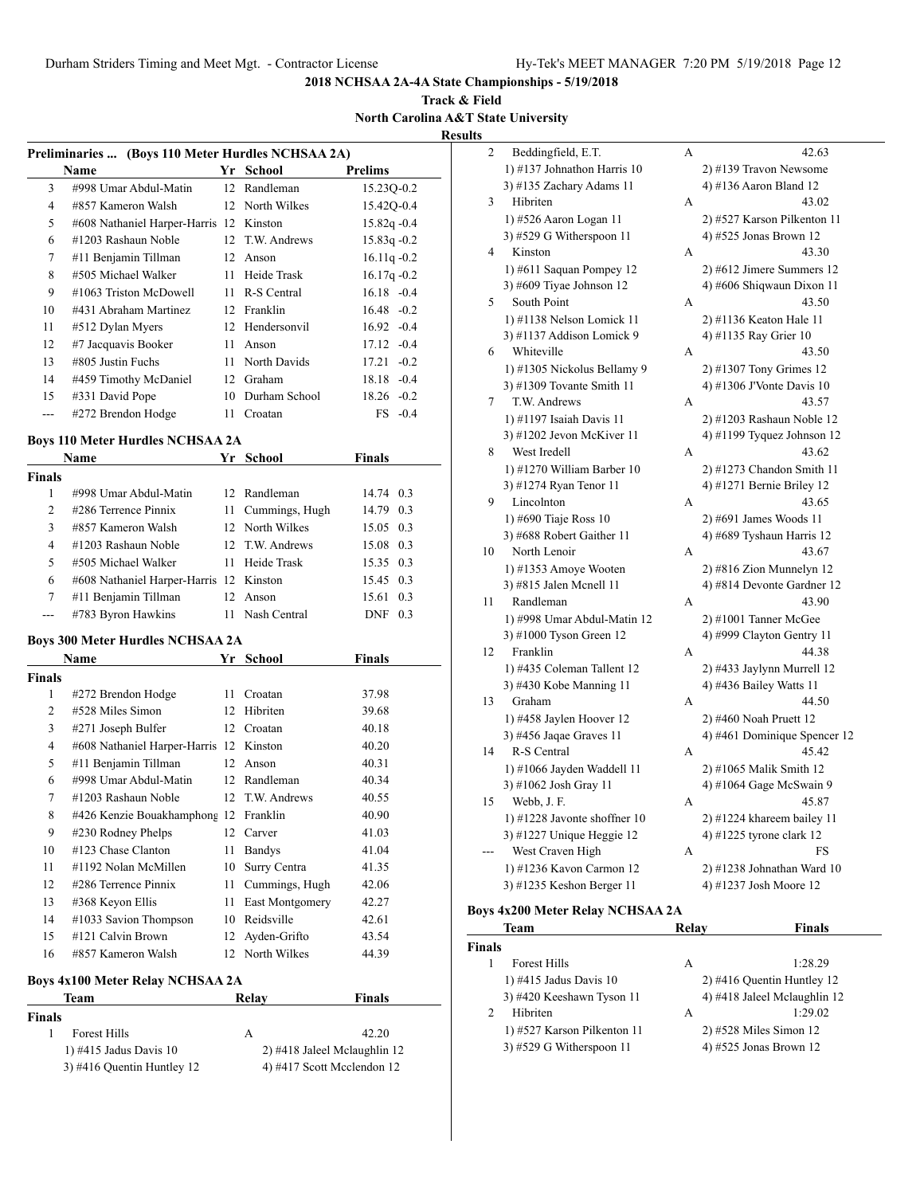## 2018 NCHSAA 2A-4A State Championships - 5/19/2018

**Track & Field**

**North Carolina A&T State University**

**Results**

### Preliminaries ... (Boys 110 Meter Hurdles NCHSAA 2A)

| | Name | Yr | School | Prelims | |
|---|---|---|---|---|---|
| 3 | #998 Umar Abdul-Matin | 12 | Randleman | 15.23Q | -0.2 |
| 4 | #857 Kameron Walsh | 12 | North Wilkes | 15.42Q | -0.4 |
| 5 | #608 Nathaniel Harper-Harris | 12 | Kinston | 15.82q | -0.4 |
| 6 | #1203 Rashaun Noble | 12 | T.W. Andrews | 15.83q | -0.2 |
| 7 | #11 Benjamin Tillman | 12 | Anson | 16.11q | -0.2 |
| 8 | #505 Michael Walker | 11 | Heide Trask | 16.17q | -0.2 |
| 9 | #1063 Triston McDowell | 11 | R-S Central | 16.18 | -0.4 |
| 10 | #431 Abraham Martinez | 12 | Franklin | 16.48 | -0.2 |
| 11 | #512 Dylan Myers | 12 | Hendersonvil | 16.92 | -0.4 |
| 12 | #7 Jacquavis Booker | 11 | Anson | 17.12 | -0.4 |
| 13 | #805 Justin Fuchs | 11 | North Davids | 17.21 | -0.2 |
| 14 | #459 Timothy McDaniel | 12 | Graham | 18.18 | -0.4 |
| 15 | #331 David Pope | 10 | Durham School | 18.26 | -0.2 |
| --- | #272 Brendon Hodge | 11 | Croatan | FS | -0.4 |

### Boys 110 Meter Hurdles NCHSAA 2A

| | Name | Yr | School | Finals | |
|---|---|---|---|---|---|
| **Finals** | | | | | |
| 1 | #998 Umar Abdul-Matin | 12 | Randleman | 14.74 | 0.3 |
| 2 | #286 Terrence Pinnix | 11 | Cummings, Hugh | 14.79 | 0.3 |
| 3 | #857 Kameron Walsh | 12 | North Wilkes | 15.05 | 0.3 |
| 4 | #1203 Rashaun Noble | 12 | T.W. Andrews | 15.08 | 0.3 |
| 5 | #505 Michael Walker | 11 | Heide Trask | 15.35 | 0.3 |
| 6 | #608 Nathaniel Harper-Harris | 12 | Kinston | 15.45 | 0.3 |
| 7 | #11 Benjamin Tillman | 12 | Anson | 15.61 | 0.3 |
| --- | #783 Byron Hawkins | 11 | Nash Central | DNF | 0.3 |

### Boys 300 Meter Hurdles NCHSAA 2A

| | Name | Yr | School | Finals |
|---|---|---|---|---|
| **Finals** | | | | |
| 1 | #272 Brendon Hodge | 11 | Croatan | 37.98 |
| 2 | #528 Miles Simon | 12 | Hibriten | 39.68 |
| 3 | #271 Joseph Bulfer | 12 | Croatan | 40.18 |
| 4 | #608 Nathaniel Harper-Harris | 12 | Kinston | 40.20 |
| 5 | #11 Benjamin Tillman | 12 | Anson | 40.31 |
| 6 | #998 Umar Abdul-Matin | 12 | Randleman | 40.34 |
| 7 | #1203 Rashaun Noble | 12 | T.W. Andrews | 40.55 |
| 8 | #426 Kenzie Bouakhamphong | 12 | Franklin | 40.90 |
| 9 | #230 Rodney Phelps | 12 | Carver | 41.03 |
| 10 | #123 Chase Clanton | 11 | Bandys | 41.04 |
| 11 | #1192 Nolan McMillen | 10 | Surry Centra | 41.35 |
| 12 | #286 Terrence Pinnix | 11 | Cummings, Hugh | 42.06 |
| 13 | #368 Keyon Ellis | 11 | East Montgomery | 42.27 |
| 14 | #1033 Savion Thompson | 10 | Reidsville | 42.61 |
| 15 | #121 Calvin Brown | 12 | Ayden-Grifto | 43.54 |
| 16 | #857 Kameron Walsh | 12 | North Wilkes | 44.39 |

### Boys 4x100 Meter Relay NCHSAA 2A

| | Team | Relay | Finals |
|---|---|---|---|
| **Finals** | | | |
| 1 | Forest Hills | A | 42.20 |
| | 1) #415 Jadus Davis 10 | 2) #418 Jaleel Mclaughlin 12 | |
| | 3) #416 Quentin Huntley 12 | 4) #417 Scott Mcclendon 12 | |
| 2 | Beddingfield, E.T. | A | 42.63 |
| | 1) #137 Johnathon Harris 10 | 2) #139 Travon Newsome | |
| | 3) #135 Zachary Adams 11 | 4) #136 Aaron Bland 12 | |
| 3 | Hibriten | A | 43.02 |
| | 1) #526 Aaron Logan 11 | 2) #527 Karson Pilkenton 11 | |
| | 3) #529 G Witherspoon 11 | 4) #525 Jonas Brown 12 | |
| 4 | Kinston | A | 43.30 |
| | 1) #611 Saquan Pompey 12 | 2) #612 Jimere Summers 12 | |
| | 3) #609 Tiyae Johnson 12 | 4) #606 Shiqwaun Dixon 11 | |
| 5 | South Point | A | 43.50 |
| | 1) #1138 Nelson Lomick 11 | 2) #1136 Keaton Hale 11 | |
| | 3) #1137 Addison Lomick 9 | 4) #1135 Ray Grier 10 | |
| 6 | Whiteville | A | 43.50 |
| | 1) #1305 Nickolus Bellamy 9 | 2) #1307 Tony Grimes 12 | |
| | 3) #1309 Tovante Smith 11 | 4) #1306 J'Vonte Davis 10 | |
| 7 | T.W. Andrews | A | 43.57 |
| | 1) #1197 Isaiah Davis 11 | 2) #1203 Rashaun Noble 12 | |
| | 3) #1202 Jevon McKiver 11 | 4) #1199 Tyquez Johnson 12 | |
| 8 | West Iredell | A | 43.62 |
| | 1) #1270 William Barber 10 | 2) #1273 Chandon Smith 11 | |
| | 3) #1274 Ryan Tenor 11 | 4) #1271 Bernie Briley 12 | |
| 9 | Lincolnton | A | 43.65 |
| | 1) #690 Tiaje Ross 10 | 2) #691 James Woods 11 | |
| | 3) #688 Robert Gaither 11 | 4) #689 Tyshaun Harris 12 | |
| 10 | North Lenoir | A | 43.67 |
| | 1) #1353 Amoye Wooten | 2) #816 Zion Munnelyn 12 | |
| | 3) #815 Jalen Mcnell 11 | 4) #814 Devonte Gardner 12 | |
| 11 | Randleman | A | 43.90 |
| | 1) #998 Umar Abdul-Matin 12 | 2) #1001 Tanner McGee | |
| | 3) #1000 Tyson Green 12 | 4) #999 Clayton Gentry 11 | |
| 12 | Franklin | A | 44.38 |
| | 1) #435 Coleman Tallent 12 | 2) #433 Jaylynn Murrell 12 | |
| | 3) #430 Kobe Manning 11 | 4) #436 Bailey Watts 11 | |
| 13 | Graham | A | 44.50 |
| | 1) #458 Jaylen Hoover 12 | 2) #460 Noah Pruett 12 | |
| | 3) #456 Jaqae Graves 11 | 4) #461 Dominique Spencer 12 | |
| 14 | R-S Central | A | 45.42 |
| | 1) #1066 Jayden Waddell 11 | 2) #1065 Malik Smith 12 | |
| | 3) #1062 Josh Gray 11 | 4) #1064 Gage McSwain 9 | |
| 15 | Webb, J. F. | A | 45.87 |
| | 1) #1228 Javonte shoffner 10 | 2) #1224 khareem bailey 11 | |
| | 3) #1227 Unique Heggie 12 | 4) #1225 tyrone clark 12 | |
| --- | West Craven High | A | FS |
| | 1) #1236 Kavon Carmon 12 | 2) #1238 Johnathan Ward 10 | |
| | 3) #1235 Keshon Berger 11 | 4) #1237 Josh Moore 12 | |

### Boys 4x200 Meter Relay NCHSAA 2A

| | Team | Relay | Finals |
|---|---|---|---|
| **Finals** | | | |
| 1 | Forest Hills | A | 1:28.29 |
| | 1) #415 Jadus Davis 10 | 2) #416 Quentin Huntley 12 | |
| | 3) #420 Keeshawn Tyson 11 | 4) #418 Jaleel Mclaughlin 12 | |
| 2 | Hibriten | A | 1:29.02 |
| | 1) #527 Karson Pilkenton 11 | 2) #528 Miles Simon 12 | |
| | 3) #529 G Witherspoon 11 | 4) #525 Jonas Brown 12 | |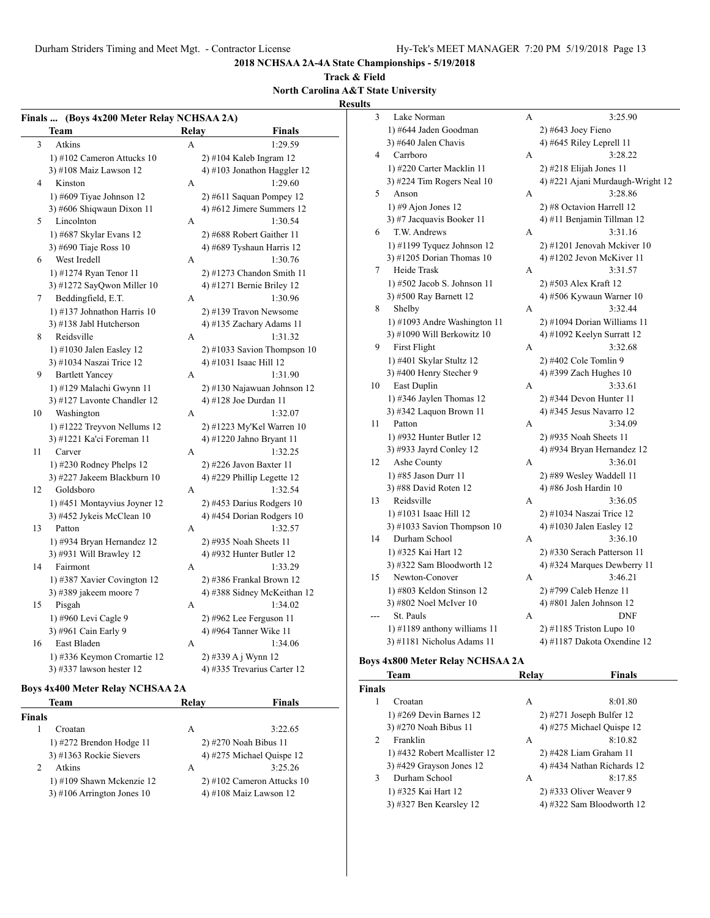## 2018 NCHSAA 2A-4A State Championships - 5/19/2018

### Track & Field

### North Carolina A&T State University

### Results

**Finals ... (Boys 4x200 Meter Relay NCHSAA 2A)**

| | Team | Relay | Finals |
|---|---|---|---|
| 3 | Atkins | A | 1:29.59 |
| | 1) #102 Cameron Attucks 10 | 2) #104 Kaleb Ingram 12 | |
| | 3) #108 Maiz Lawson 12 | 4) #103 Jonathon Haggler 12 | |
| 4 | Kinston | A | 1:29.60 |
| | 1) #609 Tiyae Johnson 12 | 2) #611 Saquan Pompey 12 | |
| | 3) #606 Shiqwaun Dixon 11 | 4) #612 Jimere Summers 12 | |
| 5 | Lincolnton | A | 1:30.54 |
| | 1) #687 Skylar Evans 12 | 2) #688 Robert Gaither 11 | |
| | 3) #690 Tiaje Ross 10 | 4) #689 Tyshaun Harris 12 | |
| 6 | West Iredell | A | 1:30.76 |
| | 1) #1274 Ryan Tenor 11 | 2) #1273 Chandon Smith 11 | |
| | 3) #1272 SayQwon Miller 10 | 4) #1271 Bernie Briley 12 | |
| 7 | Beddingfield, E.T. | A | 1:30.96 |
| | 1) #137 Johnathon Harris 10 | 2) #139 Travon Newsome | |
| | 3) #138 Jabl Hutcherson | 4) #135 Zachary Adams 11 | |
| 8 | Reidsville | A | 1:31.32 |
| | 1) #1030 Jalen Easley 12 | 2) #1033 Savion Thompson 10 | |
| | 3) #1034 Naszai Trice 12 | 4) #1031 Isaac Hill 12 | |
| 9 | Bartlett Yancey | A | 1:31.90 |
| | 1) #129 Malachi Gwynn 11 | 2) #130 Najawuan Johnson 12 | |
| | 3) #127 Lavonte Chandler 12 | 4) #128 Joe Durdan 11 | |
| 10 | Washington | A | 1:32.07 |
| | 1) #1222 Treyvon Nellums 12 | 2) #1223 My'Kel Warren 10 | |
| | 3) #1221 Ka'ci Foreman 11 | 4) #1220 Jahno Bryant 11 | |
| 11 | Carver | A | 1:32.25 |
| | 1) #230 Rodney Phelps 12 | 2) #226 Javon Baxter 11 | |
| | 3) #227 Jakeem Blackburn 10 | 4) #229 Phillip Legette 12 | |
| 12 | Goldsboro | A | 1:32.54 |
| | 1) #451 Montayvius Joyner 12 | 2) #453 Darius Rodgers 10 | |
| | 3) #452 Jykeis McClean 10 | 4) #454 Dorian Rodgers 10 | |
| 13 | Patton | A | 1:32.57 |
| | 1) #934 Bryan Hernandez 12 | 2) #935 Noah Sheets 11 | |
| | 3) #931 Will Brawley 12 | 4) #932 Hunter Butler 12 | |
| 14 | Fairmont | A | 1:33.29 |
| | 1) #387 Xavier Covington 12 | 2) #386 Frankal Brown 12 | |
| | 3) #389 jakeem moore 7 | 4) #388 Sidney McKeithan 12 | |
| 15 | Pisgah | A | 1:34.02 |
| | 1) #960 Levi Cagle 9 | 2) #962 Lee Ferguson 11 | |
| | 3) #961 Cain Early 9 | 4) #964 Tanner Wike 11 | |
| 16 | East Bladen | A | 1:34.06 |
| | 1) #336 Keymon Cromartie 12 | 2) #339 A j Wynn 12 | |
| | 3) #337 lawson hester 12 | 4) #335 Trevarius Carter 12 | |

**Boys 4x400 Meter Relay NCHSAA 2A**

| | Team | Relay | Finals |
|---|---|---|---|
| **Finals** | | | |
| 1 | Croatan | A | 3:22.65 |
| | 1) #272 Brendon Hodge 11 | 2) #270 Noah Bibus 11 | |
| | 3) #1363 Rockie Sievers | 4) #275 Michael Quispe 12 | |
| 2 | Atkins | A | 3:25.26 |
| | 1) #109 Shawn Mckenzie 12 | 2) #102 Cameron Attucks 10 | |
| | 3) #106 Arrington Jones 10 | 4) #108 Maiz Lawson 12 | |
| 3 | Lake Norman | A | 3:25.90 |
| | 1) #644 Jaden Goodman | 2) #643 Joey Fieno | |
| | 3) #640 Jalen Chavis | 4) #645 Riley Leprell 11 | |
| 4 | Carrboro | A | 3:28.22 |
| | 1) #220 Carter Macklin 11 | 2) #218 Elijah Jones 11 | |
| | 3) #224 Tim Rogers Neal 10 | 4) #221 Ajani Murdaugh-Wright 12 | |
| 5 | Anson | A | 3:28.86 |
| | 1) #9 Ajon Jones 12 | 2) #8 Octavion Harrell 12 | |
| | 3) #7 Jacquavis Booker 11 | 4) #11 Benjamin Tillman 12 | |
| 6 | T.W. Andrews | A | 3:31.16 |
| | 1) #1199 Tyquez Johnson 12 | 2) #1201 Jenovah Mckiver 10 | |
| | 3) #1205 Dorian Thomas 10 | 4) #1202 Jevon McKiver 11 | |
| 7 | Heide Trask | A | 3:31.57 |
| | 1) #502 Jacob S. Johnson 11 | 2) #503 Alex Kraft 12 | |
| | 3) #500 Ray Barnett 12 | 4) #506 Kywaun Warner 10 | |
| 8 | Shelby | A | 3:32.44 |
| | 1) #1093 Andre Washington 11 | 2) #1094 Dorian Williams 11 | |
| | 3) #1090 Will Berkowitz 10 | 4) #1092 Keelyn Surratt 12 | |
| 9 | First Flight | A | 3:32.68 |
| | 1) #401 Skylar Stultz 12 | 2) #402 Cole Tomlin 9 | |
| | 3) #400 Henry Stecher 9 | 4) #399 Zach Hughes 10 | |
| 10 | East Duplin | A | 3:33.61 |
| | 1) #346 Jaylen Thomas 12 | 2) #344 Devon Hunter 11 | |
| | 3) #342 Laquon Brown 11 | 4) #345 Jesus Navarro 12 | |
| 11 | Patton | A | 3:34.09 |
| | 1) #932 Hunter Butler 12 | 2) #935 Noah Sheets 11 | |
| | 3) #933 Jayrd Conley 12 | 4) #934 Bryan Hernandez 12 | |
| 12 | Ashe County | A | 3:36.01 |
| | 1) #85 Jason Durr 11 | 2) #89 Wesley Waddell 11 | |
| | 3) #88 David Roten 12 | 4) #86 Josh Hardin 10 | |
| 13 | Reidsville | A | 3:36.05 |
| | 1) #1031 Isaac Hill 12 | 2) #1034 Naszai Trice 12 | |
| | 3) #1033 Savion Thompson 10 | 4) #1030 Jalen Easley 12 | |
| 14 | Durham School | A | 3:36.10 |
| | 1) #325 Kai Hart 12 | 2) #330 Serach Patterson 11 | |
| | 3) #322 Sam Bloodworth 12 | 4) #324 Marques Dewberry 11 | |
| 15 | Newton-Conover | A | 3:46.21 |
| | 1) #803 Keldon Stinson 12 | 2) #799 Caleb Henze 11 | |
| | 3) #802 Noel McIver 10 | 4) #801 Jalen Johnson 12 | |
| --- | St. Pauls | A | DNF |
| | 1) #1189 anthony williams 11 | 2) #1185 Triston Lupo 10 | |
| | 3) #1181 Nicholus Adams 11 | 4) #1187 Dakota Oxendine 12 | |

**Boys 4x800 Meter Relay NCHSAA 2A**

| | Team | Relay | Finals |
|---|---|---|---|
| **Finals** | | | |
| 1 | Croatan | A | 8:01.80 |
| | 1) #269 Devin Barnes 12 | 2) #271 Joseph Bulfer 12 | |
| | 3) #270 Noah Bibus 11 | 4) #275 Michael Quispe 12 | |
| 2 | Franklin | A | 8:10.82 |
| | 1) #432 Robert Mcallister 12 | 2) #428 Liam Graham 11 | |
| | 3) #429 Grayson Jones 12 | 4) #434 Nathan Richards 12 | |
| 3 | Durham School | A | 8:17.85 |
| | 1) #325 Kai Hart 12 | 2) #333 Oliver Weaver 9 | |
| | 3) #327 Ben Kearsley 12 | 4) #322 Sam Bloodworth 12 | |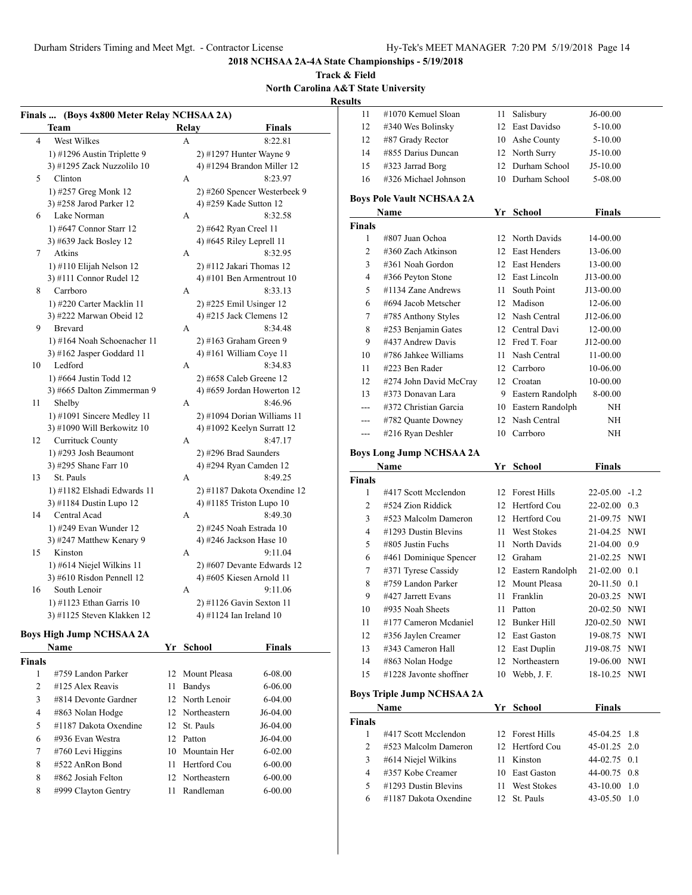# 2018 NCHSAA 2A-4A State Championships - 5/19/2018

## Track & Field

## North Carolina A&T State University

### Results

### Finals ... (Boys 4x800 Meter Relay NCHSAA 2A)

| | Team | Relay | Finals |
|---|---|---|---|
| 4 | West Wilkes | A | 8:22.81 |
| | 1) #1296 Austin Triplette 9 | 2) #1297 Hunter Wayne 9 | |
| | 3) #1295 Zack Nuzzolilo 10 | 4) #1294 Brandon Miller 12 | |
| 5 | Clinton | A | 8:23.97 |
| | 1) #257 Greg Monk 12 | 2) #260 Spencer Westerbeek 9 | |
| | 3) #258 Jarod Parker 12 | 4) #259 Kade Sutton 12 | |
| 6 | Lake Norman | A | 8:32.58 |
| | 1) #647 Connor Starr 12 | 2) #642 Ryan Creel 11 | |
| | 3) #639 Jack Bosley 12 | 4) #645 Riley Leprell 11 | |
| 7 | Atkins | A | 8:32.95 |
| | 1) #110 Elijah Nelson 12 | 2) #112 Jakari Thomas 12 | |
| | 3) #111 Connor Rudel 12 | 4) #101 Ben Armentrout 10 | |
| 8 | Carrboro | A | 8:33.13 |
| | 1) #220 Carter Macklin 11 | 2) #225 Emil Usinger 12 | |
| | 3) #222 Marwan Obeid 12 | 4) #215 Jack Clemens 12 | |
| 9 | Brevard | A | 8:34.48 |
| | 1) #164 Noah Schoenacher 11 | 2) #163 Graham Green 9 | |
| | 3) #162 Jasper Goddard 11 | 4) #161 William Coye 11 | |
| 10 | Ledford | A | 8:34.83 |
| | 1) #664 Justin Todd 12 | 2) #658 Caleb Greene 12 | |
| | 3) #665 Dalton Zimmerman 9 | 4) #659 Jordan Howerton 12 | |
| 11 | Shelby | A | 8:46.96 |
| | 1) #1091 Sincere Medley 11 | 2) #1094 Dorian Williams 11 | |
| | 3) #1090 Will Berkowitz 10 | 4) #1092 Keelyn Surratt 12 | |
| 12 | Currituck County | A | 8:47.17 |
| | 1) #293 Josh Beaumont | 2) #296 Brad Saunders | |
| | 3) #295 Shane Farr 10 | 4) #294 Ryan Camden 12 | |
| 13 | St. Pauls | A | 8:49.25 |
| | 1) #1182 Elshadi Edwards 11 | 2) #1187 Dakota Oxendine 12 | |
| | 3) #1184 Dustin Lupo 12 | 4) #1185 Triston Lupo 10 | |
| 14 | Central Acad | A | 8:49.30 |
| | 1) #249 Evan Wunder 12 | 2) #245 Noah Estrada 10 | |
| | 3) #247 Matthew Kenary 9 | 4) #246 Jackson Hase 10 | |
| 15 | Kinston | A | 9:11.04 |
| | 1) #614 Niejel Wilkins 11 | 2) #607 Devante Edwards 12 | |
| | 3) #610 Risdon Pennell 12 | 4) #605 Kiesen Arnold 11 | |
| 16 | South Lenoir | A | 9:11.06 |
| | 1) #1123 Ethan Garris 10 | 2) #1126 Gavin Sexton 11 | |
| | 3) #1125 Steven Klakken 12 | 4) #1124 Ian Ireland 10 | |

### Boys High Jump NCHSAA 2A

| | Name | Yr | School | Finals |
|---|---|---|---|---|
| **Finals** | | | | |
| 1 | #759 Landon Parker | 12 | Mount Pleasa | 6-08.00 |
| 2 | #125 Alex Reavis | 11 | Bandys | 6-06.00 |
| 3 | #814 Devonte Gardner | 12 | North Lenoir | 6-04.00 |
| 4 | #863 Nolan Hodge | 12 | Northeastern | J6-04.00 |
| 5 | #1187 Dakota Oxendine | 12 | St. Pauls | J6-04.00 |
| 6 | #936 Evan Westra | 12 | Patton | J6-04.00 |
| 7 | #760 Levi Higgins | 10 | Mountain Her | 6-02.00 |
| 8 | #522 AnRon Bond | 11 | Hertford Cou | 6-00.00 |
| 8 | #862 Josiah Felton | 12 | Northeastern | 6-00.00 |
| 8 | #999 Clayton Gentry | 11 | Randleman | 6-00.00 |
| 11 | #1070 Kemuel Sloan | 11 | Salisbury | J6-00.00 |
| 12 | #340 Wes Bolinsky | 12 | East Davidso | 5-10.00 |
| 12 | #87 Grady Rector | 10 | Ashe County | 5-10.00 |
| 14 | #855 Darius Duncan | 12 | North Surry | J5-10.00 |
| 15 | #323 Jarrad Borg | 12 | Durham School | J5-10.00 |
| 16 | #326 Michael Johnson | 10 | Durham School | 5-08.00 |

### Boys Pole Vault NCHSAA 2A

| | Name | Yr | School | Finals |
|---|---|---|---|---|
| **Finals** | | | | |
| 1 | #807 Juan Ochoa | 12 | North Davids | 14-00.00 |
| 2 | #360 Zach Atkinson | 12 | East Henders | 13-06.00 |
| 3 | #361 Noah Gordon | 12 | East Henders | 13-00.00 |
| 4 | #366 Peyton Stone | 12 | East Lincoln | J13-00.00 |
| 5 | #1134 Zane Andrews | 11 | South Point | J13-00.00 |
| 6 | #694 Jacob Metscher | 12 | Madison | 12-06.00 |
| 7 | #785 Anthony Styles | 12 | Nash Central | J12-06.00 |
| 8 | #253 Benjamin Gates | 12 | Central Davi | 12-00.00 |
| 9 | #437 Andrew Davis | 12 | Fred T. Foar | J12-00.00 |
| 10 | #786 Jahkee Williams | 11 | Nash Central | 11-00.00 |
| 11 | #223 Ben Rader | 12 | Carrboro | 10-06.00 |
| 12 | #274 John David McCray | 12 | Croatan | 10-00.00 |
| 13 | #373 Donavan Lara | 9 | Eastern Randolph | 8-00.00 |
| --- | #372 Christian Garcia | 10 | Eastern Randolph | NH |
| --- | #782 Quante Downey | 12 | Nash Central | NH |
| --- | #216 Ryan Deshler | 10 | Carrboro | NH |

### Boys Long Jump NCHSAA 2A

| | Name | Yr | School | Finals | Wind |
|---|---|---|---|---|---|
| **Finals** | | | | | |
| 1 | #417 Scott Mcclendon | 12 | Forest Hills | 22-05.00 | -1.2 |
| 2 | #524 Zion Riddick | 12 | Hertford Cou | 22-02.00 | 0.3 |
| 3 | #523 Malcolm Dameron | 12 | Hertford Cou | 21-09.75 | NWI |
| 4 | #1293 Dustin Blevins | 11 | West Stokes | 21-04.25 | NWI |
| 5 | #805 Justin Fuchs | 11 | North Davids | 21-04.00 | 0.9 |
| 6 | #461 Dominique Spencer | 12 | Graham | 21-02.25 | NWI |
| 7 | #371 Tyrese Cassidy | 12 | Eastern Randolph | 21-02.00 | 0.1 |
| 8 | #759 Landon Parker | 12 | Mount Pleasa | 20-11.50 | 0.1 |
| 9 | #427 Jarrett Evans | 11 | Franklin | 20-03.25 | NWI |
| 10 | #935 Noah Sheets | 11 | Patton | 20-02.50 | NWI |
| 11 | #177 Cameron Mcdaniel | 12 | Bunker Hill | J20-02.50 | NWI |
| 12 | #356 Jaylen Creamer | 12 | East Gaston | 19-08.75 | NWI |
| 13 | #343 Cameron Hall | 12 | East Duplin | J19-08.75 | NWI |
| 14 | #863 Nolan Hodge | 12 | Northeastern | 19-06.00 | NWI |
| 15 | #1228 Javonte shoffner | 10 | Webb, J. F. | 18-10.25 | NWI |

### Boys Triple Jump NCHSAA 2A

| | Name | Yr | School | Finals | Wind |
|---|---|---|---|---|---|
| **Finals** | | | | | |
| 1 | #417 Scott Mcclendon | 12 | Forest Hills | 45-04.25 | 1.8 |
| 2 | #523 Malcolm Dameron | 12 | Hertford Cou | 45-01.25 | 2.0 |
| 3 | #614 Niejel Wilkins | 11 | Kinston | 44-02.75 | 0.1 |
| 4 | #357 Kobe Creamer | 10 | East Gaston | 44-00.75 | 0.8 |
| 5 | #1293 Dustin Blevins | 11 | West Stokes | 43-10.00 | 1.0 |
| 6 | #1187 Dakota Oxendine | 12 | St. Pauls | 43-05.50 | 1.0 |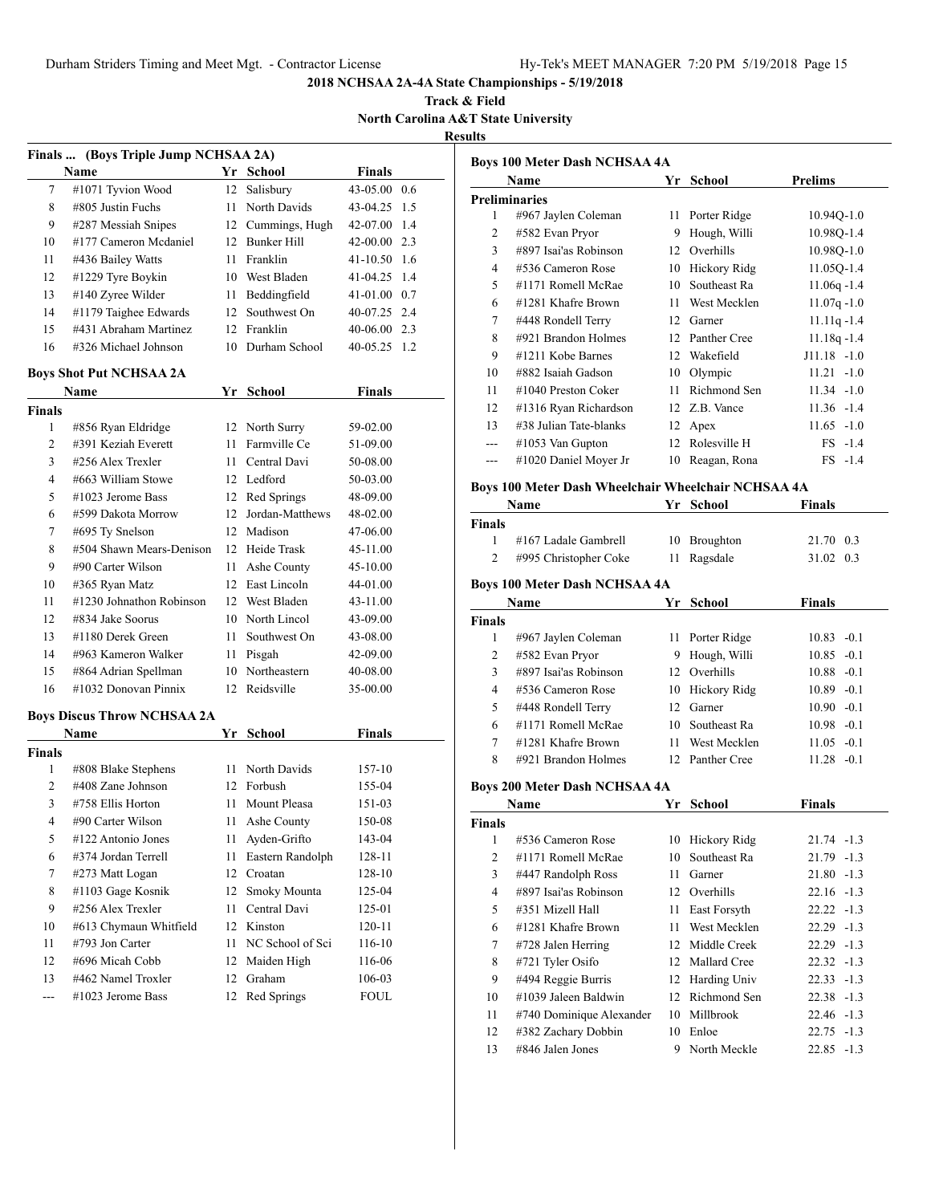## 2018 NCHSAA 2A-4A State Championships - 5/19/2018

### Track & Field

### North Carolina A&T State University

### Results

#### Finals ... (Boys Triple Jump NCHSAA 2A)

| | Name | Yr | School | Finals | |
|---|---|---|---|---|---|
| 7 | #1071 Tyvion Wood | 12 | Salisbury | 43-05.00 | 0.6 |
| 8 | #805 Justin Fuchs | 11 | North Davids | 43-04.25 | 1.5 |
| 9 | #287 Messiah Snipes | 12 | Cummings, Hugh | 42-07.00 | 1.4 |
| 10 | #177 Cameron Mcdaniel | 12 | Bunker Hill | 42-00.00 | 2.3 |
| 11 | #436 Bailey Watts | 11 | Franklin | 41-10.50 | 1.6 |
| 12 | #1229 Tyre Boykin | 10 | West Bladen | 41-04.25 | 1.4 |
| 13 | #140 Zyree Wilder | 11 | Beddingfield | 41-01.00 | 0.7 |
| 14 | #1179 Taighee Edwards | 12 | Southwest On | 40-07.25 | 2.4 |
| 15 | #431 Abraham Martinez | 12 | Franklin | 40-06.00 | 2.3 |
| 16 | #326 Michael Johnson | 10 | Durham School | 40-05.25 | 1.2 |

#### Boys Shot Put NCHSAA 2A

| | Name | Yr | School | Finals |
|---|---|---|---|---|
| **Finals** | | | | |
| 1 | #856 Ryan Eldridge | 12 | North Surry | 59-02.00 |
| 2 | #391 Keziah Everett | 11 | Farmville Ce | 51-09.00 |
| 3 | #256 Alex Trexler | 11 | Central Davi | 50-08.00 |
| 4 | #663 William Stowe | 12 | Ledford | 50-03.00 |
| 5 | #1023 Jerome Bass | 12 | Red Springs | 48-09.00 |
| 6 | #599 Dakota Morrow | 12 | Jordan-Matthews | 48-02.00 |
| 7 | #695 Ty Snelson | 12 | Madison | 47-06.00 |
| 8 | #504 Shawn Mears-Denison | 12 | Heide Trask | 45-11.00 |
| 9 | #90 Carter Wilson | 11 | Ashe County | 45-10.00 |
| 10 | #365 Ryan Matz | 12 | East Lincoln | 44-01.00 |
| 11 | #1230 Johnathon Robinson | 12 | West Bladen | 43-11.00 |
| 12 | #834 Jake Soorus | 10 | North Lincol | 43-09.00 |
| 13 | #1180 Derek Green | 11 | Southwest On | 43-08.00 |
| 14 | #963 Kameron Walker | 11 | Pisgah | 42-09.00 |
| 15 | #864 Adrian Spellman | 10 | Northeastern | 40-08.00 |
| 16 | #1032 Donovan Pinnix | 12 | Reidsville | 35-00.00 |

#### Boys Discus Throw NCHSAA 2A

| | Name | Yr | School | Finals |
|---|---|---|---|---|
| **Finals** | | | | |
| 1 | #808 Blake Stephens | 11 | North Davids | 157-10 |
| 2 | #408 Zane Johnson | 12 | Forbush | 155-04 |
| 3 | #758 Ellis Horton | 11 | Mount Pleasa | 151-03 |
| 4 | #90 Carter Wilson | 11 | Ashe County | 150-08 |
| 5 | #122 Antonio Jones | 11 | Ayden-Grifto | 143-04 |
| 6 | #374 Jordan Terrell | 11 | Eastern Randolph | 128-11 |
| 7 | #273 Matt Logan | 12 | Croatan | 128-10 |
| 8 | #1103 Gage Kosnik | 12 | Smoky Mounta | 125-04 |
| 9 | #256 Alex Trexler | 11 | Central Davi | 125-01 |
| 10 | #613 Chymaun Whitfield | 12 | Kinston | 120-11 |
| 11 | #793 Jon Carter | 11 | NC School of Sci | 116-10 |
| 12 | #696 Micah Cobb | 12 | Maiden High | 116-06 |
| 13 | #462 Namel Troxler | 12 | Graham | 106-03 |
| --- | #1023 Jerome Bass | 12 | Red Springs | FOUL |

#### Boys 100 Meter Dash NCHSAA 4A

| | Name | Yr | School | Prelims | |
|---|---|---|---|---|---|
| **Preliminaries** | | | | | |
| 1 | #967 Jaylen Coleman | 11 | Porter Ridge | 10.94Q | -1.0 |
| 2 | #582 Evan Pryor | 9 | Hough, Willi | 10.98Q | -1.4 |
| 3 | #897 Isai'as Robinson | 12 | Overhills | 10.98Q | -1.0 |
| 4 | #536 Cameron Rose | 10 | Hickory Ridg | 11.05Q | -1.4 |
| 5 | #1171 Romell McRae | 10 | Southeast Ra | 11.06q | -1.4 |
| 6 | #1281 Khafre Brown | 11 | West Mecklen | 11.07q | -1.0 |
| 7 | #448 Rondell Terry | 12 | Garner | 11.11q | -1.4 |
| 8 | #921 Brandon Holmes | 12 | Panther Cree | 11.18q | -1.4 |
| 9 | #1211 Kobe Barnes | 12 | Wakefield | J11.18 | -1.0 |
| 10 | #882 Isaiah Gadson | 10 | Olympic | 11.21 | -1.0 |
| 11 | #1040 Preston Coker | 11 | Richmond Sen | 11.34 | -1.0 |
| 12 | #1316 Ryan Richardson | 12 | Z.B. Vance | 11.36 | -1.4 |
| 13 | #38 Julian Tate-blanks | 12 | Apex | 11.65 | -1.0 |
| --- | #1053 Van Gupton | 12 | Rolesville H | FS | -1.4 |
| --- | #1020 Daniel Moyer Jr | 10 | Reagan, Rona | FS | -1.4 |

#### Boys 100 Meter Dash Wheelchair Wheelchair NCHSAA 4A

| | Name | Yr | School | Finals | |
|---|---|---|---|---|---|
| **Finals** | | | | | |
| 1 | #167 Ladale Gambrell | 10 | Broughton | 21.70 | 0.3 |
| 2 | #995 Christopher Coke | 11 | Ragsdale | 31.02 | 0.3 |

#### Boys 100 Meter Dash NCHSAA 4A

| | Name | Yr | School | Finals | |
|---|---|---|---|---|---|
| **Finals** | | | | | |
| 1 | #967 Jaylen Coleman | 11 | Porter Ridge | 10.83 | -0.1 |
| 2 | #582 Evan Pryor | 9 | Hough, Willi | 10.85 | -0.1 |
| 3 | #897 Isai'as Robinson | 12 | Overhills | 10.88 | -0.1 |
| 4 | #536 Cameron Rose | 10 | Hickory Ridg | 10.89 | -0.1 |
| 5 | #448 Rondell Terry | 12 | Garner | 10.90 | -0.1 |
| 6 | #1171 Romell McRae | 10 | Southeast Ra | 10.98 | -0.1 |
| 7 | #1281 Khafre Brown | 11 | West Mecklen | 11.05 | -0.1 |
| 8 | #921 Brandon Holmes | 12 | Panther Cree | 11.28 | -0.1 |

#### Boys 200 Meter Dash NCHSAA 4A

| | Name | Yr | School | Finals | |
|---|---|---|---|---|---|
| **Finals** | | | | | |
| 1 | #536 Cameron Rose | 10 | Hickory Ridg | 21.74 | -1.3 |
| 2 | #1171 Romell McRae | 10 | Southeast Ra | 21.79 | -1.3 |
| 3 | #447 Randolph Ross | 11 | Garner | 21.80 | -1.3 |
| 4 | #897 Isai'as Robinson | 12 | Overhills | 22.16 | -1.3 |
| 5 | #351 Mizell Hall | 11 | East Forsyth | 22.22 | -1.3 |
| 6 | #1281 Khafre Brown | 11 | West Mecklen | 22.29 | -1.3 |
| 7 | #728 Jalen Herring | 12 | Middle Creek | 22.29 | -1.3 |
| 8 | #721 Tyler Osifo | 12 | Mallard Cree | 22.32 | -1.3 |
| 9 | #494 Reggie Burris | 12 | Harding Univ | 22.33 | -1.3 |
| 10 | #1039 Jaleen Baldwin | 12 | Richmond Sen | 22.38 | -1.3 |
| 11 | #740 Dominique Alexander | 10 | Millbrook | 22.46 | -1.3 |
| 12 | #382 Zachary Dobbin | 10 | Enloe | 22.75 | -1.3 |
| 13 | #846 Jalen Jones | 9 | North Meckle | 22.85 | -1.3 |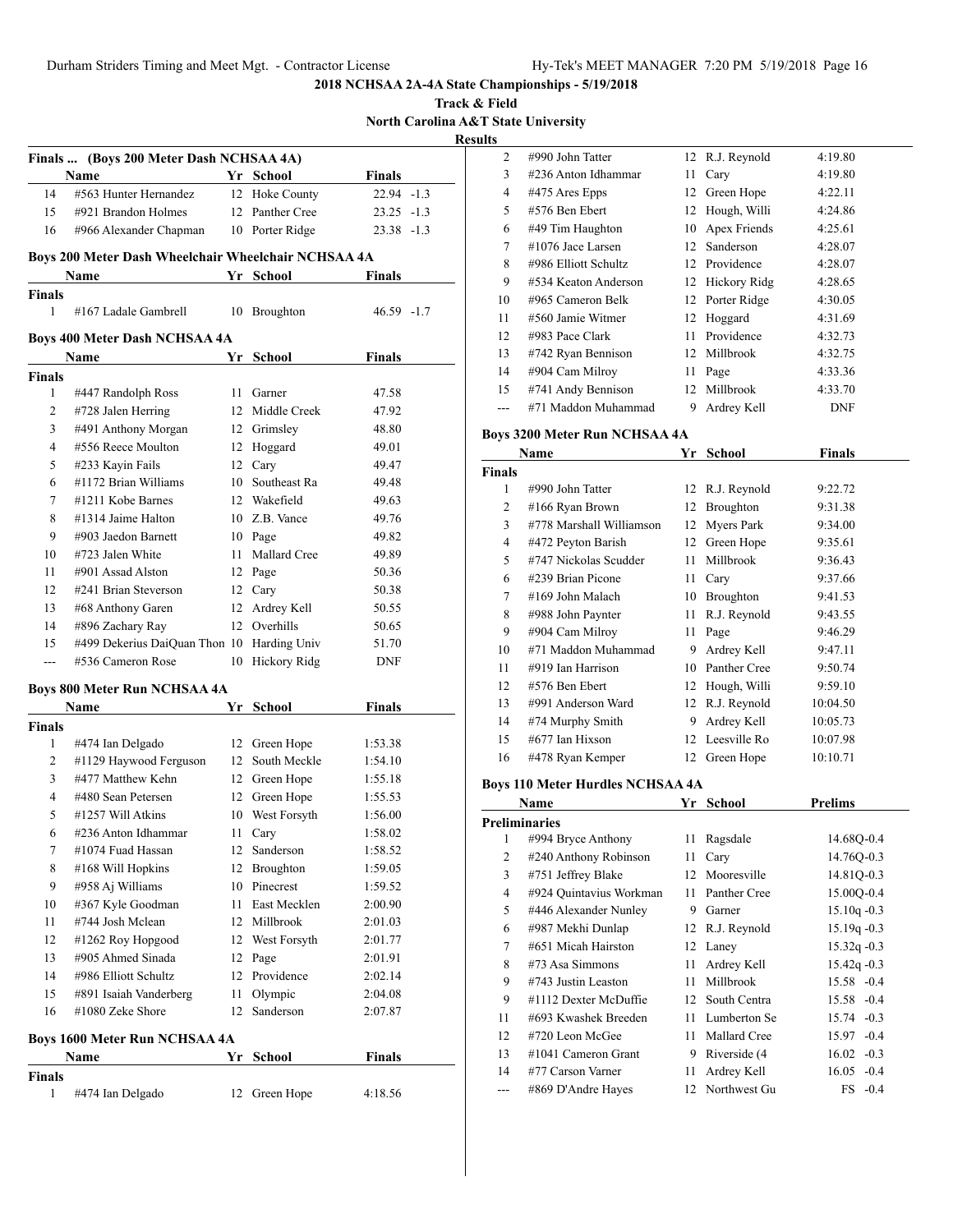## 2018 NCHSAA 2A-4A State Championships - 5/19/2018

**Track & Field**

**North Carolina A&T State University**

**Results**

### Finals ... (Boys 200 Meter Dash NCHSAA 4A)

| | Name | Yr | School | Finals | |
|---|---|---|---|---|---|
| 14 | #563 Hunter Hernandez | 12 | Hoke County | 22.94 | -1.3 |
| 15 | #921 Brandon Holmes | 12 | Panther Cree | 23.25 | -1.3 |
| 16 | #966 Alexander Chapman | 10 | Porter Ridge | 23.38 | -1.3 |

### Boys 200 Meter Dash Wheelchair Wheelchair NCHSAA 4A

| | Name | Yr | School | Finals | |
|---|---|---|---|---|---|
| **Finals** | | | | | |
| 1 | #167 Ladale Gambrell | 10 | Broughton | 46.59 | -1.7 |

### Boys 400 Meter Dash NCHSAA 4A

| | Name | Yr | School | Finals |
|---|---|---|---|---|
| **Finals** | | | | |
| 1 | #447 Randolph Ross | 11 | Garner | 47.58 |
| 2 | #728 Jalen Herring | 12 | Middle Creek | 47.92 |
| 3 | #491 Anthony Morgan | 12 | Grimsley | 48.80 |
| 4 | #556 Reece Moulton | 12 | Hoggard | 49.01 |
| 5 | #233 Kayin Fails | 12 | Cary | 49.47 |
| 6 | #1172 Brian Williams | 10 | Southeast Ra | 49.48 |
| 7 | #1211 Kobe Barnes | 12 | Wakefield | 49.63 |
| 8 | #1314 Jaime Halton | 10 | Z.B. Vance | 49.76 |
| 9 | #903 Jaedon Barnett | 10 | Page | 49.82 |
| 10 | #723 Jalen White | 11 | Mallard Cree | 49.89 |
| 11 | #901 Assad Alston | 12 | Page | 50.36 |
| 12 | #241 Brian Steverson | 12 | Cary | 50.38 |
| 13 | #68 Anthony Garen | 12 | Ardrey Kell | 50.55 |
| 14 | #896 Zachary Ray | 12 | Overhills | 50.65 |
| 15 | #499 Dekerius DaiQuan Thon | 10 | Harding Univ | 51.70 |
| --- | #536 Cameron Rose | 10 | Hickory Ridg | DNF |

### Boys 800 Meter Run NCHSAA 4A

| | Name | Yr | School | Finals |
|---|---|---|---|---|
| **Finals** | | | | |
| 1 | #474 Ian Delgado | 12 | Green Hope | 1:53.38 |
| 2 | #1129 Haywood Ferguson | 12 | South Meckle | 1:54.10 |
| 3 | #477 Matthew Kehn | 12 | Green Hope | 1:55.18 |
| 4 | #480 Sean Petersen | 12 | Green Hope | 1:55.53 |
| 5 | #1257 Will Atkins | 10 | West Forsyth | 1:56.00 |
| 6 | #236 Anton Idhammar | 11 | Cary | 1:58.02 |
| 7 | #1074 Fuad Hassan | 12 | Sanderson | 1:58.52 |
| 8 | #168 Will Hopkins | 12 | Broughton | 1:59.05 |
| 9 | #958 Aj Williams | 10 | Pinecrest | 1:59.52 |
| 10 | #367 Kyle Goodman | 11 | East Mecklen | 2:00.90 |
| 11 | #744 Josh Mclean | 12 | Millbrook | 2:01.03 |
| 12 | #1262 Roy Hopgood | 12 | West Forsyth | 2:01.77 |
| 13 | #905 Ahmed Sinada | 12 | Page | 2:01.91 |
| 14 | #986 Elliott Schultz | 12 | Providence | 2:02.14 |
| 15 | #891 Isaiah Vanderberg | 11 | Olympic | 2:04.08 |
| 16 | #1080 Zeke Shore | 12 | Sanderson | 2:07.87 |

### Boys 1600 Meter Run NCHSAA 4A

| | Name | Yr | School | Finals |
|---|---|---|---|---|
| **Finals** | | | | |
| 1 | #474 Ian Delgado | 12 | Green Hope | 4:18.56 |
| 2 | #990 John Tatter | 12 | R.J. Reynold | 4:19.80 |
| 3 | #236 Anton Idhammar | 11 | Cary | 4:19.80 |
| 4 | #475 Ares Epps | 12 | Green Hope | 4:22.11 |
| 5 | #576 Ben Ebert | 12 | Hough, Willi | 4:24.86 |
| 6 | #49 Tim Haughton | 10 | Apex Friends | 4:25.61 |
| 7 | #1076 Jace Larsen | 12 | Sanderson | 4:28.07 |
| 8 | #986 Elliott Schultz | 12 | Providence | 4:28.07 |
| 9 | #534 Keaton Anderson | 12 | Hickory Ridg | 4:28.65 |
| 10 | #965 Cameron Belk | 12 | Porter Ridge | 4:30.05 |
| 11 | #560 Jamie Witmer | 12 | Hoggard | 4:31.69 |
| 12 | #983 Pace Clark | 11 | Providence | 4:32.73 |
| 13 | #742 Ryan Bennison | 12 | Millbrook | 4:32.75 |
| 14 | #904 Cam Milroy | 11 | Page | 4:33.36 |
| 15 | #741 Andy Bennison | 12 | Millbrook | 4:33.70 |
| --- | #71 Maddon Muhammad | 9 | Ardrey Kell | DNF |

### Boys 3200 Meter Run NCHSAA 4A

| | Name | Yr | School | Finals |
|---|---|---|---|---|
| **Finals** | | | | |
| 1 | #990 John Tatter | 12 | R.J. Reynold | 9:22.72 |
| 2 | #166 Ryan Brown | 12 | Broughton | 9:31.38 |
| 3 | #778 Marshall Williamson | 12 | Myers Park | 9:34.00 |
| 4 | #472 Peyton Barish | 12 | Green Hope | 9:35.61 |
| 5 | #747 Nickolas Scudder | 11 | Millbrook | 9:36.43 |
| 6 | #239 Brian Picone | 11 | Cary | 9:37.66 |
| 7 | #169 John Malach | 10 | Broughton | 9:41.53 |
| 8 | #988 John Paynter | 11 | R.J. Reynold | 9:43.55 |
| 9 | #904 Cam Milroy | 11 | Page | 9:46.29 |
| 10 | #71 Maddon Muhammad | 9 | Ardrey Kell | 9:47.11 |
| 11 | #919 Ian Harrison | 10 | Panther Cree | 9:50.74 |
| 12 | #576 Ben Ebert | 12 | Hough, Willi | 9:59.10 |
| 13 | #991 Anderson Ward | 12 | R.J. Reynold | 10:04.50 |
| 14 | #74 Murphy Smith | 9 | Ardrey Kell | 10:05.73 |
| 15 | #677 Ian Hixson | 12 | Leesville Ro | 10:07.98 |
| 16 | #478 Ryan Kemper | 12 | Green Hope | 10:10.71 |

### Boys 110 Meter Hurdles NCHSAA 4A

| | Name | Yr | School | Prelims | |
|---|---|---|---|---|---|
| **Preliminaries** | | | | | |
| 1 | #994 Bryce Anthony | 11 | Ragsdale | 14.68Q | -0.4 |
| 2 | #240 Anthony Robinson | 11 | Cary | 14.76Q | -0.3 |
| 3 | #751 Jeffrey Blake | 12 | Mooresville | 14.81Q | -0.3 |
| 4 | #924 Quintavius Workman | 11 | Panther Cree | 15.00Q | -0.4 |
| 5 | #446 Alexander Nunley | 9 | Garner | 15.10q | -0.3 |
| 6 | #987 Mekhi Dunlap | 12 | R.J. Reynold | 15.19q | -0.3 |
| 7 | #651 Micah Hairston | 12 | Laney | 15.32q | -0.3 |
| 8 | #73 Asa Simmons | 11 | Ardrey Kell | 15.42q | -0.3 |
| 9 | #743 Justin Leaston | 11 | Millbrook | 15.58 | -0.4 |
| 9 | #1112 Dexter McDuffie | 12 | South Centra | 15.58 | -0.4 |
| 11 | #693 Kwashek Breeden | 11 | Lumberton Se | 15.74 | -0.3 |
| 12 | #720 Leon McGee | 11 | Mallard Cree | 15.97 | -0.4 |
| 13 | #1041 Cameron Grant | 9 | Riverside (4 | 16.02 | -0.3 |
| 14 | #77 Carson Varner | 11 | Ardrey Kell | 16.05 | -0.4 |
| --- | #869 D'Andre Hayes | 12 | Northwest Gu | FS | -0.4 |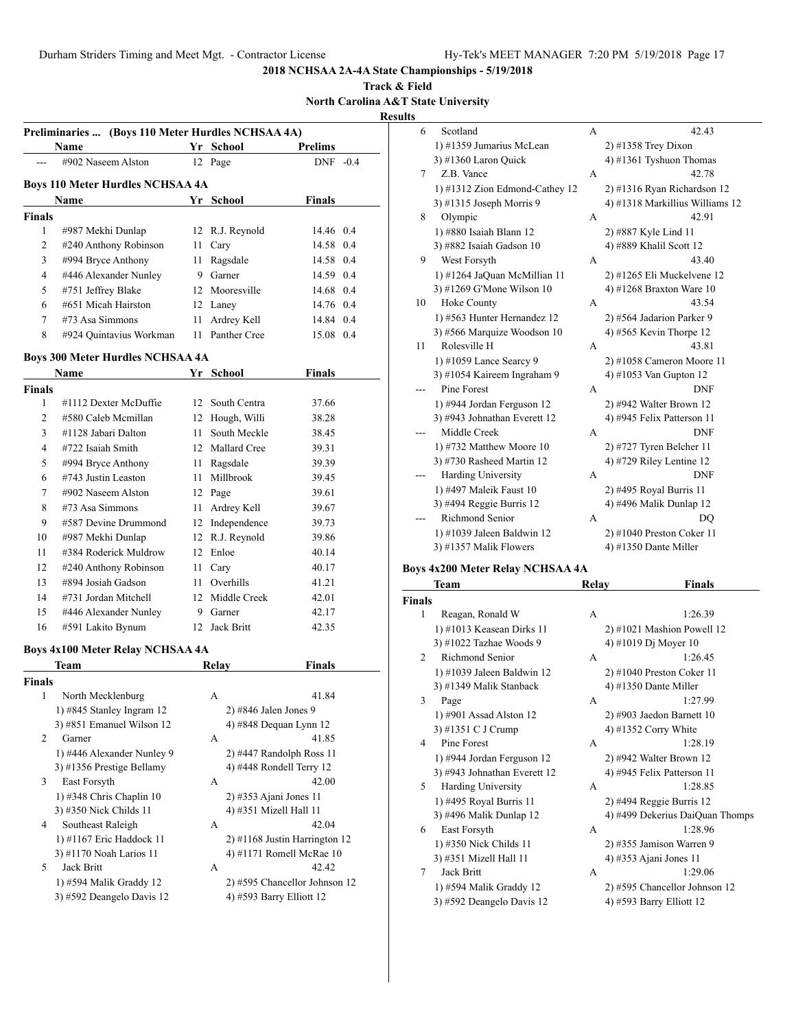**2018 NCHSAA 2A-4A State Championships - 5/19/2018**

**Track & Field**

**North Carolina A&T State University**

**Results**

### Preliminaries ... (Boys 110 Meter Hurdles NCHSAA 4A)

| | Name | Yr | School | Prelims | |
|---|---|---|---|---|---|
| --- | #902 Naseem Alston | 12 | Page | DNF | -0.4 |

### Boys 110 Meter Hurdles NCHSAA 4A

| | Name | Yr | School | Finals | |
|---|---|---|---|---|---|
| **Finals** | | | | | |
| 1 | #987 Mekhi Dunlap | 12 | R.J. Reynold | 14.46 | 0.4 |
| 2 | #240 Anthony Robinson | 11 | Cary | 14.58 | 0.4 |
| 3 | #994 Bryce Anthony | 11 | Ragsdale | 14.58 | 0.4 |
| 4 | #446 Alexander Nunley | 9 | Garner | 14.59 | 0.4 |
| 5 | #751 Jeffrey Blake | 12 | Mooresville | 14.68 | 0.4 |
| 6 | #651 Micah Hairston | 12 | Laney | 14.76 | 0.4 |
| 7 | #73 Asa Simmons | 11 | Ardrey Kell | 14.84 | 0.4 |
| 8 | #924 Quintavius Workman | 11 | Panther Cree | 15.08 | 0.4 |

### Boys 300 Meter Hurdles NCHSAA 4A

| | Name | Yr | School | Finals |
|---|---|---|---|---|
| **Finals** | | | | |
| 1 | #1112 Dexter McDuffie | 12 | South Centra | 37.66 |
| 2 | #580 Caleb Mcmillan | 12 | Hough, Willi | 38.28 |
| 3 | #1128 Jabari Dalton | 11 | South Meckle | 38.45 |
| 4 | #722 Isaiah Smith | 12 | Mallard Cree | 39.31 |
| 5 | #994 Bryce Anthony | 11 | Ragsdale | 39.39 |
| 6 | #743 Justin Leaston | 11 | Millbrook | 39.45 |
| 7 | #902 Naseem Alston | 12 | Page | 39.61 |
| 8 | #73 Asa Simmons | 11 | Ardrey Kell | 39.67 |
| 9 | #587 Devine Drummond | 12 | Independence | 39.73 |
| 10 | #987 Mekhi Dunlap | 12 | R.J. Reynold | 39.86 |
| 11 | #384 Roderick Muldrow | 12 | Enloe | 40.14 |
| 12 | #240 Anthony Robinson | 11 | Cary | 40.17 |
| 13 | #894 Josiah Gadson | 11 | Overhills | 41.21 |
| 14 | #731 Jordan Mitchell | 12 | Middle Creek | 42.01 |
| 15 | #446 Alexander Nunley | 9 | Garner | 42.17 |
| 16 | #591 Lakito Bynum | 12 | Jack Britt | 42.35 |

### Boys 4x100 Meter Relay NCHSAA 4A

| | Team | Relay | Finals |
|---|---|---|---|
| **Finals** | | | |
| 1 | North Mecklenburg | A | 41.84 |
| | 1) #845 Stanley Ingram 12 | 2) #846 Jalen Jones 9 | |
| | 3) #851 Emanuel Wilson 12 | 4) #848 Dequan Lynn 12 | |
| 2 | Garner | A | 41.85 |
| | 1) #446 Alexander Nunley 9 | 2) #447 Randolph Ross 11 | |
| | 3) #1356 Prestige Bellamy | 4) #448 Rondell Terry 12 | |
| 3 | East Forsyth | A | 42.00 |
| | 1) #348 Chris Chaplin 10 | 2) #353 Ajani Jones 11 | |
| | 3) #350 Nick Childs 11 | 4) #351 Mizell Hall 11 | |
| 4 | Southeast Raleigh | A | 42.04 |
| | 1) #1167 Eric Haddock 11 | 2) #1168 Justin Harrington 12 | |
| | 3) #1170 Noah Larios 11 | 4) #1171 Romell McRae 10 | |
| 5 | Jack Britt | A | 42.42 |
| | 1) #594 Malik Graddy 12 | 2) #595 Chancellor Johnson 12 | |
| | 3) #592 Deangelo Davis 12 | 4) #593 Barry Elliott 12 | |
| 6 | Scotland | A | 42.43 |
| | 1) #1359 Jumarius McLean | 2) #1358 Trey Dixon | |
| | 3) #1360 Laron Quick | 4) #1361 Tyshuon Thomas | |
| 7 | Z.B. Vance | A | 42.78 |
| | 1) #1312 Zion Edmond-Cathey 12 | 2) #1316 Ryan Richardson 12 | |
| | 3) #1315 Joseph Morris 9 | 4) #1318 Markillius Williams 12 | |
| 8 | Olympic | A | 42.91 |
| | 1) #880 Isaiah Blann 12 | 2) #887 Kyle Lind 11 | |
| | 3) #882 Isaiah Gadson 10 | 4) #889 Khalil Scott 12 | |
| 9 | West Forsyth | A | 43.40 |
| | 1) #1264 JaQuan McMillian 11 | 2) #1265 Eli Muckelvene 12 | |
| | 3) #1269 G'Mone Wilson 10 | 4) #1268 Braxton Ware 10 | |
| 10 | Hoke County | A | 43.54 |
| | 1) #563 Hunter Hernandez 12 | 2) #564 Jadarion Parker 9 | |
| | 3) #566 Marquize Woodson 10 | 4) #565 Kevin Thorpe 12 | |
| 11 | Rolesville H | A | 43.81 |
| | 1) #1059 Lance Searcy 9 | 2) #1058 Cameron Moore 11 | |
| | 3) #1054 Kaireem Ingraham 9 | 4) #1053 Van Gupton 12 | |
| --- | Pine Forest | A | DNF |
| | 1) #944 Jordan Ferguson 12 | 2) #942 Walter Brown 12 | |
| | 3) #943 Johnathan Everett 12 | 4) #945 Felix Patterson 11 | |
| --- | Middle Creek | A | DNF |
| | 1) #732 Matthew Moore 10 | 2) #727 Tyren Belcher 11 | |
| | 3) #730 Rasheed Martin 12 | 4) #729 Riley Lentine 12 | |
| --- | Harding University | A | DNF |
| | 1) #497 Maleik Faust 10 | 2) #495 Royal Burris 11 | |
| | 3) #494 Reggie Burris 12 | 4) #496 Malik Dunlap 12 | |
| --- | Richmond Senior | A | DQ |
| | 1) #1039 Jaleen Baldwin 12 | 2) #1040 Preston Coker 11 | |
| | 3) #1357 Malik Flowers | 4) #1350 Dante Miller | |

### Boys 4x200 Meter Relay NCHSAA 4A

| | Team | Relay | Finals |
|---|---|---|---|
| **Finals** | | | |
| 1 | Reagan, Ronald W | A | 1:26.39 |
| | 1) #1013 Keasean Dirks 11 | 2) #1021 Mashion Powell 12 | |
| | 3) #1022 Tazhae Woods 9 | 4) #1019 Dj Moyer 10 | |
| 2 | Richmond Senior | A | 1:26.45 |
| | 1) #1039 Jaleen Baldwin 12 | 2) #1040 Preston Coker 11 | |
| | 3) #1349 Malik Stanback | 4) #1350 Dante Miller | |
| 3 | Page | A | 1:27.99 |
| | 1) #901 Assad Alston 12 | 2) #903 Jaedon Barnett 10 | |
| | 3) #1351 C J Crump | 4) #1352 Corry White | |
| 4 | Pine Forest | A | 1:28.19 |
| | 1) #944 Jordan Ferguson 12 | 2) #942 Walter Brown 12 | |
| | 3) #943 Johnathan Everett 12 | 4) #945 Felix Patterson 11 | |
| 5 | Harding University | A | 1:28.85 |
| | 1) #495 Royal Burris 11 | 2) #494 Reggie Burris 12 | |
| | 3) #496 Malik Dunlap 12 | 4) #499 Dekerius DaiQuan Thomps | |
| 6 | East Forsyth | A | 1:28.96 |
| | 1) #350 Nick Childs 11 | 2) #355 Jamison Warren 9 | |
| | 3) #351 Mizell Hall 11 | 4) #353 Ajani Jones 11 | |
| 7 | Jack Britt | A | 1:29.06 |
| | 1) #594 Malik Graddy 12 | 2) #595 Chancellor Johnson 12 | |
| | 3) #592 Deangelo Davis 12 | 4) #593 Barry Elliott 12 | |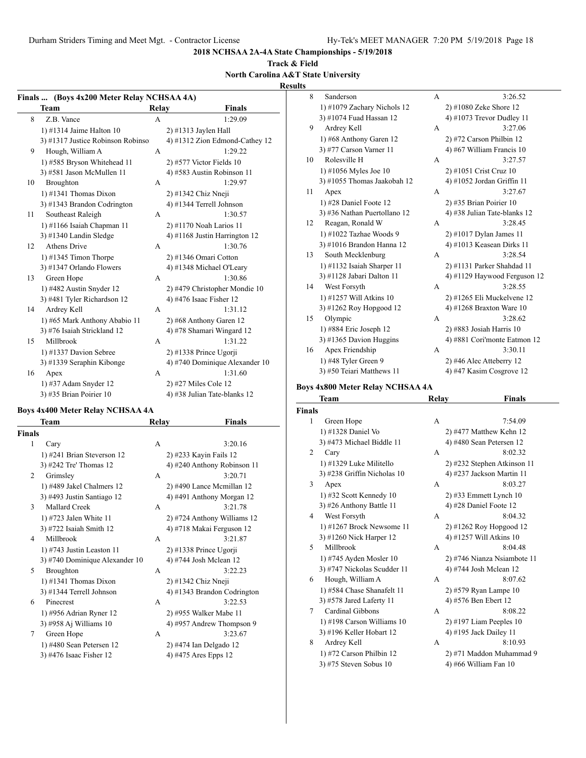**2018 NCHSAA 2A-4A State Championships - 5/19/2018**

**Track & Field**

**North Carolina A&T State University**

**Results**

### Finals ... (Boys 4x200 Meter Relay NCHSAA 4A)

| | Team | Relay | Finals |
|---|---|---|---|
| 8 | Z.B. Vance | A | 1:29.09 |
| | 1) #1314 Jaime Halton 10 | 2) #1313 Jaylen Hall | |
| | 3) #1317 Justice Robinson Robinso | 4) #1312 Zion Edmond-Cathey 12 | |
| 9 | Hough, William A | A | 1:29.22 |
| | 1) #585 Bryson Whitehead 11 | 2) #577 Victor Fields 10 | |
| | 3) #581 Jason McMullen 11 | 4) #583 Austin Robinson 11 | |
| 10 | Broughton | A | 1:29.97 |
| | 1) #1341 Thomas Dixon | 2) #1342 Chiz Nneji | |
| | 3) #1343 Brandon Codrington | 4) #1344 Terrell Johnson | |
| 11 | Southeast Raleigh | A | 1:30.57 |
| | 1) #1166 Isaiah Chapman 11 | 2) #1170 Noah Larios 11 | |
| | 3) #1340 Landin Sledge | 4) #1168 Justin Harrington 12 | |
| 12 | Athens Drive | A | 1:30.76 |
| | 1) #1345 Timon Thorpe | 2) #1346 Omari Cotton | |
| | 3) #1347 Orlando Flowers | 4) #1348 Michael O'Leary | |
| 13 | Green Hope | A | 1:30.86 |
| | 1) #482 Austin Snyder 12 | 2) #479 Christopher Mondie 10 | |
| | 3) #481 Tyler Richardson 12 | 4) #476 Isaac Fisher 12 | |
| 14 | Ardrey Kell | A | 1:31.12 |
| | 1) #65 Mark Anthony Ababio 11 | 2) #68 Anthony Garen 12 | |
| | 3) #76 Isaiah Strickland 12 | 4) #78 Shamari Wingard 12 | |
| 15 | Millbrook | A | 1:31.22 |
| | 1) #1337 Davion Sebree | 2) #1338 Prince Ugorji | |
| | 3) #1339 Seraphin Kibonge | 4) #740 Dominique Alexander 10 | |
| 16 | Apex | A | 1:31.60 |
| | 1) #37 Adam Snyder 12 | 2) #27 Miles Cole 12 | |
| | 3) #35 Brian Poirier 10 | 4) #38 Julian Tate-blanks 12 | |

### Boys 4x400 Meter Relay NCHSAA 4A

**Finals**

| | Team | Relay | Finals |
|---|---|---|---|
| 1 | Cary | A | 3:20.16 |
| | 1) #241 Brian Steverson 12 | 2) #233 Kayin Fails 12 | |
| | 3) #242 Tre' Thomas 12 | 4) #240 Anthony Robinson 11 | |
| 2 | Grimsley | A | 3:20.71 |
| | 1) #489 Jakel Chalmers 12 | 2) #490 Lance Mcmillan 12 | |
| | 3) #493 Justin Santiago 12 | 4) #491 Anthony Morgan 12 | |
| 3 | Mallard Creek | A | 3:21.78 |
| | 1) #723 Jalen White 11 | 2) #724 Anthony Williams 12 | |
| | 3) #722 Isaiah Smith 12 | 4) #718 Makai Ferguson 12 | |
| 4 | Millbrook | A | 3:21.87 |
| | 1) #743 Justin Leaston 11 | 2) #1338 Prince Ugorji | |
| | 3) #740 Dominique Alexander 10 | 4) #744 Josh Mclean 12 | |
| 5 | Broughton | A | 3:22.23 |
| | 1) #1341 Thomas Dixon | 2) #1342 Chiz Nneji | |
| | 3) #1344 Terrell Johnson | 4) #1343 Brandon Codrington | |
| 6 | Pinecrest | A | 3:22.53 |
| | 1) #956 Adrian Ryner 12 | 2) #955 Walker Mabe 11 | |
| | 3) #958 Aj Williams 10 | 4) #957 Andrew Thompson 9 | |
| 7 | Green Hope | A | 3:23.67 |
| | 1) #480 Sean Petersen 12 | 2) #474 Ian Delgado 12 | |
| | 3) #476 Isaac Fisher 12 | 4) #475 Ares Epps 12 | |
| 8 | Sanderson | A | 3:26.52 |
| | 1) #1079 Zachary Nichols 12 | 2) #1080 Zeke Shore 12 | |
| | 3) #1074 Fuad Hassan 12 | 4) #1073 Trevor Dudley 11 | |
| 9 | Ardrey Kell | A | 3:27.06 |
| | 1) #68 Anthony Garen 12 | 2) #72 Carson Philbin 12 | |
| | 3) #77 Carson Varner 11 | 4) #67 William Francis 10 | |
| 10 | Rolesville H | A | 3:27.57 |
| | 1) #1056 Myles Joe 10 | 2) #1051 Crist Cruz 10 | |
| | 3) #1055 Thomas Jaakobah 12 | 4) #1052 Jordan Griffin 11 | |
| 11 | Apex | A | 3:27.67 |
| | 1) #28 Daniel Foote 12 | 2) #35 Brian Poirier 10 | |
| | 3) #36 Nathan Puertollano 12 | 4) #38 Julian Tate-blanks 12 | |
| 12 | Reagan, Ronald W | A | 3:28.45 |
| | 1) #1022 Tazhae Woods 9 | 2) #1017 Dylan James 11 | |
| | 3) #1016 Brandon Hanna 12 | 4) #1013 Keasean Dirks 11 | |
| 13 | South Mecklenburg | A | 3:28.54 |
| | 1) #1132 Isaiah Sharper 11 | 2) #1131 Parker Shahdad 11 | |
| | 3) #1128 Jabari Dalton 11 | 4) #1129 Haywood Ferguson 12 | |
| 14 | West Forsyth | A | 3:28.55 |
| | 1) #1257 Will Atkins 10 | 2) #1265 Eli Muckelvene 12 | |
| | 3) #1262 Roy Hopgood 12 | 4) #1268 Braxton Ware 10 | |
| 15 | Olympic | A | 3:28.62 |
| | 1) #884 Eric Joseph 12 | 2) #883 Josiah Harris 10 | |
| | 3) #1365 Davion Huggins | 4) #881 Cori'monte Eatmon 12 | |
| 16 | Apex Friendship | A | 3:30.11 |
| | 1) #48 Tyler Green 9 | 2) #46 Alec Atteberry 12 | |
| | 3) #50 Teiari Matthews 11 | 4) #47 Kasim Cosgrove 12 | |

### Boys 4x800 Meter Relay NCHSAA 4A

**Finals**

| | Team | Relay | Finals |
|---|---|---|---|
| 1 | Green Hope | A | 7:54.09 |
| | 1) #1328 Daniel Vo | 2) #477 Matthew Kehn 12 | |
| | 3) #473 Michael Biddle 11 | 4) #480 Sean Petersen 12 | |
| 2 | Cary | A | 8:02.32 |
| | 1) #1329 Luke Militello | 2) #232 Stephen Atkinson 11 | |
| | 3) #238 Griffin Nicholas 10 | 4) #237 Jackson Martin 11 | |
| 3 | Apex | A | 8:03.27 |
| | 1) #32 Scott Kennedy 10 | 2) #33 Emmett Lynch 10 | |
| | 3) #26 Anthony Battle 11 | 4) #28 Daniel Foote 12 | |
| 4 | West Forsyth | A | 8:04.32 |
| | 1) #1267 Brock Newsome 11 | 2) #1262 Roy Hopgood 12 | |
| | 3) #1260 Nick Harper 12 | 4) #1257 Will Atkins 10 | |
| 5 | Millbrook | A | 8:04.48 |
| | 1) #745 Ayden Mosler 10 | 2) #746 Nianza Nsiambote 11 | |
| | 3) #747 Nickolas Scudder 11 | 4) #744 Josh Mclean 12 | |
| 6 | Hough, William A | A | 8:07.62 |
| | 1) #584 Chase Shanafelt 11 | 2) #579 Ryan Lampe 10 | |
| | 3) #578 Jared Laferty 11 | 4) #576 Ben Ebert 12 | |
| 7 | Cardinal Gibbons | A | 8:08.22 |
| | 1) #198 Carson Williams 10 | 2) #197 Liam Peeples 10 | |
| | 3) #196 Keller Hobart 12 | 4) #195 Jack Dailey 11 | |
| 8 | Ardrey Kell | A | 8:10.93 |
| | 1) #72 Carson Philbin 12 | 2) #71 Maddon Muhammad 9 | |
| | 3) #75 Steven Sobus 10 | 4) #66 William Fan 10 | |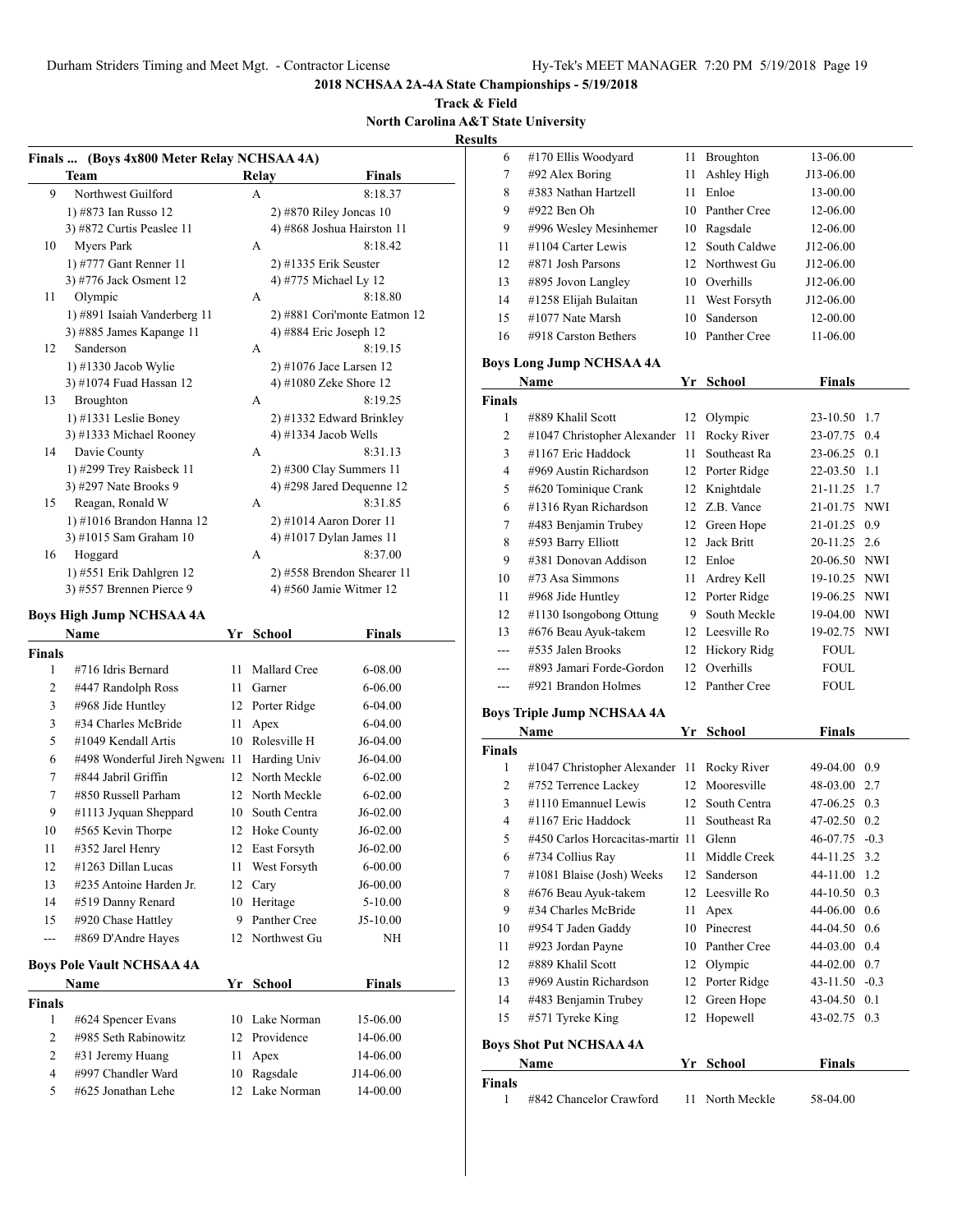# 2018 NCHSAA 2A-4A State Championships - 5/19/2018

## Track & Field

### North Carolina A&T State University

#### Results

**Finals ... (Boys 4x800 Meter Relay NCHSAA 4A)**

| | Team | Relay | Finals |
|---|---|---|---|
| 9 | Northwest Guilford | A | 8:18.37 |
| | 1) #873 Ian Russo 12 | 2) #870 Riley Joncas 10 | |
| | 3) #872 Curtis Peaslee 11 | 4) #868 Joshua Hairston 11 | |
| 10 | Myers Park | A | 8:18.42 |
| | 1) #777 Gant Renner 11 | 2) #1335 Erik Seuster | |
| | 3) #776 Jack Osment 12 | 4) #775 Michael Ly 12 | |
| 11 | Olympic | A | 8:18.80 |
| | 1) #891 Isaiah Vanderberg 11 | 2) #881 Cori'monte Eatmon 12 | |
| | 3) #885 James Kapange 11 | 4) #884 Eric Joseph 12 | |
| 12 | Sanderson | A | 8:19.15 |
| | 1) #1330 Jacob Wylie | 2) #1076 Jace Larsen 12 | |
| | 3) #1074 Fuad Hassan 12 | 4) #1080 Zeke Shore 12 | |
| 13 | Broughton | A | 8:19.25 |
| | 1) #1331 Leslie Boney | 2) #1332 Edward Brinkley | |
| | 3) #1333 Michael Rooney | 4) #1334 Jacob Wells | |
| 14 | Davie County | A | 8:31.13 |
| | 1) #299 Trey Raisbeck 11 | 2) #300 Clay Summers 11 | |
| | 3) #297 Nate Brooks 9 | 4) #298 Jared Dequenne 12 | |
| 15 | Reagan, Ronald W | A | 8:31.85 |
| | 1) #1016 Brandon Hanna 12 | 2) #1014 Aaron Dorer 11 | |
| | 3) #1015 Sam Graham 10 | 4) #1017 Dylan James 11 | |
| 16 | Hoggard | A | 8:37.00 |
| | 1) #551 Erik Dahlgren 12 | 2) #558 Brendon Shearer 11 | |
| | 3) #557 Brennen Pierce 9 | 4) #560 Jamie Witmer 12 | |

**Boys High Jump NCHSAA 4A**

| | Name | Yr | School | Finals |
|---|---|---|---|---|
| **Finals** | | | | |
| 1 | #716 Idris Bernard | 11 | Mallard Cree | 6-08.00 |
| 2 | #447 Randolph Ross | 11 | Garner | 6-06.00 |
| 3 | #968 Jide Huntley | 12 | Porter Ridge | 6-04.00 |
| 3 | #34 Charles McBride | 11 | Apex | 6-04.00 |
| 5 | #1049 Kendall Artis | 10 | Rolesville H | J6-04.00 |
| 6 | #498 Wonderful Jireh Ngwena | 11 | Harding Univ | J6-04.00 |
| 7 | #844 Jabril Griffin | 12 | North Meckle | 6-02.00 |
| 7 | #850 Russell Parham | 12 | North Meckle | 6-02.00 |
| 9 | #1113 Jyquan Sheppard | 10 | South Centra | J6-02.00 |
| 10 | #565 Kevin Thorpe | 12 | Hoke County | J6-02.00 |
| 11 | #352 Jarel Henry | 12 | East Forsyth | J6-02.00 |
| 12 | #1263 Dillan Lucas | 11 | West Forsyth | 6-00.00 |
| 13 | #235 Antoine Harden Jr. | 12 | Cary | J6-00.00 |
| 14 | #519 Danny Renard | 10 | Heritage | 5-10.00 |
| 15 | #920 Chase Hattley | 9 | Panther Cree | J5-10.00 |
| --- | #869 D'Andre Hayes | 12 | Northwest Gu | NH |

**Boys Pole Vault NCHSAA 4A**

| | Name | Yr | School | Finals |
|---|---|---|---|---|
| **Finals** | | | | |
| 1 | #624 Spencer Evans | 10 | Lake Norman | 15-06.00 |
| 2 | #985 Seth Rabinowitz | 12 | Providence | 14-06.00 |
| 2 | #31 Jeremy Huang | 11 | Apex | 14-06.00 |
| 4 | #997 Chandler Ward | 10 | Ragsdale | J14-06.00 |
| 5 | #625 Jonathan Lehe | 12 | Lake Norman | 14-00.00 |
| 6 | #170 Ellis Woodyard | 11 | Broughton | 13-06.00 |
| 7 | #92 Alex Boring | 11 | Ashley High | J13-06.00 |
| 8 | #383 Nathan Hartzell | 11 | Enloe | 13-00.00 |
| 9 | #922 Ben Oh | 10 | Panther Cree | 12-06.00 |
| 9 | #996 Wesley Mesinhemer | 10 | Ragsdale | 12-06.00 |
| 11 | #1104 Carter Lewis | 12 | South Caldwe | J12-06.00 |
| 12 | #871 Josh Parsons | 12 | Northwest Gu | J12-06.00 |
| 13 | #895 Jovon Langley | 10 | Overhills | J12-06.00 |
| 14 | #1258 Elijah Bulaitan | 11 | West Forsyth | J12-06.00 |
| 15 | #1077 Nate Marsh | 10 | Sanderson | 12-00.00 |
| 16 | #918 Carston Bethers | 10 | Panther Cree | 11-06.00 |

**Boys Long Jump NCHSAA 4A**

| | Name | Yr | School | Finals | |
|---|---|---|---|---|---|
| **Finals** | | | | | |
| 1 | #889 Khalil Scott | 12 | Olympic | 23-10.50 | 1.7 |
| 2 | #1047 Christopher Alexander | 11 | Rocky River | 23-07.75 | 0.4 |
| 3 | #1167 Eric Haddock | 11 | Southeast Ra | 23-06.25 | 0.1 |
| 4 | #969 Austin Richardson | 12 | Porter Ridge | 22-03.50 | 1.1 |
| 5 | #620 Tominique Crank | 12 | Knightdale | 21-11.25 | 1.7 |
| 6 | #1316 Ryan Richardson | 12 | Z.B. Vance | 21-01.75 | NWI |
| 7 | #483 Benjamin Trubey | 12 | Green Hope | 21-01.25 | 0.9 |
| 8 | #593 Barry Elliott | 12 | Jack Britt | 20-11.25 | 2.6 |
| 9 | #381 Donovan Addison | 12 | Enloe | 20-06.50 | NWI |
| 10 | #73 Asa Simmons | 11 | Ardrey Kell | 19-10.25 | NWI |
| 11 | #968 Jide Huntley | 12 | Porter Ridge | 19-06.25 | NWI |
| 12 | #1130 Isongobong Ottung | 9 | South Meckle | 19-04.00 | NWI |
| 13 | #676 Beau Ayuk-takem | 12 | Leesville Ro | 19-02.75 | NWI |
| --- | #535 Jalen Brooks | 12 | Hickory Ridg | FOUL | |
| --- | #893 Jamari Forde-Gordon | 12 | Overhills | FOUL | |
| --- | #921 Brandon Holmes | 12 | Panther Cree | FOUL | |

**Boys Triple Jump NCHSAA 4A**

| | Name | Yr | School | Finals | |
|---|---|---|---|---|---|
| **Finals** | | | | | |
| 1 | #1047 Christopher Alexander | 11 | Rocky River | 49-04.00 | 0.9 |
| 2 | #752 Terrence Lackey | 12 | Mooresville | 48-03.00 | 2.7 |
| 3 | #1110 Emannuel Lewis | 12 | South Centra | 47-06.25 | 0.3 |
| 4 | #1167 Eric Haddock | 11 | Southeast Ra | 47-02.50 | 0.2 |
| 5 | #450 Carlos Horcacitas-martin | 11 | Glenn | 46-07.75 | -0.3 |
| 6 | #734 Collius Ray | 11 | Middle Creek | 44-11.25 | 3.2 |
| 7 | #1081 Blaise (Josh) Weeks | 12 | Sanderson | 44-11.00 | 1.2 |
| 8 | #676 Beau Ayuk-takem | 12 | Leesville Ro | 44-10.50 | 0.3 |
| 9 | #34 Charles McBride | 11 | Apex | 44-06.00 | 0.6 |
| 10 | #954 T Jaden Gaddy | 10 | Pinecrest | 44-04.50 | 0.6 |
| 11 | #923 Jordan Payne | 10 | Panther Cree | 44-03.00 | 0.4 |
| 12 | #889 Khalil Scott | 12 | Olympic | 44-02.00 | 0.7 |
| 13 | #969 Austin Richardson | 12 | Porter Ridge | 43-11.50 | -0.3 |
| 14 | #483 Benjamin Trubey | 12 | Green Hope | 43-04.50 | 0.1 |
| 15 | #571 Tyreke King | 12 | Hopewell | 43-02.75 | 0.3 |

**Boys Shot Put NCHSAA 4A**

| | Name | Yr | School | Finals |
|---|---|---|---|---|
| **Finals** | | | | |
| 1 | #842 Chancelor Crawford | 11 | North Meckle | 58-04.00 |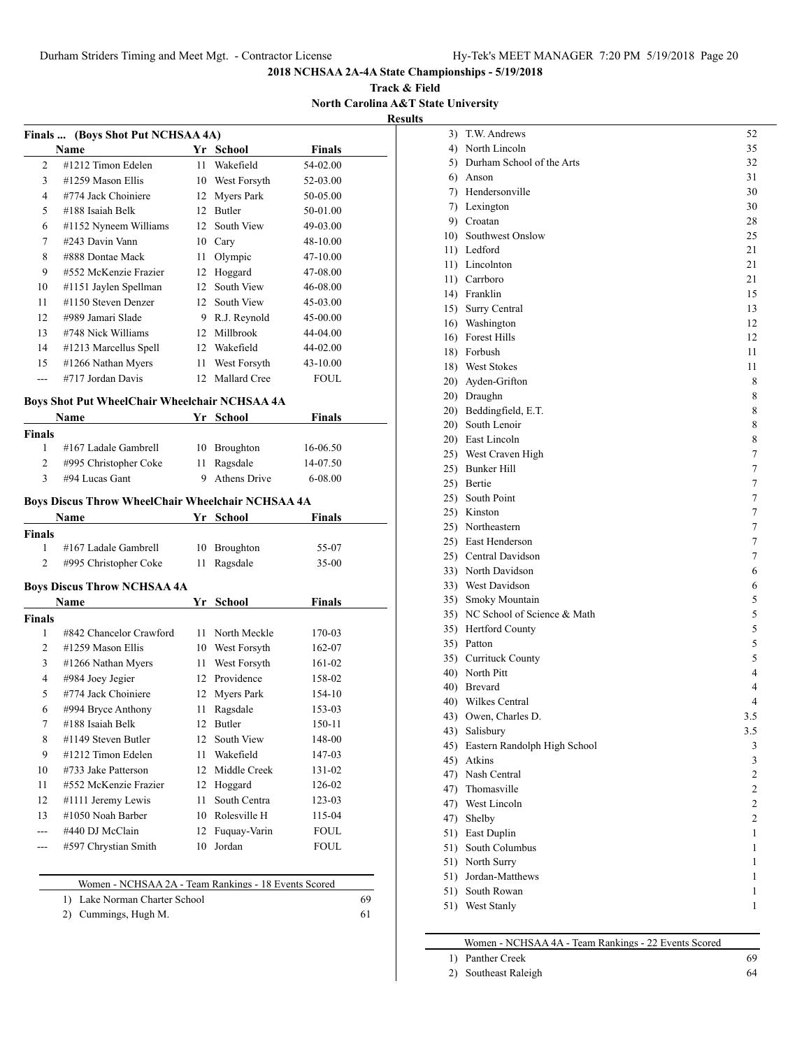## 2018 NCHSAA 2A-4A State Championships - 5/19/2018

### Track & Field

### North Carolina A&T State University

### Results

#### Finals ... (Boys Shot Put NCHSAA 4A)

| | Name | Yr | School | Finals |
|---|---|---|---|---|
| 2 | #1212 Timon Edelen | 11 | Wakefield | 54-02.00 |
| 3 | #1259 Mason Ellis | 10 | West Forsyth | 52-03.00 |
| 4 | #774 Jack Choiniere | 12 | Myers Park | 50-05.00 |
| 5 | #188 Isaiah Belk | 12 | Butler | 50-01.00 |
| 6 | #1152 Nyneem Williams | 12 | South View | 49-03.00 |
| 7 | #243 Davin Vann | 10 | Cary | 48-10.00 |
| 8 | #888 Dontae Mack | 11 | Olympic | 47-10.00 |
| 9 | #552 McKenzie Frazier | 12 | Hoggard | 47-08.00 |
| 10 | #1151 Jaylen Spellman | 12 | South View | 46-08.00 |
| 11 | #1150 Steven Denzer | 12 | South View | 45-03.00 |
| 12 | #989 Jamari Slade | 9 | R.J. Reynold | 45-00.00 |
| 13 | #748 Nick Williams | 12 | Millbrook | 44-04.00 |
| 14 | #1213 Marcellus Spell | 12 | Wakefield | 44-02.00 |
| 15 | #1266 Nathan Myers | 11 | West Forsyth | 43-10.00 |
| --- | #717 Jordan Davis | 12 | Mallard Cree | FOUL |

#### Boys Shot Put WheelChair Wheelchair NCHSAA 4A

| | Name | Yr | School | Finals |
|---|---|---|---|---|
| **Finals** | | | | |
| 1 | #167 Ladale Gambrell | 10 | Broughton | 16-06.50 |
| 2 | #995 Christopher Coke | 11 | Ragsdale | 14-07.50 |
| 3 | #94 Lucas Gant | 9 | Athens Drive | 6-08.00 |

#### Boys Discus Throw WheelChair Wheelchair NCHSAA 4A

| | Name | Yr | School | Finals |
|---|---|---|---|---|
| **Finals** | | | | |
| 1 | #167 Ladale Gambrell | 10 | Broughton | 55-07 |
| 2 | #995 Christopher Coke | 11 | Ragsdale | 35-00 |

#### Boys Discus Throw NCHSAA 4A

| | Name | Yr | School | Finals |
|---|---|---|---|---|
| **Finals** | | | | |
| 1 | #842 Chancelor Crawford | 11 | North Meckle | 170-03 |
| 2 | #1259 Mason Ellis | 10 | West Forsyth | 162-07 |
| 3 | #1266 Nathan Myers | 11 | West Forsyth | 161-02 |
| 4 | #984 Joey Jegier | 12 | Providence | 158-02 |
| 5 | #774 Jack Choiniere | 12 | Myers Park | 154-10 |
| 6 | #994 Bryce Anthony | 11 | Ragsdale | 153-03 |
| 7 | #188 Isaiah Belk | 12 | Butler | 150-11 |
| 8 | #1149 Steven Butler | 12 | South View | 148-00 |
| 9 | #1212 Timon Edelen | 11 | Wakefield | 147-03 |
| 10 | #733 Jake Patterson | 12 | Middle Creek | 131-02 |
| 11 | #552 McKenzie Frazier | 12 | Hoggard | 126-02 |
| 12 | #1111 Jeremy Lewis | 11 | South Centra | 123-03 |
| 13 | #1050 Noah Barber | 10 | Rolesville H | 115-04 |
| --- | #440 DJ McClain | 12 | Fuquay-Varin | FOUL |
| --- | #597 Chrystian Smith | 10 | Jordan | FOUL |

#### Women - NCHSAA 2A - Team Rankings - 18 Events Scored

| Rank | School | Points |
|---|---|---|
| 1) | Lake Norman Charter School | 69 |
| 2) | Cummings, Hugh M. | 61 |
| 3) | T.W. Andrews | 52 |
| 4) | North Lincoln | 35 |
| 5) | Durham School of the Arts | 32 |
| 6) | Anson | 31 |
| 7) | Hendersonville | 30 |
| 7) | Lexington | 30 |
| 9) | Croatan | 28 |
| 10) | Southwest Onslow | 25 |
| 11) | Ledford | 21 |
| 11) | Lincolnton | 21 |
| 11) | Carrboro | 21 |
| 14) | Franklin | 15 |
| 15) | Surry Central | 13 |
| 16) | Washington | 12 |
| 16) | Forest Hills | 12 |
| 18) | Forbush | 11 |
| 18) | West Stokes | 11 |
| 20) | Ayden-Grifton | 8 |
| 20) | Draughn | 8 |
| 20) | Beddingfield, E.T. | 8 |
| 20) | South Lenoir | 8 |
| 20) | East Lincoln | 8 |
| 25) | West Craven High | 7 |
| 25) | Bunker Hill | 7 |
| 25) | Bertie | 7 |
| 25) | South Point | 7 |
| 25) | Kinston | 7 |
| 25) | Northeastern | 7 |
| 25) | East Henderson | 7 |
| 25) | Central Davidson | 7 |
| 33) | North Davidson | 6 |
| 33) | West Davidson | 6 |
| 35) | Smoky Mountain | 5 |
| 35) | NC School of Science & Math | 5 |
| 35) | Hertford County | 5 |
| 35) | Patton | 5 |
| 35) | Currituck County | 5 |
| 40) | North Pitt | 4 |
| 40) | Brevard | 4 |
| 40) | Wilkes Central | 4 |
| 43) | Owen, Charles D. | 3.5 |
| 43) | Salisbury | 3.5 |
| 45) | Eastern Randolph High School | 3 |
| 45) | Atkins | 3 |
| 47) | Nash Central | 2 |
| 47) | Thomasville | 2 |
| 47) | West Lincoln | 2 |
| 47) | Shelby | 2 |
| 51) | East Duplin | 1 |
| 51) | South Columbus | 1 |
| 51) | North Surry | 1 |
| 51) | Jordan-Matthews | 1 |
| 51) | South Rowan | 1 |
| 51) | West Stanly | 1 |

#### Women - NCHSAA 4A - Team Rankings - 22 Events Scored

| Rank | School | Points |
|---|---|---|
| 1) | Panther Creek | 69 |
| 2) | Southeast Raleigh | 64 |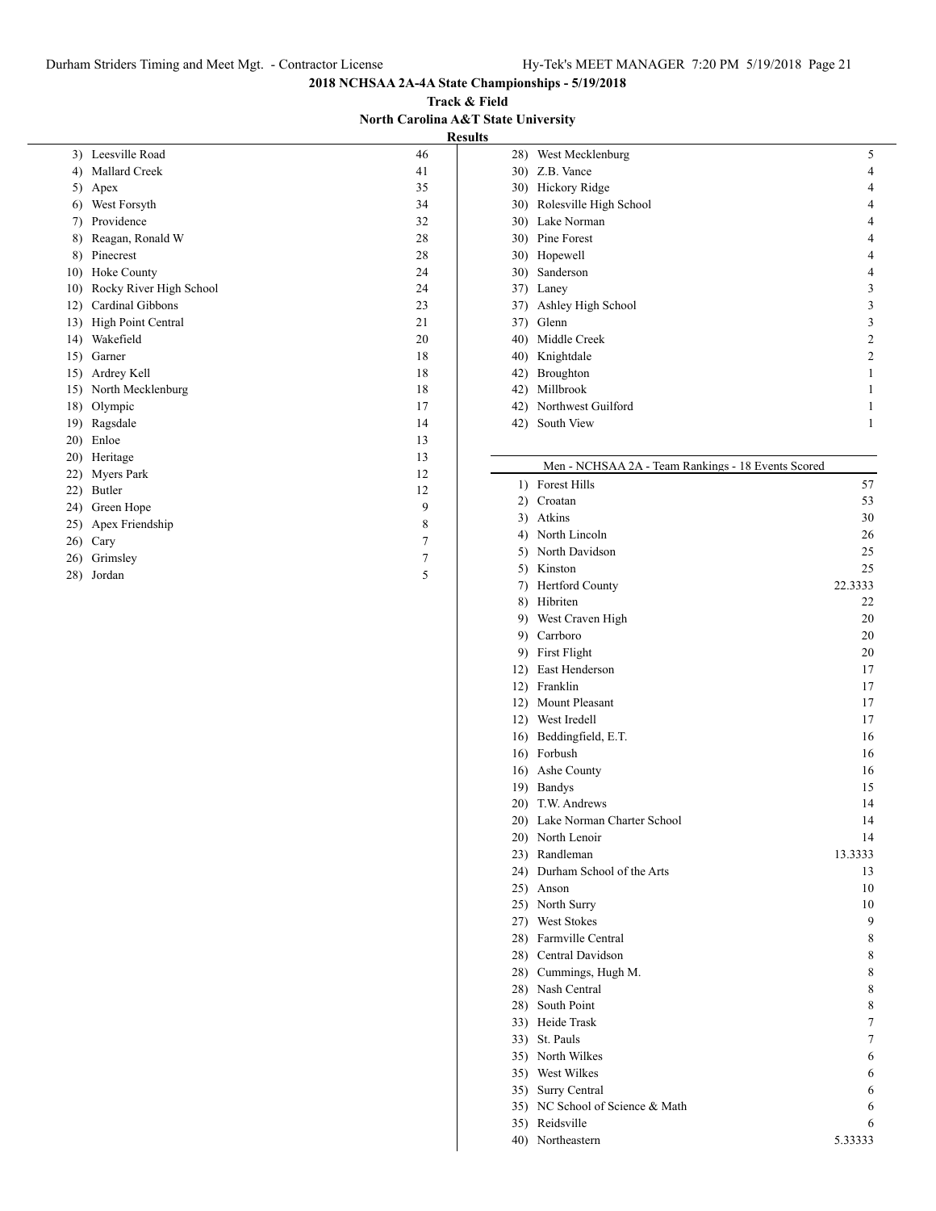## 2018 NCHSAA 2A-4A State Championships - 5/19/2018

### Track & Field

### North Carolina A&T State University

### Results

| Rank | Team | Points |
|---|---|---|
| 3) | Leesville Road | 46 |
| 4) | Mallard Creek | 41 |
| 5) | Apex | 35 |
| 6) | West Forsyth | 34 |
| 7) | Providence | 32 |
| 8) | Reagan, Ronald W | 28 |
| 8) | Pinecrest | 28 |
| 10) | Hoke County | 24 |
| 10) | Rocky River High School | 24 |
| 12) | Cardinal Gibbons | 23 |
| 13) | High Point Central | 21 |
| 14) | Wakefield | 20 |
| 15) | Garner | 18 |
| 15) | Ardrey Kell | 18 |
| 15) | North Mecklenburg | 18 |
| 18) | Olympic | 17 |
| 19) | Ragsdale | 14 |
| 20) | Enloe | 13 |
| 20) | Heritage | 13 |
| 22) | Myers Park | 12 |
| 22) | Butler | 12 |
| 24) | Green Hope | 9 |
| 25) | Apex Friendship | 8 |
| 26) | Cary | 7 |
| 26) | Grimsley | 7 |
| 28) | Jordan | 5 |
| 28) | West Mecklenburg | 5 |
| 30) | Z.B. Vance | 4 |
| 30) | Hickory Ridge | 4 |
| 30) | Rolesville High School | 4 |
| 30) | Lake Norman | 4 |
| 30) | Pine Forest | 4 |
| 30) | Hopewell | 4 |
| 30) | Sanderson | 4 |
| 37) | Laney | 3 |
| 37) | Ashley High School | 3 |
| 37) | Glenn | 3 |
| 40) | Middle Creek | 2 |
| 40) | Knightdale | 2 |
| 42) | Broughton | 1 |
| 42) | Millbrook | 1 |
| 42) | Northwest Guilford | 1 |
| 42) | South View | 1 |

#### Men - NCHSAA 2A - Team Rankings - 18 Events Scored

| Rank | Team | Points |
|---|---|---|
| 1) | Forest Hills | 57 |
| 2) | Croatan | 53 |
| 3) | Atkins | 30 |
| 4) | North Lincoln | 26 |
| 5) | North Davidson | 25 |
| 5) | Kinston | 25 |
| 7) | Hertford County | 22.3333 |
| 8) | Hibriten | 22 |
| 9) | West Craven High | 20 |
| 9) | Carrboro | 20 |
| 9) | First Flight | 20 |
| 12) | East Henderson | 17 |
| 12) | Franklin | 17 |
| 12) | Mount Pleasant | 17 |
| 12) | West Iredell | 17 |
| 16) | Beddingfield, E.T. | 16 |
| 16) | Forbush | 16 |
| 16) | Ashe County | 16 |
| 19) | Bandys | 15 |
| 20) | T.W. Andrews | 14 |
| 20) | Lake Norman Charter School | 14 |
| 20) | North Lenoir | 14 |
| 23) | Randleman | 13.3333 |
| 24) | Durham School of the Arts | 13 |
| 25) | Anson | 10 |
| 25) | North Surry | 10 |
| 27) | West Stokes | 9 |
| 28) | Farmville Central | 8 |
| 28) | Central Davidson | 8 |
| 28) | Cummings, Hugh M. | 8 |
| 28) | Nash Central | 8 |
| 28) | South Point | 8 |
| 33) | Heide Trask | 7 |
| 33) | St. Pauls | 7 |
| 35) | North Wilkes | 6 |
| 35) | West Wilkes | 6 |
| 35) | Surry Central | 6 |
| 35) | NC School of Science & Math | 6 |
| 35) | Reidsville | 6 |
| 40) | Northeastern | 5.33333 |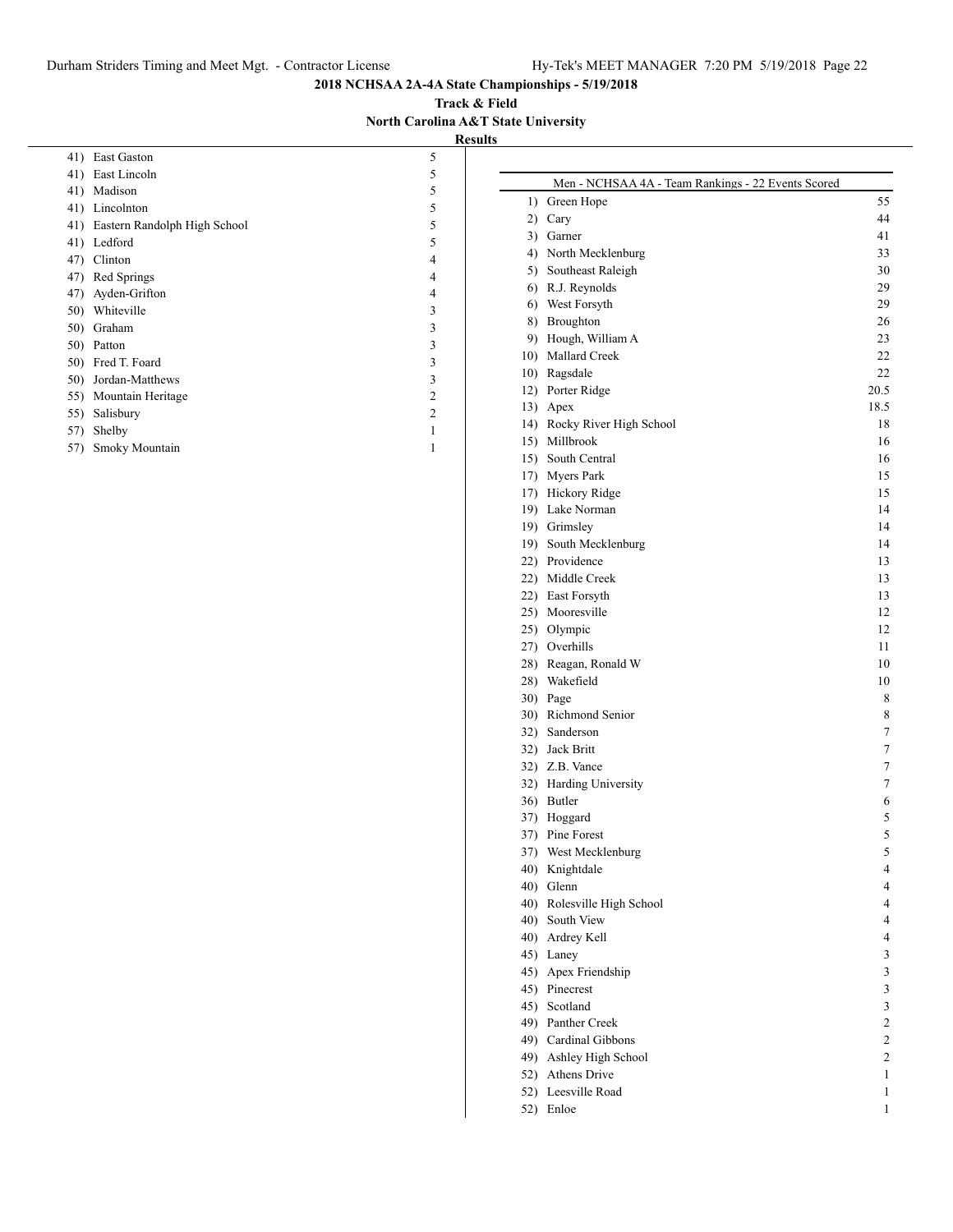**2018 NCHSAA 2A-4A State Championships - 5/19/2018**

**Track & Field**

**North Carolina A&T State University**

**Results**

| | | |
|---|---|---|
| 41) | East Gaston | 5 |
| 41) | East Lincoln | 5 |
| 41) | Madison | 5 |
| 41) | Lincolnton | 5 |
| 41) | Eastern Randolph High School | 5 |
| 41) | Ledford | 5 |
| 47) | Clinton | 4 |
| 47) | Red Springs | 4 |
| 47) | Ayden-Grifton | 4 |
| 50) | Whiteville | 3 |
| 50) | Graham | 3 |
| 50) | Patton | 3 |
| 50) | Fred T. Foard | 3 |
| 50) | Jordan-Matthews | 3 |
| 55) | Mountain Heritage | 2 |
| 55) | Salisbury | 2 |
| 57) | Shelby | 1 |
| 57) | Smoky Mountain | 1 |

**Men - NCHSAA 4A - Team Rankings - 22 Events Scored**

| | | |
|---|---|---|
| 1) | Green Hope | 55 |
| 2) | Cary | 44 |
| 3) | Garner | 41 |
| 4) | North Mecklenburg | 33 |
| 5) | Southeast Raleigh | 30 |
| 6) | R.J. Reynolds | 29 |
| 6) | West Forsyth | 29 |
| 8) | Broughton | 26 |
| 9) | Hough, William A | 23 |
| 10) | Mallard Creek | 22 |
| 10) | Ragsdale | 22 |
| 12) | Porter Ridge | 20.5 |
| 13) | Apex | 18.5 |
| 14) | Rocky River High School | 18 |
| 15) | Millbrook | 16 |
| 15) | South Central | 16 |
| 17) | Myers Park | 15 |
| 17) | Hickory Ridge | 15 |
| 19) | Lake Norman | 14 |
| 19) | Grimsley | 14 |
| 19) | South Mecklenburg | 14 |
| 22) | Providence | 13 |
| 22) | Middle Creek | 13 |
| 22) | East Forsyth | 13 |
| 25) | Mooresville | 12 |
| 25) | Olympic | 12 |
| 27) | Overhills | 11 |
| 28) | Reagan, Ronald W | 10 |
| 28) | Wakefield | 10 |
| 30) | Page | 8 |
| 30) | Richmond Senior | 8 |
| 32) | Sanderson | 7 |
| 32) | Jack Britt | 7 |
| 32) | Z.B. Vance | 7 |
| 32) | Harding University | 7 |
| 36) | Butler | 6 |
| 37) | Hoggard | 5 |
| 37) | Pine Forest | 5 |
| 37) | West Mecklenburg | 5 |
| 40) | Knightdale | 4 |
| 40) | Glenn | 4 |
| 40) | Rolesville High School | 4 |
| 40) | South View | 4 |
| 40) | Ardrey Kell | 4 |
| 45) | Laney | 3 |
| 45) | Apex Friendship | 3 |
| 45) | Pinecrest | 3 |
| 45) | Scotland | 3 |
| 49) | Panther Creek | 2 |
| 49) | Cardinal Gibbons | 2 |
| 49) | Ashley High School | 2 |
| 52) | Athens Drive | 1 |
| 52) | Leesville Road | 1 |
| 52) | Enloe | 1 |